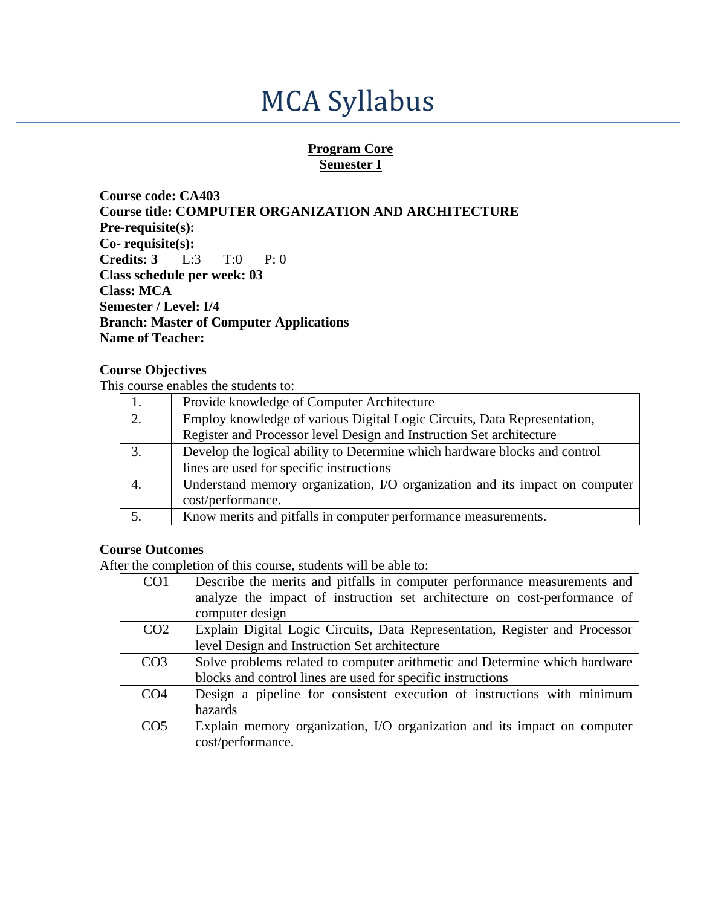# MCA Syllabus

**Program Core**
**Semester I**

**Course code: CA403**
**Course title: COMPUTER ORGANIZATION AND ARCHITECTURE**
**Pre-requisite(s):**
**Co- requisite(s):**
**Credits: 3** L:3 T:0 P: 0
**Class schedule per week: 03**
**Class: MCA**
**Semester / Level: I/4**
**Branch: Master of Computer Applications**
**Name of Teacher:**

**Course Objectives**

This course enables the students to:

| | |
|---|---|
| 1. | Provide knowledge of Computer Architecture |
| 2. | Employ knowledge of various Digital Logic Circuits, Data Representation, Register and Processor level Design and Instruction Set architecture |
| 3. | Develop the logical ability to Determine which hardware blocks and control lines are used for specific instructions |
| 4. | Understand memory organization, I/O organization and its impact on computer cost/performance. |
| 5. | Know merits and pitfalls in computer performance measurements. |

**Course Outcomes**

After the completion of this course, students will be able to:

| | |
|---|---|
| CO1 | Describe the merits and pitfalls in computer performance measurements and analyze the impact of instruction set architecture on cost-performance of computer design |
| CO2 | Explain Digital Logic Circuits, Data Representation, Register and Processor level Design and Instruction Set architecture |
| CO3 | Solve problems related to computer arithmetic and Determine which hardware blocks and control lines are used for specific instructions |
| CO4 | Design a pipeline for consistent execution of instructions with minimum hazards |
| CO5 | Explain memory organization, I/O organization and its impact on computer cost/performance. |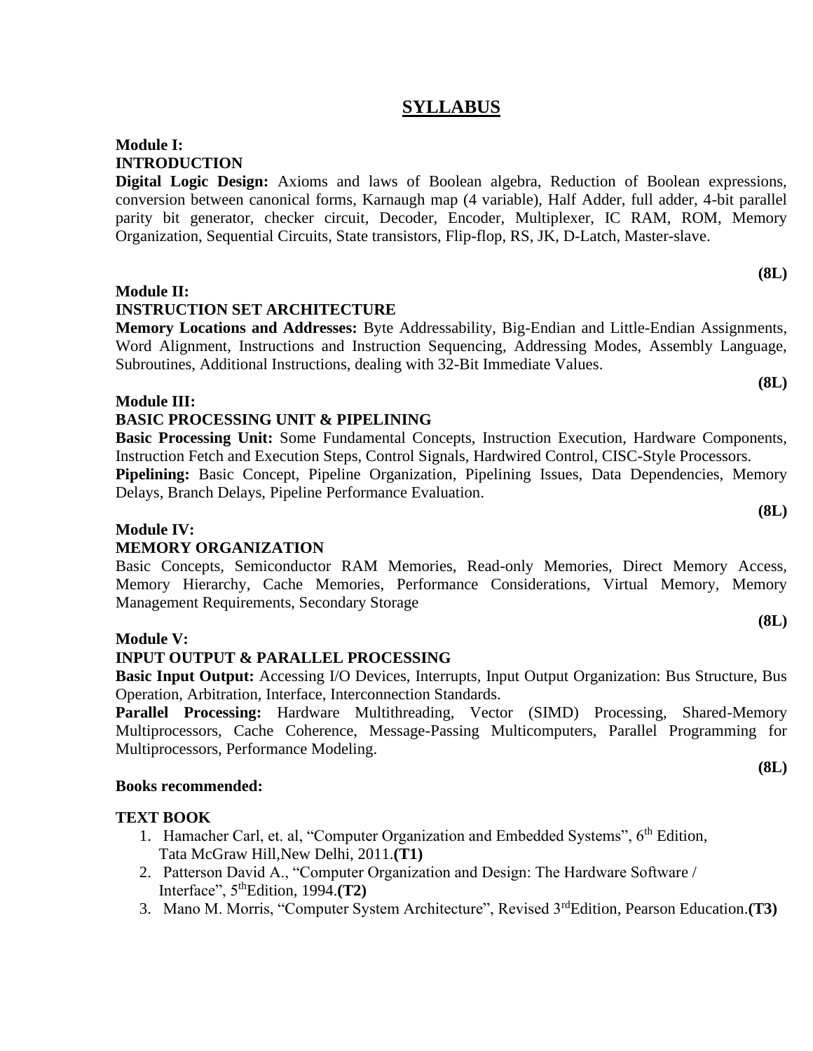# SYLLABUS

**Module I:**
**INTRODUCTION**

**Digital Logic Design:** Axioms and laws of Boolean algebra, Reduction of Boolean expressions, conversion between canonical forms, Karnaugh map (4 variable), Half Adder, full adder, 4-bit parallel parity bit generator, checker circuit, Decoder, Encoder, Multiplexer, IC RAM, ROM, Memory Organization, Sequential Circuits, State transistors, Flip-flop, RS, JK, D-Latch, Master-slave.

**(8L)**

**Module II:**
**INSTRUCTION SET ARCHITECTURE**

**Memory Locations and Addresses:** Byte Addressability, Big-Endian and Little-Endian Assignments, Word Alignment, Instructions and Instruction Sequencing, Addressing Modes, Assembly Language, Subroutines, Additional Instructions, dealing with 32-Bit Immediate Values.

**(8L)**

**Module III:**
**BASIC PROCESSING UNIT & PIPELINING**

**Basic Processing Unit:** Some Fundamental Concepts, Instruction Execution, Hardware Components, Instruction Fetch and Execution Steps, Control Signals, Hardwired Control, CISC-Style Processors.

**Pipelining:** Basic Concept, Pipeline Organization, Pipelining Issues, Data Dependencies, Memory Delays, Branch Delays, Pipeline Performance Evaluation.

**(8L)**

**Module IV:**
**MEMORY ORGANIZATION**

Basic Concepts, Semiconductor RAM Memories, Read-only Memories, Direct Memory Access, Memory Hierarchy, Cache Memories, Performance Considerations, Virtual Memory, Memory Management Requirements, Secondary Storage

**(8L)**

**Module V:**
**INPUT OUTPUT & PARALLEL PROCESSING**

**Basic Input Output:** Accessing I/O Devices, Interrupts, Input Output Organization: Bus Structure, Bus Operation, Arbitration, Interface, Interconnection Standards.

**Parallel Processing:** Hardware Multithreading, Vector (SIMD) Processing, Shared-Memory Multiprocessors, Cache Coherence, Message-Passing Multicomputers, Parallel Programming for Multiprocessors, Performance Modeling.

**(8L)**

**Books recommended:**

**TEXT BOOK**

1. Hamacher Carl, et. al, "Computer Organization and Embedded Systems", 6th Edition, Tata McGraw Hill,New Delhi, 2011.**(T1)**
2. Patterson David A., "Computer Organization and Design: The Hardware Software / Interface", 5thEdition, 1994.**(T2)**
3. Mano M. Morris, "Computer System Architecture", Revised 3rdEdition, Pearson Education.**(T3)**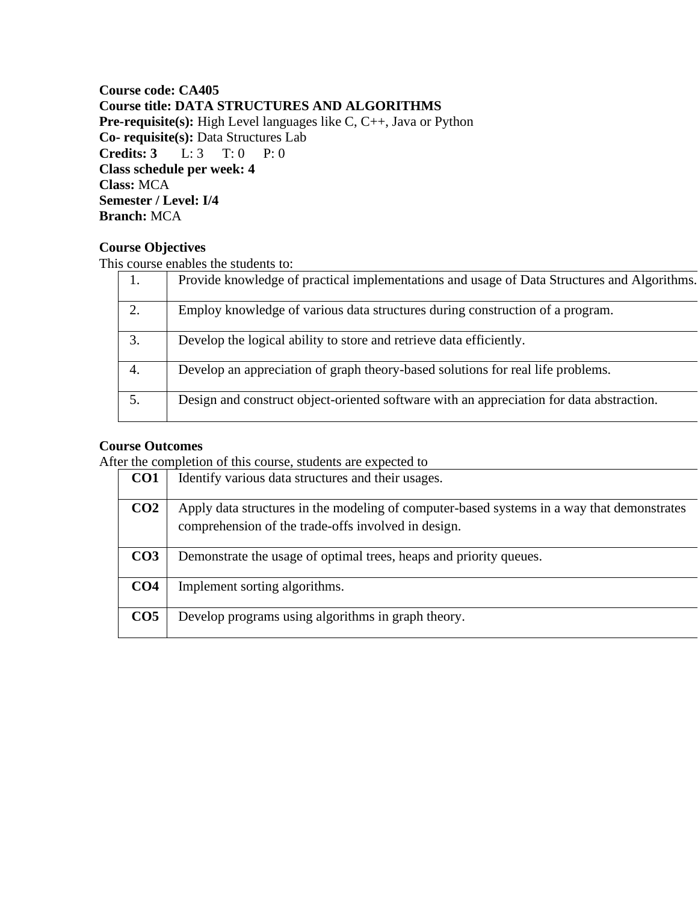**Course code: CA405**
**Course title: DATA STRUCTURES AND ALGORITHMS**
**Pre-requisite(s):** High Level languages like C, C++, Java or Python
**Co- requisite(s):** Data Structures Lab
**Credits: 3** L: 3 T: 0 P: 0
**Class schedule per week: 4**
**Class:** MCA
**Semester / Level: I/4**
**Branch:** MCA

**Course Objectives**

This course enables the students to:

| | |
|---|---|
| 1. | Provide knowledge of practical implementations and usage of Data Structures and Algorithms. |
| 2. | Employ knowledge of various data structures during construction of a program. |
| 3. | Develop the logical ability to store and retrieve data efficiently. |
| 4. | Develop an appreciation of graph theory-based solutions for real life problems. |
| 5. | Design and construct object-oriented software with an appreciation for data abstraction. |

**Course Outcomes**

After the completion of this course, students are expected to

| | |
|---|---|
| **CO1** | Identify various data structures and their usages. |
| **CO2** | Apply data structures in the modeling of computer-based systems in a way that demonstrates comprehension of the trade-offs involved in design. |
| **CO3** | Demonstrate the usage of optimal trees, heaps and priority queues. |
| **CO4** | Implement sorting algorithms. |
| **CO5** | Develop programs using algorithms in graph theory. |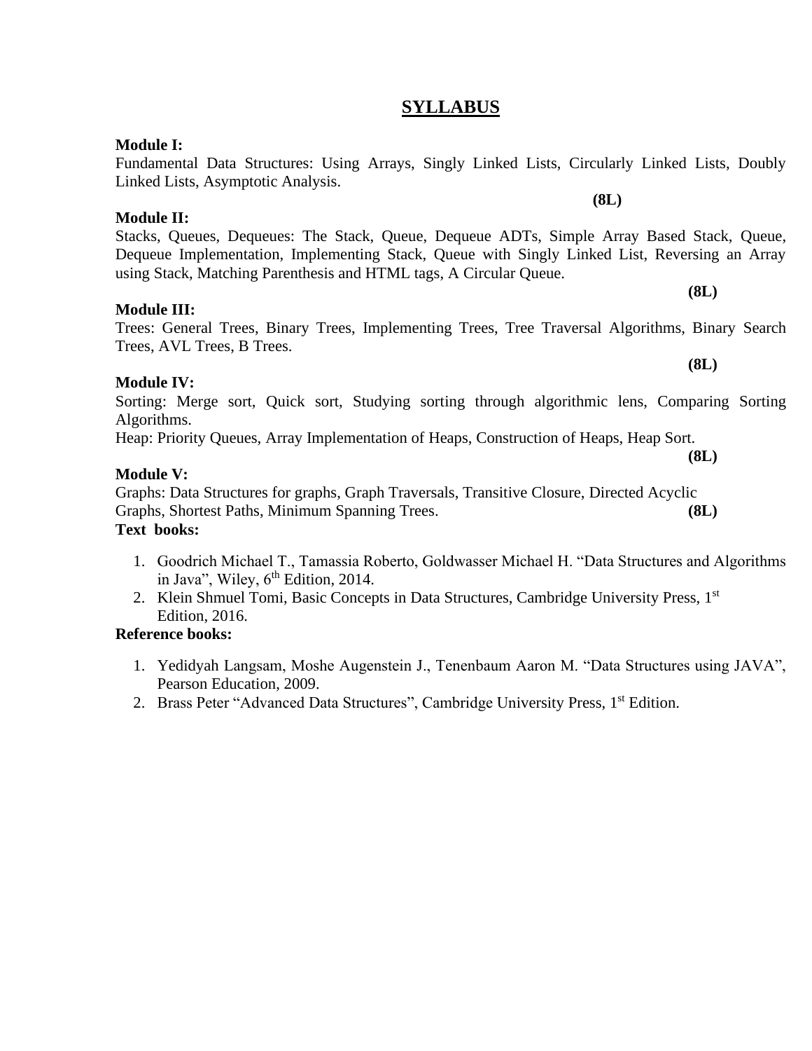# SYLLABUS

**Module I:**

Fundamental Data Structures: Using Arrays, Singly Linked Lists, Circularly Linked Lists, Doubly Linked Lists, Asymptotic Analysis.

**(8L)**

**Module II:**

Stacks, Queues, Dequeues: The Stack, Queue, Dequeue ADTs, Simple Array Based Stack, Queue, Dequeue Implementation, Implementing Stack, Queue with Singly Linked List, Reversing an Array using Stack, Matching Parenthesis and HTML tags, A Circular Queue.

**(8L)**

**Module III:**

Trees: General Trees, Binary Trees, Implementing Trees, Tree Traversal Algorithms, Binary Search Trees, AVL Trees, B Trees.

**(8L)**

**Module IV:**

Sorting: Merge sort, Quick sort, Studying sorting through algorithmic lens, Comparing Sorting Algorithms.

Heap: Priority Queues, Array Implementation of Heaps, Construction of Heaps, Heap Sort.

**(8L)**

**Module V:**

Graphs: Data Structures for graphs, Graph Traversals, Transitive Closure, Directed Acyclic Graphs, Shortest Paths, Minimum Spanning Trees. **(8L)**

**Text books:**

1. Goodrich Michael T., Tamassia Roberto, Goldwasser Michael H. "Data Structures and Algorithms in Java", Wiley, 6th Edition, 2014.
2. Klein Shmuel Tomi, Basic Concepts in Data Structures, Cambridge University Press, 1st Edition, 2016.

**Reference books:**

1. Yedidyah Langsam, Moshe Augenstein J., Tenenbaum Aaron M. "Data Structures using JAVA", Pearson Education, 2009.
2. Brass Peter "Advanced Data Structures", Cambridge University Press, 1st Edition.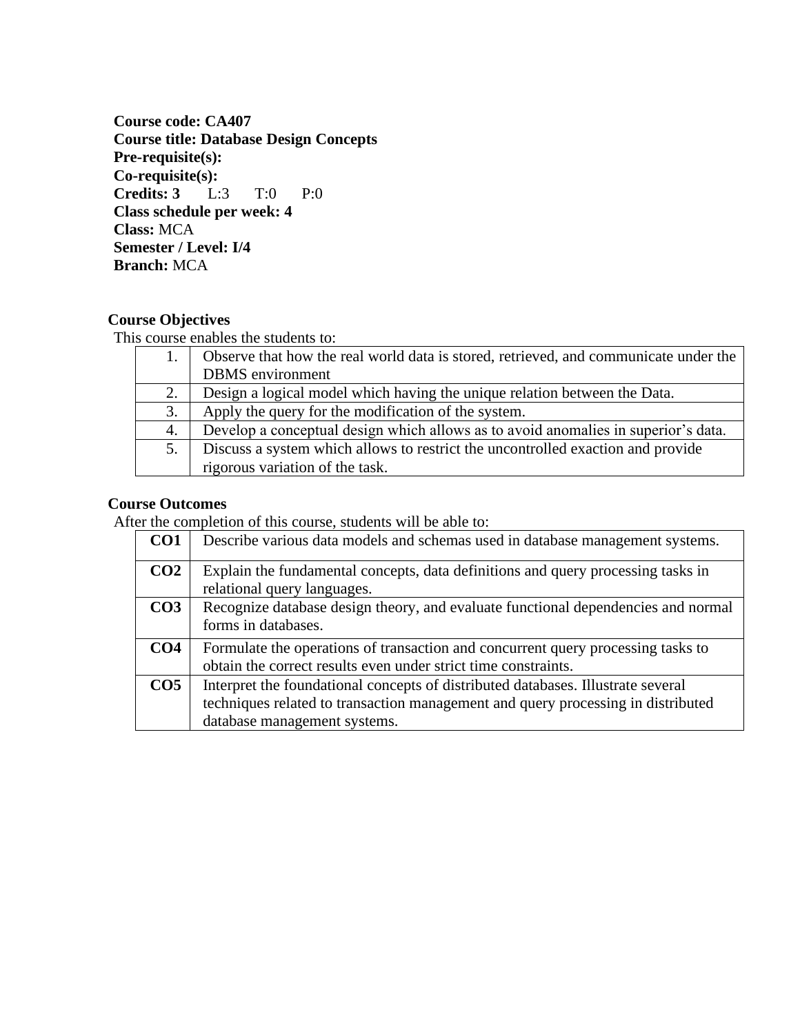**Course code: CA407**
**Course title: Database Design Concepts**
**Pre-requisite(s):**
**Co-requisite(s):**
**Credits: 3** L:3 T:0 P:0
**Class schedule per week: 4**
**Class:** MCA
**Semester / Level: I/4**
**Branch:** MCA

**Course Objectives**

This course enables the students to:

| | |
|---|---|
| 1. | Observe that how the real world data is stored, retrieved, and communicate under the DBMS environment |
| 2. | Design a logical model which having the unique relation between the Data. |
| 3. | Apply the query for the modification of the system. |
| 4. | Develop a conceptual design which allows as to avoid anomalies in superior's data. |
| 5. | Discuss a system which allows to restrict the uncontrolled exaction and provide rigorous variation of the task. |

**Course Outcomes**

After the completion of this course, students will be able to:

| | |
|---|---|
| **CO1** | Describe various data models and schemas used in database management systems. |
| **CO2** | Explain the fundamental concepts, data definitions and query processing tasks in relational query languages. |
| **CO3** | Recognize database design theory, and evaluate functional dependencies and normal forms in databases. |
| **CO4** | Formulate the operations of transaction and concurrent query processing tasks to obtain the correct results even under strict time constraints. |
| **CO5** | Interpret the foundational concepts of distributed databases. Illustrate several techniques related to transaction management and query processing in distributed database management systems. |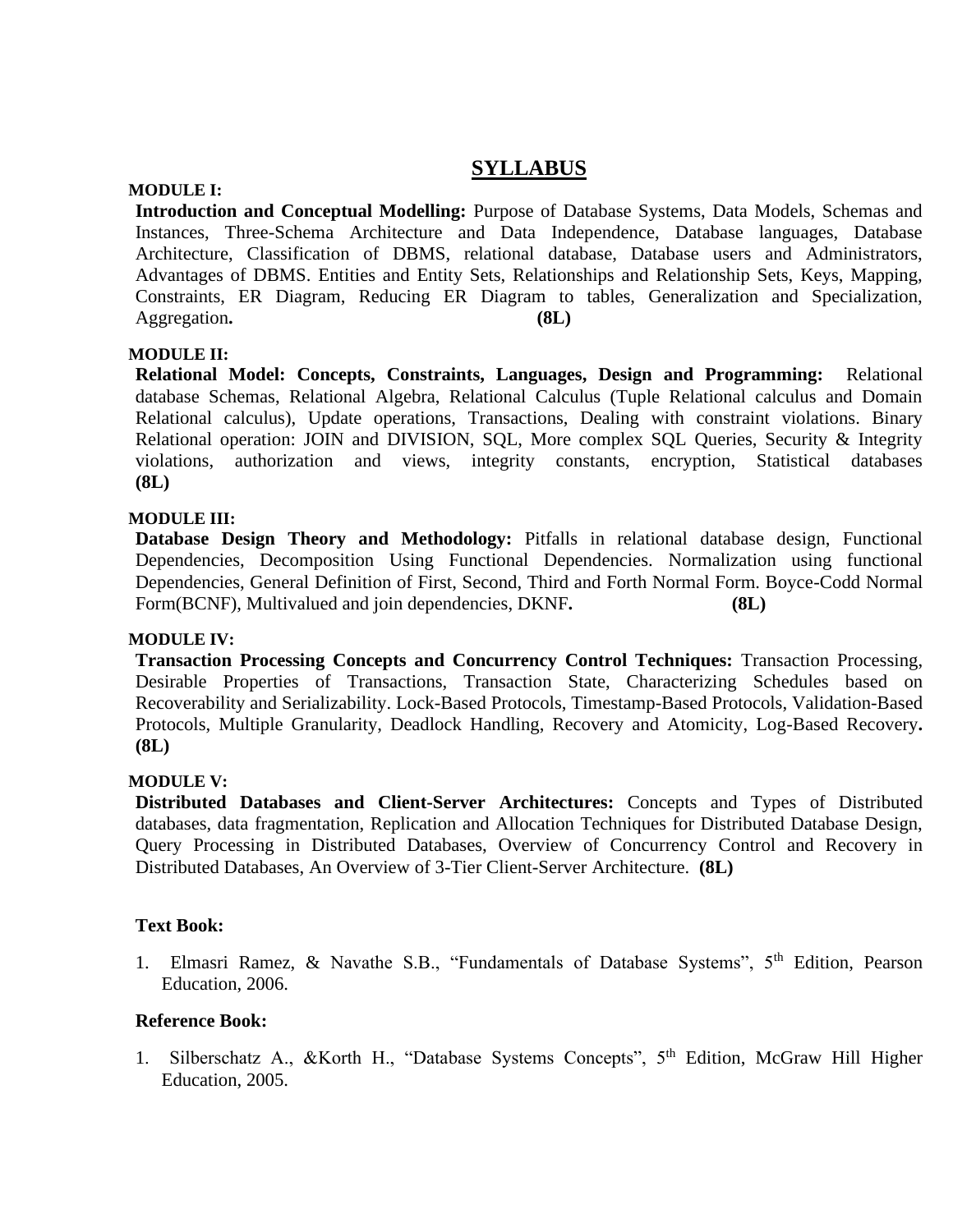# SYLLABUS

**MODULE I:**

**Introduction and Conceptual Modelling:** Purpose of Database Systems, Data Models, Schemas and Instances, Three-Schema Architecture and Data Independence, Database languages, Database Architecture, Classification of DBMS, relational database, Database users and Administrators, Advantages of DBMS. Entities and Entity Sets, Relationships and Relationship Sets, Keys, Mapping, Constraints, ER Diagram, Reducing ER Diagram to tables, Generalization and Specialization, Aggregation**.** **(8L)**

**MODULE II:**

**Relational Model: Concepts, Constraints, Languages, Design and Programming:** Relational database Schemas, Relational Algebra, Relational Calculus (Tuple Relational calculus and Domain Relational calculus), Update operations, Transactions, Dealing with constraint violations. Binary Relational operation: JOIN and DIVISION, SQL, More complex SQL Queries, Security & Integrity violations, authorization and views, integrity constants, encryption, Statistical databases **(8L)**

**MODULE III:**

**Database Design Theory and Methodology:** Pitfalls in relational database design, Functional Dependencies, Decomposition Using Functional Dependencies. Normalization using functional Dependencies, General Definition of First, Second, Third and Forth Normal Form. Boyce-Codd Normal Form(BCNF), Multivalued and join dependencies, DKNF**.** **(8L)**

**MODULE IV:**

**Transaction Processing Concepts and Concurrency Control Techniques:** Transaction Processing, Desirable Properties of Transactions, Transaction State, Characterizing Schedules based on Recoverability and Serializability. Lock-Based Protocols, Timestamp-Based Protocols, Validation-Based Protocols, Multiple Granularity, Deadlock Handling, Recovery and Atomicity, Log-Based Recovery**.** **(8L)**

**MODULE V:**

**Distributed Databases and Client-Server Architectures:** Concepts and Types of Distributed databases, data fragmentation, Replication and Allocation Techniques for Distributed Database Design, Query Processing in Distributed Databases, Overview of Concurrency Control and Recovery in Distributed Databases, An Overview of 3-Tier Client-Server Architecture. **(8L)**

**Text Book:**

1. Elmasri Ramez, & Navathe S.B., "Fundamentals of Database Systems", 5th Edition, Pearson Education, 2006.

**Reference Book:**

1. Silberschatz A., &Korth H., "Database Systems Concepts", 5th Edition, McGraw Hill Higher Education, 2005.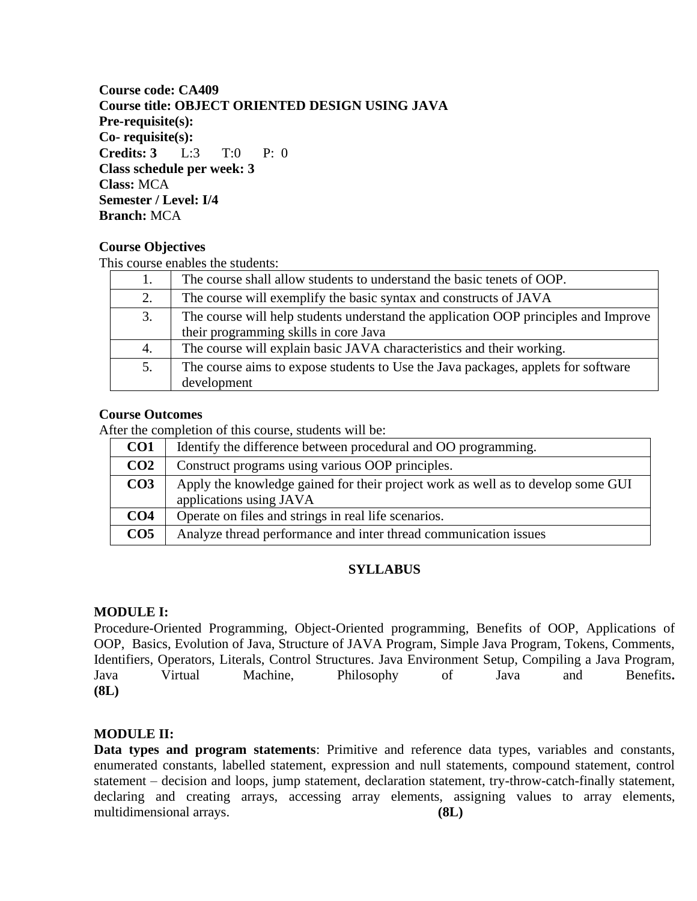**Course code: CA409**
**Course title: OBJECT ORIENTED DESIGN USING JAVA**
**Pre-requisite(s):**
**Co- requisite(s):**
**Credits: 3** L:3 T:0 P: 0
**Class schedule per week: 3**
**Class:** MCA
**Semester / Level: I/4**
**Branch:** MCA

**Course Objectives**

This course enables the students:

| | |
|---|---|
| 1. | The course shall allow students to understand the basic tenets of OOP. |
| 2. | The course will exemplify the basic syntax and constructs of JAVA |
| 3. | The course will help students understand the application OOP principles and Improve their programming skills in core Java |
| 4. | The course will explain basic JAVA characteristics and their working. |
| 5. | The course aims to expose students to Use the Java packages, applets for software development |

**Course Outcomes**

After the completion of this course, students will be:

| | |
|---|---|
| **CO1** | Identify the difference between procedural and OO programming. |
| **CO2** | Construct programs using various OOP principles. |
| **CO3** | Apply the knowledge gained for their project work as well as to develop some GUI applications using JAVA |
| **CO4** | Operate on files and strings in real life scenarios. |
| **CO5** | Analyze thread performance and inter thread communication issues |

## SYLLABUS

**MODULE I:**

Procedure-Oriented Programming, Object-Oriented programming, Benefits of OOP, Applications of OOP, Basics, Evolution of Java, Structure of JAVA Program, Simple Java Program, Tokens, Comments, Identifiers, Operators, Literals, Control Structures. Java Environment Setup, Compiling a Java Program, Java Virtual Machine, Philosophy of Java and Benefits. **(8L)**

**MODULE II:**

**Data types and program statements**: Primitive and reference data types, variables and constants, enumerated constants, labelled statement, expression and null statements, compound statement, control statement – decision and loops, jump statement, declaration statement, try-throw-catch-finally statement, declaring and creating arrays, accessing array elements, assigning values to array elements, multidimensional arrays. **(8L)**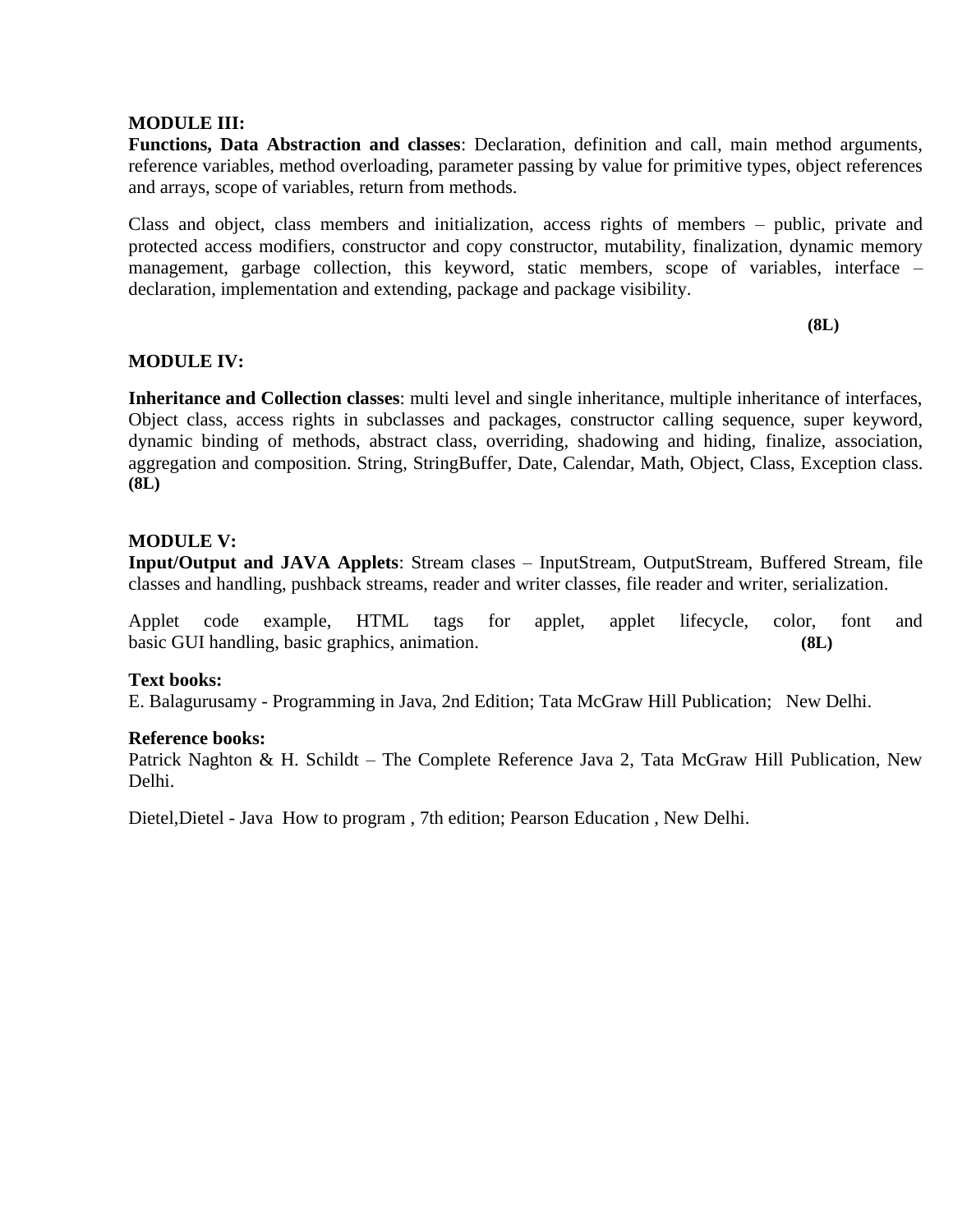**MODULE III:**

**Functions, Data Abstraction and classes**: Declaration, definition and call, main method arguments, reference variables, method overloading, parameter passing by value for primitive types, object references and arrays, scope of variables, return from methods.

Class and object, class members and initialization, access rights of members – public, private and protected access modifiers, constructor and copy constructor, mutability, finalization, dynamic memory management, garbage collection, this keyword, static members, scope of variables, interface – declaration, implementation and extending, package and package visibility.

**(8L)**

**MODULE IV:**

**Inheritance and Collection classes**: multi level and single inheritance, multiple inheritance of interfaces, Object class, access rights in subclasses and packages, constructor calling sequence, super keyword, dynamic binding of methods, abstract class, overriding, shadowing and hiding, finalize, association, aggregation and composition. String, StringBuffer, Date, Calendar, Math, Object, Class, Exception class. **(8L)**

**MODULE V:**

**Input/Output and JAVA Applets**: Stream clases – InputStream, OutputStream, Buffered Stream, file classes and handling, pushback streams, reader and writer classes, file reader and writer, serialization.

Applet code example, HTML tags for applet, applet lifecycle, color, font and basic GUI handling, basic graphics, animation. **(8L)**

**Text books:**

E. Balagurusamy - Programming in Java, 2nd Edition; Tata McGraw Hill Publication; New Delhi.

**Reference books:**

Patrick Naghton & H. Schildt – The Complete Reference Java 2, Tata McGraw Hill Publication, New Delhi.

Dietel,Dietel - Java How to program , 7th edition; Pearson Education , New Delhi.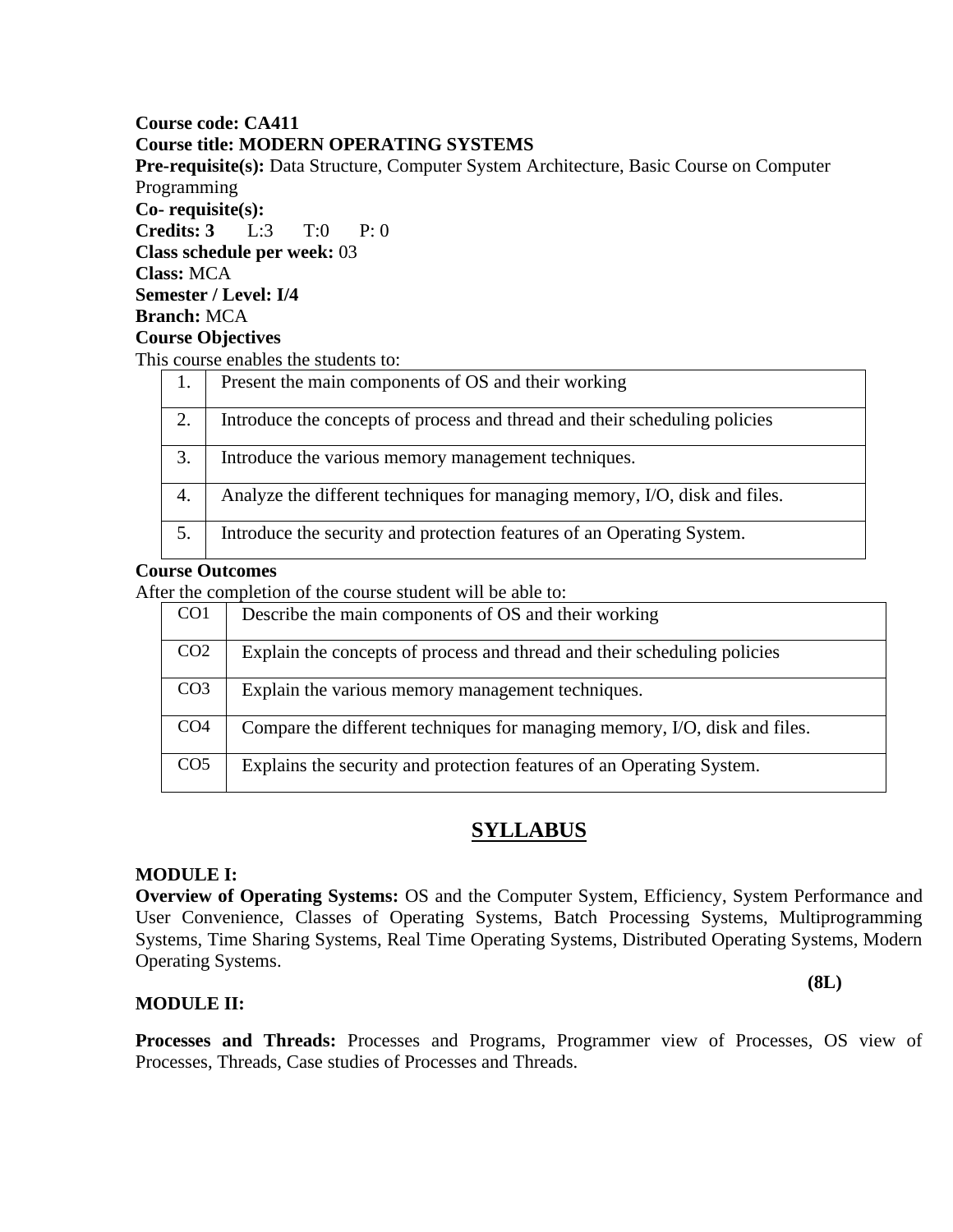**Course code: CA411**
**Course title: MODERN OPERATING SYSTEMS**
**Pre-requisite(s):** Data Structure, Computer System Architecture, Basic Course on Computer Programming
**Co- requisite(s):**
**Credits: 3** L:3 T:0 P: 0
**Class schedule per week:** 03
**Class:** MCA
**Semester / Level: I/4**
**Branch:** MCA
**Course Objectives**
This course enables the students to:

| | |
|---|---|
| 1. | Present the main components of OS and their working |
| 2. | Introduce the concepts of process and thread and their scheduling policies |
| 3. | Introduce the various memory management techniques. |
| 4. | Analyze the different techniques for managing memory, I/O, disk and files. |
| 5. | Introduce the security and protection features of an Operating System. |

**Course Outcomes**
After the completion of the course student will be able to:

| | |
|---|---|
| CO1 | Describe the main components of OS and their working |
| CO2 | Explain the concepts of process and thread and their scheduling policies |
| CO3 | Explain the various memory management techniques. |
| CO4 | Compare the different techniques for managing memory, I/O, disk and files. |
| CO5 | Explains the security and protection features of an Operating System. |

## SYLLABUS

**MODULE I:**
**Overview of Operating Systems:** OS and the Computer System, Efficiency, System Performance and User Convenience, Classes of Operating Systems, Batch Processing Systems, Multiprogramming Systems, Time Sharing Systems, Real Time Operating Systems, Distributed Operating Systems, Modern Operating Systems.

**(8L)**

**MODULE II:**

**Processes and Threads:** Processes and Programs, Programmer view of Processes, OS view of Processes, Threads, Case studies of Processes and Threads.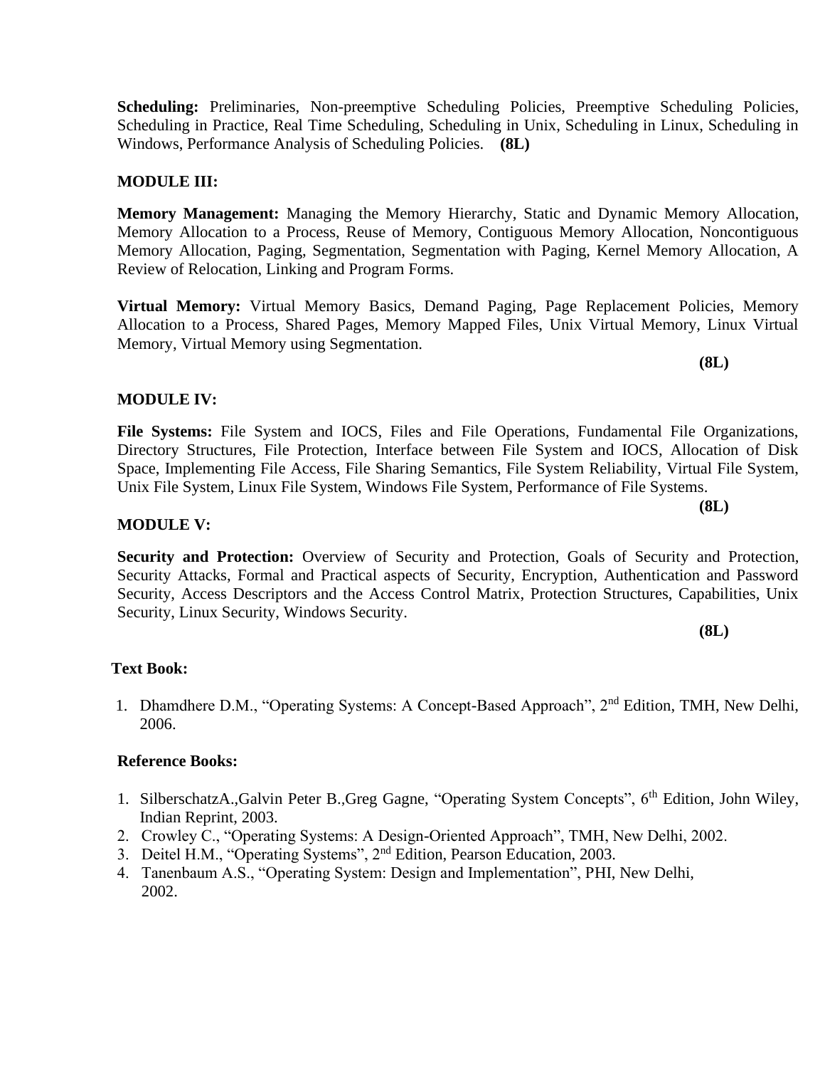**Scheduling:** Preliminaries, Non-preemptive Scheduling Policies, Preemptive Scheduling Policies, Scheduling in Practice, Real Time Scheduling, Scheduling in Unix, Scheduling in Linux, Scheduling in Windows, Performance Analysis of Scheduling Policies. **(8L)**

**MODULE III:**

**Memory Management:** Managing the Memory Hierarchy, Static and Dynamic Memory Allocation, Memory Allocation to a Process, Reuse of Memory, Contiguous Memory Allocation, Noncontiguous Memory Allocation, Paging, Segmentation, Segmentation with Paging, Kernel Memory Allocation, A Review of Relocation, Linking and Program Forms.

**Virtual Memory:** Virtual Memory Basics, Demand Paging, Page Replacement Policies, Memory Allocation to a Process, Shared Pages, Memory Mapped Files, Unix Virtual Memory, Linux Virtual Memory, Virtual Memory using Segmentation.

**(8L)**

**MODULE IV:**

**File Systems:** File System and IOCS, Files and File Operations, Fundamental File Organizations, Directory Structures, File Protection, Interface between File System and IOCS, Allocation of Disk Space, Implementing File Access, File Sharing Semantics, File System Reliability, Virtual File System, Unix File System, Linux File System, Windows File System, Performance of File Systems.

**(8L)**

**MODULE V:**

**Security and Protection:** Overview of Security and Protection, Goals of Security and Protection, Security Attacks, Formal and Practical aspects of Security, Encryption, Authentication and Password Security, Access Descriptors and the Access Control Matrix, Protection Structures, Capabilities, Unix Security, Linux Security, Windows Security.

**(8L)**

**Text Book:**

1. Dhamdhere D.M., "Operating Systems: A Concept-Based Approach", 2nd Edition, TMH, New Delhi, 2006.

**Reference Books:**

1. SilberschatzA.,Galvin Peter B.,Greg Gagne, "Operating System Concepts", 6th Edition, John Wiley, Indian Reprint, 2003.
2. Crowley C., "Operating Systems: A Design-Oriented Approach", TMH, New Delhi, 2002.
3. Deitel H.M., "Operating Systems", 2nd Edition, Pearson Education, 2003.
4. Tanenbaum A.S., "Operating System: Design and Implementation", PHI, New Delhi, 2002.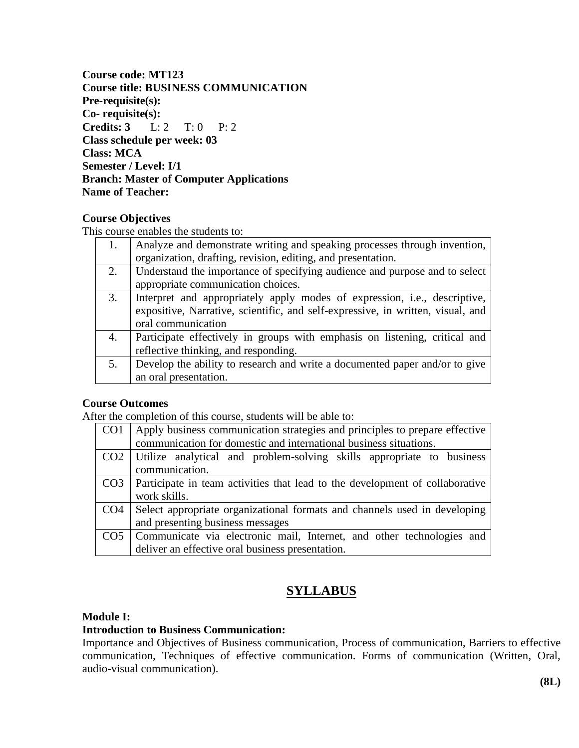**Course code: MT123**
**Course title: BUSINESS COMMUNICATION**
**Pre-requisite(s):**
**Co- requisite(s):**
**Credits: 3** L: 2 T: 0 P: 2
**Class schedule per week: 03**
**Class: MCA**
**Semester / Level: I/1**
**Branch: Master of Computer Applications**
**Name of Teacher:**

**Course Objectives**

This course enables the students to:

| | |
|---|---|
| 1. | Analyze and demonstrate writing and speaking processes through invention, organization, drafting, revision, editing, and presentation. |
| 2. | Understand the importance of specifying audience and purpose and to select appropriate communication choices. |
| 3. | Interpret and appropriately apply modes of expression, i.e., descriptive, expositive, Narrative, scientific, and self-expressive, in written, visual, and oral communication |
| 4. | Participate effectively in groups with emphasis on listening, critical and reflective thinking, and responding. |
| 5. | Develop the ability to research and write a documented paper and/or to give an oral presentation. |

**Course Outcomes**

After the completion of this course, students will be able to:

| | |
|---|---|
| CO1 | Apply business communication strategies and principles to prepare effective communication for domestic and international business situations. |
| CO2 | Utilize analytical and problem-solving skills appropriate to business communication. |
| CO3 | Participate in team activities that lead to the development of collaborative work skills. |
| CO4 | Select appropriate organizational formats and channels used in developing and presenting business messages |
| CO5 | Communicate via electronic mail, Internet, and other technologies and deliver an effective oral business presentation. |

## SYLLABUS

**Module I:**
**Introduction to Business Communication:**

Importance and Objectives of Business communication, Process of communication, Barriers to effective communication, Techniques of effective communication. Forms of communication (Written, Oral, audio-visual communication).

**(8L)**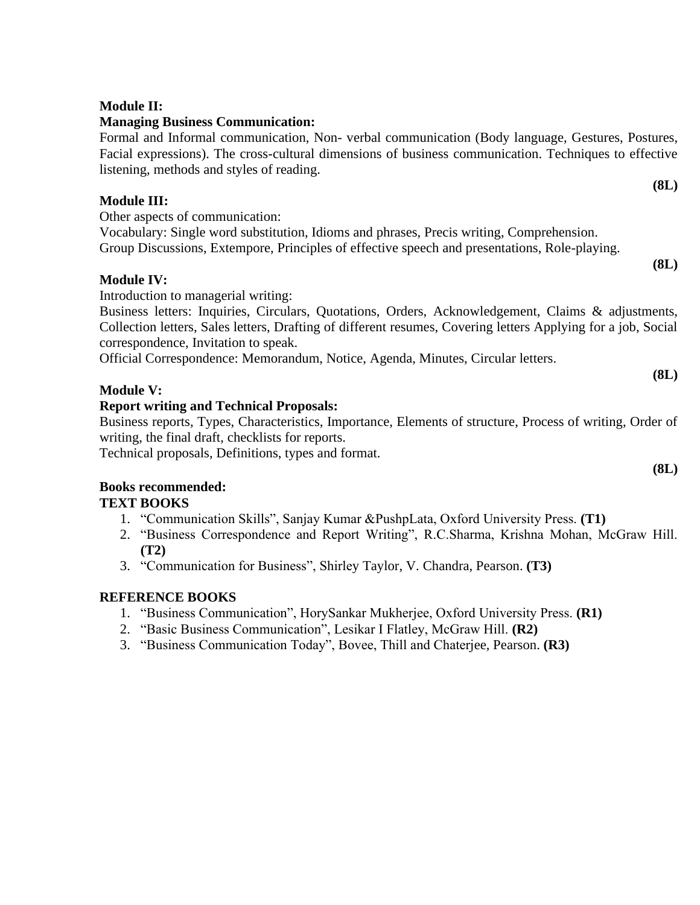**Module II:**

**Managing Business Communication:**

Formal and Informal communication, Non- verbal communication (Body language, Gestures, Postures, Facial expressions). The cross-cultural dimensions of business communication. Techniques to effective listening, methods and styles of reading.

**(8L)**

**Module III:**

Other aspects of communication:

Vocabulary: Single word substitution, Idioms and phrases, Precis writing, Comprehension.

Group Discussions, Extempore, Principles of effective speech and presentations, Role-playing.

**(8L)**

**Module IV:**

Introduction to managerial writing:

Business letters: Inquiries, Circulars, Quotations, Orders, Acknowledgement, Claims & adjustments, Collection letters, Sales letters, Drafting of different resumes, Covering letters Applying for a job, Social correspondence, Invitation to speak.

Official Correspondence: Memorandum, Notice, Agenda, Minutes, Circular letters.

**(8L)**

**Module V:**

**Report writing and Technical Proposals:**

Business reports, Types, Characteristics, Importance, Elements of structure, Process of writing, Order of writing, the final draft, checklists for reports.

Technical proposals, Definitions, types and format.

**(8L)**

**Books recommended:**

**TEXT BOOKS**

1. "Communication Skills", Sanjay Kumar &PushpLata, Oxford University Press. **(T1)**
2. "Business Correspondence and Report Writing", R.C.Sharma, Krishna Mohan, McGraw Hill. **(T2)**
3. "Communication for Business", Shirley Taylor, V. Chandra, Pearson. **(T3)**

**REFERENCE BOOKS**

1. "Business Communication", HorySankar Mukherjee, Oxford University Press. **(R1)**
2. "Basic Business Communication", Lesikar I Flatley, McGraw Hill. **(R2)**
3. "Business Communication Today", Bovee, Thill and Chaterjee, Pearson. **(R3)**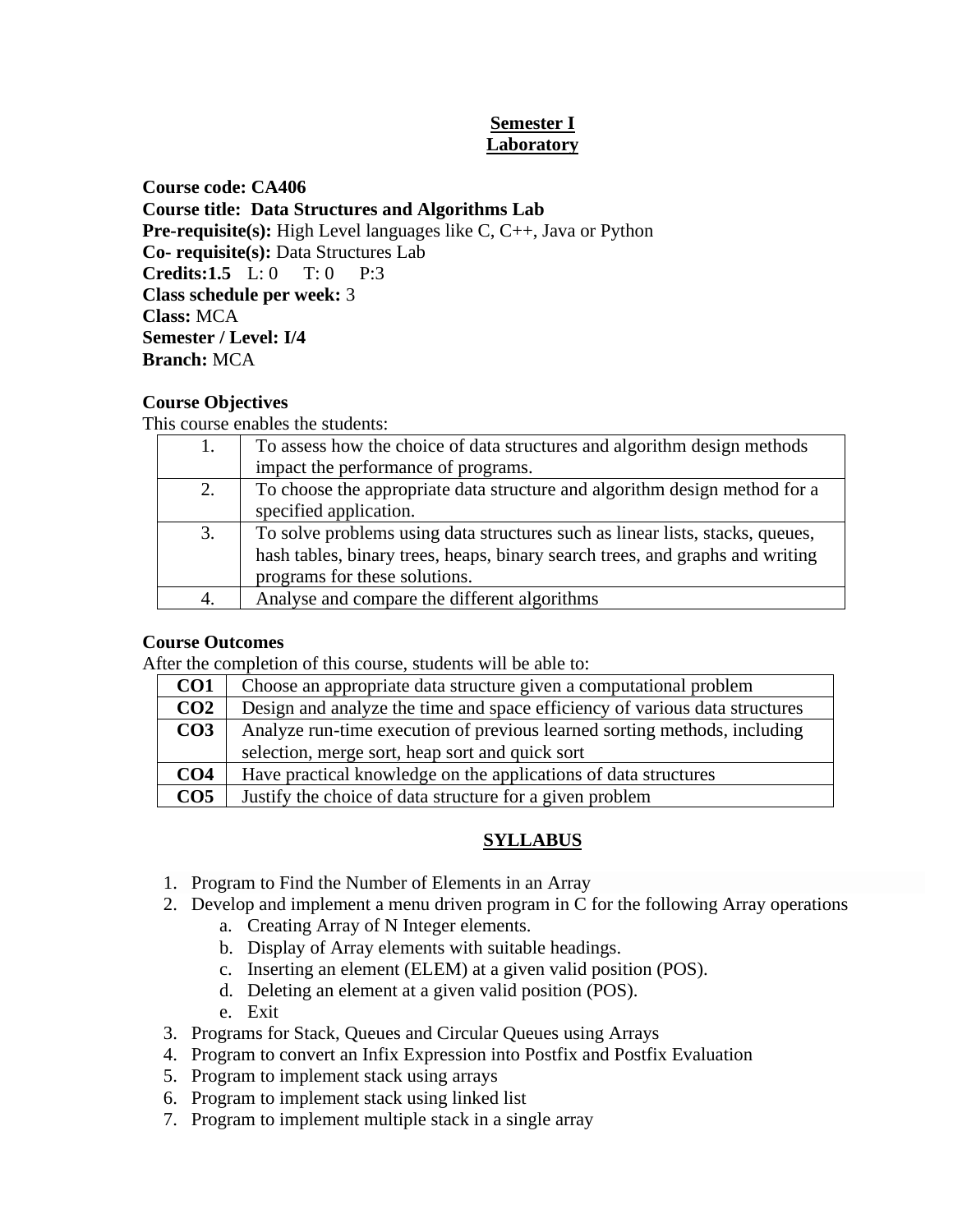**Semester I**
**Laboratory**

**Course code: CA406**
**Course title: Data Structures and Algorithms Lab**
**Pre-requisite(s):** High Level languages like C, C++, Java or Python
**Co- requisite(s):** Data Structures Lab
**Credits:1.5** L: 0 T: 0 P:3
**Class schedule per week:** 3
**Class:** MCA
**Semester / Level: I/4**
**Branch:** MCA

**Course Objectives**

This course enables the students:

| | |
|---|---|
| 1. | To assess how the choice of data structures and algorithm design methods impact the performance of programs. |
| 2. | To choose the appropriate data structure and algorithm design method for a specified application. |
| 3. | To solve problems using data structures such as linear lists, stacks, queues, hash tables, binary trees, heaps, binary search trees, and graphs and writing programs for these solutions. |
| 4. | Analyse and compare the different algorithms |

**Course Outcomes**

After the completion of this course, students will be able to:

| | |
|---|---|
| **CO1** | Choose an appropriate data structure given a computational problem |
| **CO2** | Design and analyze the time and space efficiency of various data structures |
| **CO3** | Analyze run-time execution of previous learned sorting methods, including selection, merge sort, heap sort and quick sort |
| **CO4** | Have practical knowledge on the applications of data structures |
| **CO5** | Justify the choice of data structure for a given problem |

## SYLLABUS

1. Program to Find the Number of Elements in an Array
2. Develop and implement a menu driven program in C for the following Array operations
    a. Creating Array of N Integer elements.
    b. Display of Array elements with suitable headings.
    c. Inserting an element (ELEM) at a given valid position (POS).
    d. Deleting an element at a given valid position (POS).
    e. Exit
3. Programs for Stack, Queues and Circular Queues using Arrays
4. Program to convert an Infix Expression into Postfix and Postfix Evaluation
5. Program to implement stack using arrays
6. Program to implement stack using linked list
7. Program to implement multiple stack in a single array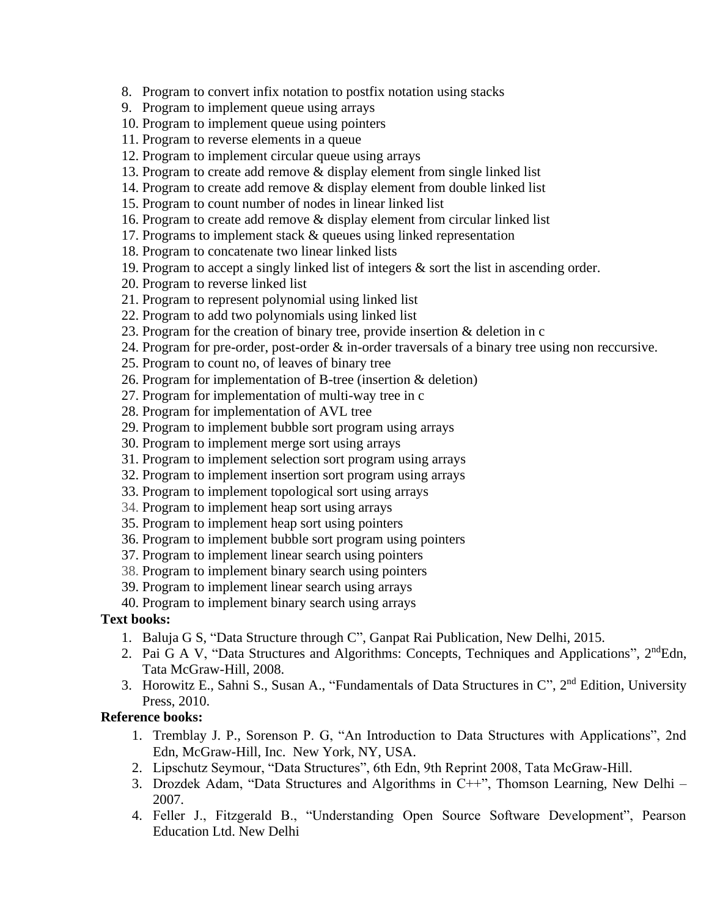8. Program to convert infix notation to postfix notation using stacks
9. Program to implement queue using arrays
10. Program to implement queue using pointers
11. Program to reverse elements in a queue
12. Program to implement circular queue using arrays
13. Program to create add remove & display element from single linked list
14. Program to create add remove & display element from double linked list
15. Program to count number of nodes in linear linked list
16. Program to create add remove & display element from circular linked list
17. Programs to implement stack & queues using linked representation
18. Program to concatenate two linear linked lists
19. Program to accept a singly linked list of integers & sort the list in ascending order.
20. Program to reverse linked list
21. Program to represent polynomial using linked list
22. Program to add two polynomials using linked list
23. Program for the creation of binary tree, provide insertion & deletion in c
24. Program for pre-order, post-order & in-order traversals of a binary tree using non reccursive.
25. Program to count no, of leaves of binary tree
26. Program for implementation of B-tree (insertion & deletion)
27. Program for implementation of multi-way tree in c
28. Program for implementation of AVL tree
29. Program to implement bubble sort program using arrays
30. Program to implement merge sort using arrays
31. Program to implement selection sort program using arrays
32. Program to implement insertion sort program using arrays
33. Program to implement topological sort using arrays
34. Program to implement heap sort using arrays
35. Program to implement heap sort using pointers
36. Program to implement bubble sort program using pointers
37. Program to implement linear search using pointers
38. Program to implement binary search using pointers
39. Program to implement linear search using arrays
40. Program to implement binary search using arrays

**Text books:**

1. Baluja G S, "Data Structure through C", Ganpat Rai Publication, New Delhi, 2015.
2. Pai G A V, "Data Structures and Algorithms: Concepts, Techniques and Applications", 2ndEdn, Tata McGraw-Hill, 2008.
3. Horowitz E., Sahni S., Susan A., "Fundamentals of Data Structures in C", 2nd Edition, University Press, 2010.

**Reference books:**

1. Tremblay J. P., Sorenson P. G, "An Introduction to Data Structures with Applications", 2nd Edn, McGraw-Hill, Inc. New York, NY, USA.
2. Lipschutz Seymour, "Data Structures", 6th Edn, 9th Reprint 2008, Tata McGraw-Hill.
3. Drozdek Adam, "Data Structures and Algorithms in C++", Thomson Learning, New Delhi – 2007.
4. Feller J., Fitzgerald B., "Understanding Open Source Software Development", Pearson Education Ltd. New Delhi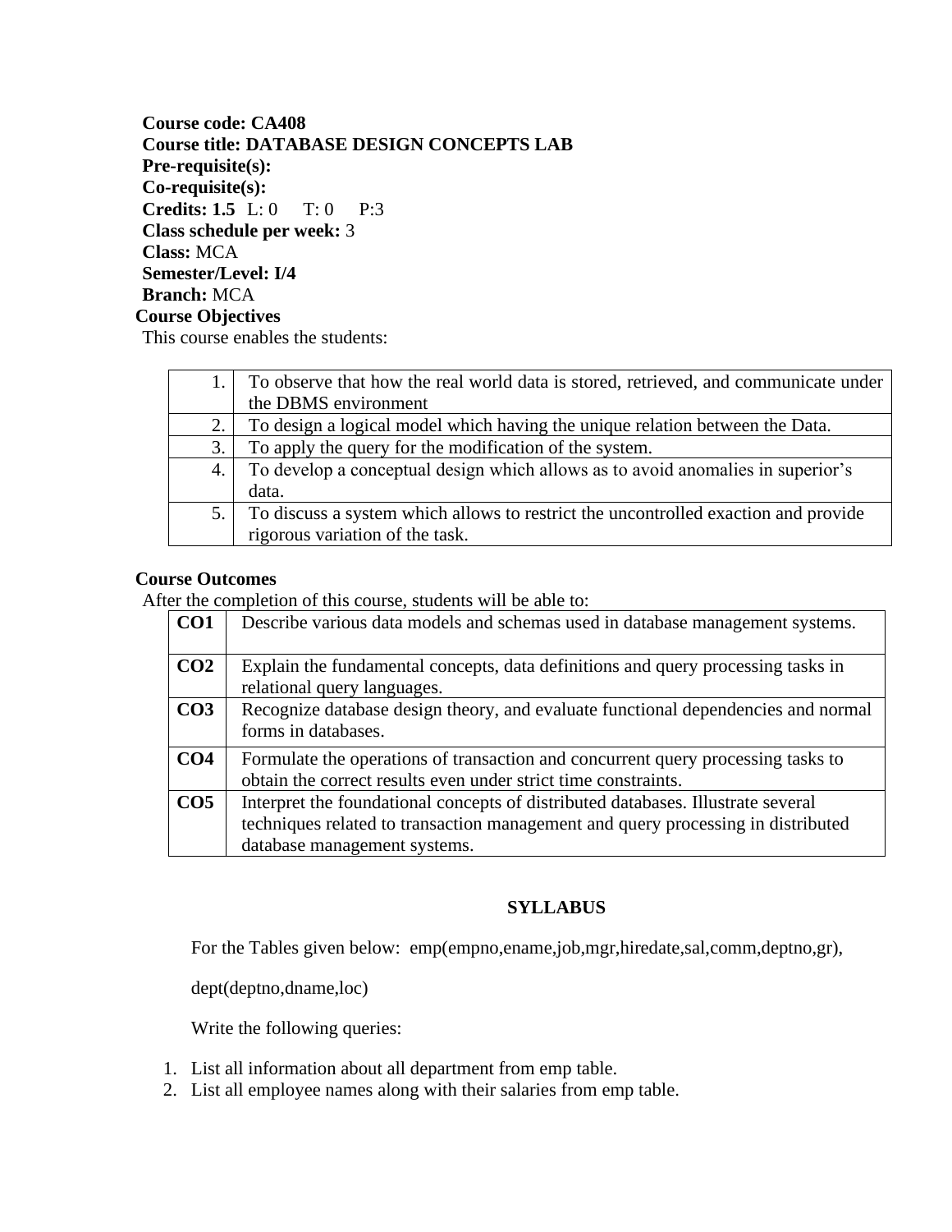**Course code: CA408**
**Course title: DATABASE DESIGN CONCEPTS LAB**
**Pre-requisite(s):**
**Co-requisite(s):**
**Credits: 1.5** L: 0 T: 0 P:3
**Class schedule per week:** 3
**Class:** MCA
**Semester/Level: I/4**
**Branch:** MCA

**Course Objectives**

This course enables the students:

| | |
|---|---|
| 1. | To observe that how the real world data is stored, retrieved, and communicate under the DBMS environment |
| 2. | To design a logical model which having the unique relation between the Data. |
| 3. | To apply the query for the modification of the system. |
| 4. | To develop a conceptual design which allows as to avoid anomalies in superior's data. |
| 5. | To discuss a system which allows to restrict the uncontrolled exaction and provide rigorous variation of the task. |

**Course Outcomes**

After the completion of this course, students will be able to:

| | |
|---|---|
| **CO1** | Describe various data models and schemas used in database management systems. |
| **CO2** | Explain the fundamental concepts, data definitions and query processing tasks in relational query languages. |
| **CO3** | Recognize database design theory, and evaluate functional dependencies and normal forms in databases. |
| **CO4** | Formulate the operations of transaction and concurrent query processing tasks to obtain the correct results even under strict time constraints. |
| **CO5** | Interpret the foundational concepts of distributed databases. Illustrate several techniques related to transaction management and query processing in distributed database management systems. |

## SYLLABUS

For the Tables given below: emp(empno,ename,job,mgr,hiredate,sal,comm,deptno,gr),

dept(deptno,dname,loc)

Write the following queries:

1. List all information about all department from emp table.
2. List all employee names along with their salaries from emp table.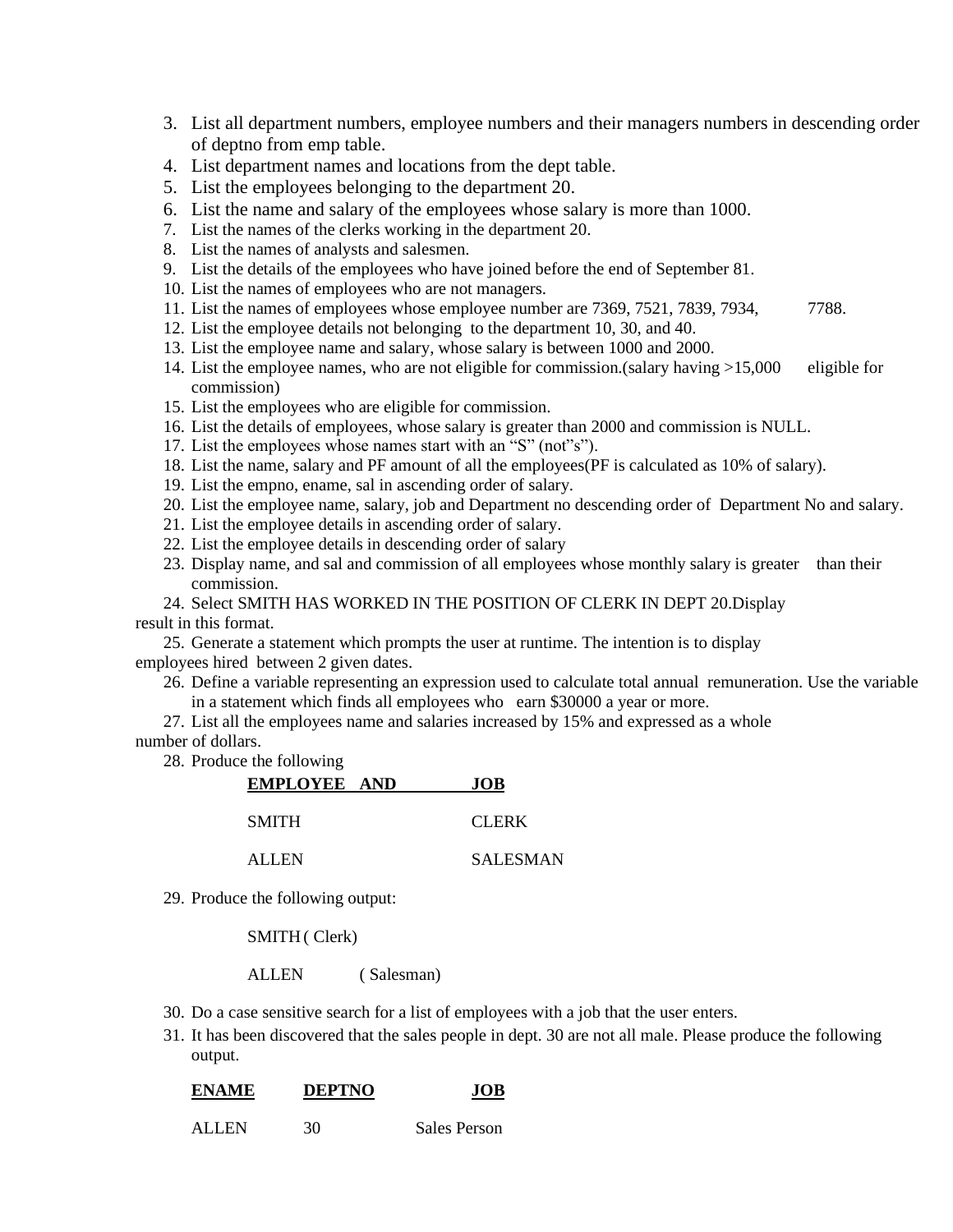3. List all department numbers, employee numbers and their managers numbers in descending order of deptno from emp table.
4. List department names and locations from the dept table.
5. List the employees belonging to the department 20.
6. List the name and salary of the employees whose salary is more than 1000.
7. List the names of the clerks working in the department 20.
8. List the names of analysts and salesmen.
9. List the details of the employees who have joined before the end of September 81.
10. List the names of employees who are not managers.
11. List the names of employees whose employee number are 7369, 7521, 7839, 7934, 7788.
12. List the employee details not belonging to the department 10, 30, and 40.
13. List the employee name and salary, whose salary is between 1000 and 2000.
14. List the employee names, who are not eligible for commission.(salary having >15,000 eligible for commission)
15. List the employees who are eligible for commission.
16. List the details of employees, whose salary is greater than 2000 and commission is NULL.
17. List the employees whose names start with an "S" (not"s").
18. List the name, salary and PF amount of all the employees(PF is calculated as 10% of salary).
19. List the empno, ename, sal in ascending order of salary.
20. List the employee name, salary, job and Department no descending order of Department No and salary.
21. List the employee details in ascending order of salary.
22. List the employee details in descending order of salary
23. Display name, and sal and commission of all employees whose monthly salary is greater than their commission.
24. Select SMITH HAS WORKED IN THE POSITION OF CLERK IN DEPT 20.Display result in this format.
25. Generate a statement which prompts the user at runtime. The intention is to display employees hired between 2 given dates.
26. Define a variable representing an expression used to calculate total annual remuneration. Use the variable in a statement which finds all employees who earn $30000 a year or more.
27. List all the employees name and salaries increased by 15% and expressed as a whole number of dollars.
28. Produce the following

| **EMPLOYEE AND** | **JOB** |
|---|---|
| SMITH | CLERK |
| ALLEN | SALESMAN |

29. Produce the following output:

    SMITH ( Clerk)

    ALLEN ( Salesman)

30. Do a case sensitive search for a list of employees with a job that the user enters.
31. It has been discovered that the sales people in dept. 30 are not all male. Please produce the following output.

| **ENAME** | **DEPTNO** | **JOB** |
|---|---|---|
| ALLEN | 30 | Sales Person |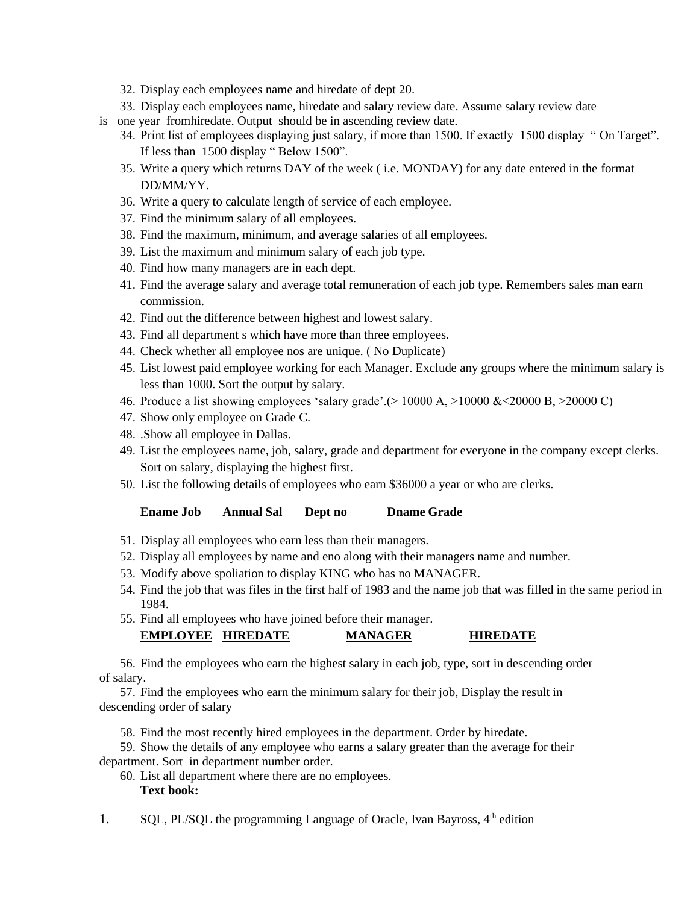32. Display each employees name and hiredate of dept 20.
33. Display each employees name, hiredate and salary review date. Assume salary review date is one year fromhiredate. Output should be in ascending review date.
34. Print list of employees displaying just salary, if more than 1500. If exactly 1500 display " On Target". If less than 1500 display " Below 1500".
35. Write a query which returns DAY of the week ( i.e. MONDAY) for any date entered in the format DD/MM/YY.
36. Write a query to calculate length of service of each employee.
37. Find the minimum salary of all employees.
38. Find the maximum, minimum, and average salaries of all employees.
39. List the maximum and minimum salary of each job type.
40. Find how many managers are in each dept.
41. Find the average salary and average total remuneration of each job type. Remembers sales man earn commission.
42. Find out the difference between highest and lowest salary.
43. Find all department s which have more than three employees.
44. Check whether all employee nos are unique. ( No Duplicate)
45. List lowest paid employee working for each Manager. Exclude any groups where the minimum salary is less than 1000. Sort the output by salary.
46. Produce a list showing employees 'salary grade'.(> 10000 A, >10000 &<20000 B, >20000 C)
47. Show only employee on Grade C.
48. .Show all employee in Dallas.
49. List the employees name, job, salary, grade and department for everyone in the company except clerks. Sort on salary, displaying the highest first.
50. List the following details of employees who earn $36000 a year or who are clerks.

    **Ename Job Annual Sal Dept no Dname Grade**

51. Display all employees who earn less than their managers.
52. Display all employees by name and eno along with their managers name and number.
53. Modify above spoliation to display KING who has no MANAGER.
54. Find the job that was files in the first half of 1983 and the name job that was filled in the same period in 1984.
55. Find all employees who have joined before their manager.

    **EMPLOYEE HIREDATE MANAGER HIREDATE**

56. Find the employees who earn the highest salary in each job, type, sort in descending order of salary.
57. Find the employees who earn the minimum salary for their job, Display the result in descending order of salary
58. Find the most recently hired employees in the department. Order by hiredate.
59. Show the details of any employee who earns a salary greater than the average for their department. Sort in department number order.
60. List all department where there are no employees.

**Text book:**

1. SQL, PL/SQL the programming Language of Oracle, Ivan Bayross, 4th edition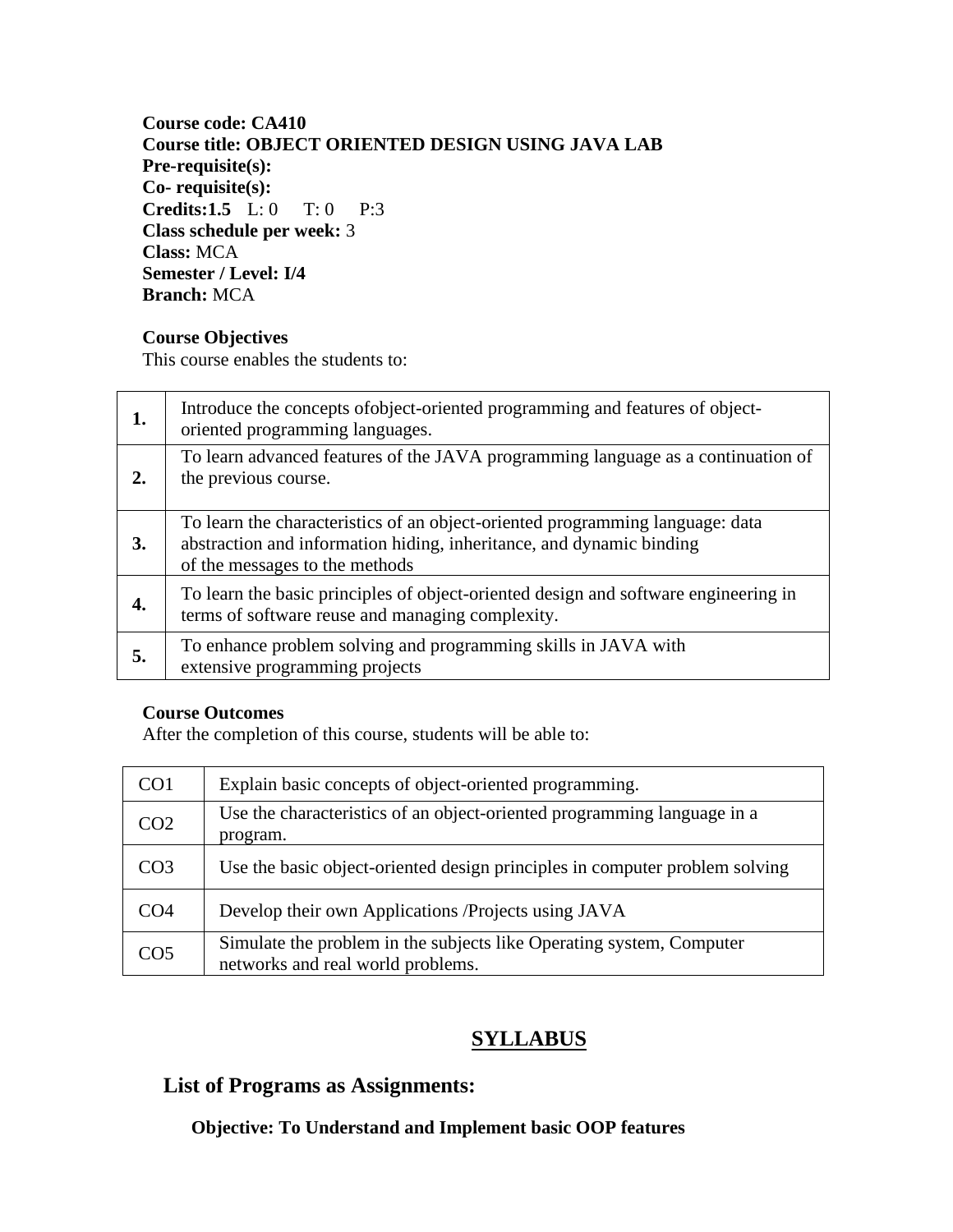**Course code: CA410**
**Course title: OBJECT ORIENTED DESIGN USING JAVA LAB**
**Pre-requisite(s):**
**Co- requisite(s):**
**Credits:1.5** L: 0 T: 0 P:3
**Class schedule per week:** 3
**Class:** MCA
**Semester / Level: I/4**
**Branch:** MCA

**Course Objectives**
This course enables the students to:

| | |
|---|---|
| **1.** | Introduce the concepts ofobject-oriented programming and features of object-oriented programming languages. |
| **2.** | To learn advanced features of the JAVA programming language as a continuation of the previous course. |
| **3.** | To learn the characteristics of an object-oriented programming language: data abstraction and information hiding, inheritance, and dynamic binding of the messages to the methods |
| **4.** | To learn the basic principles of object-oriented design and software engineering in terms of software reuse and managing complexity. |
| **5.** | To enhance problem solving and programming skills in JAVA with extensive programming projects |

**Course Outcomes**
After the completion of this course, students will be able to:

| | |
|---|---|
| CO1 | Explain basic concepts of object-oriented programming. |
| CO2 | Use the characteristics of an object-oriented programming language in a program. |
| CO3 | Use the basic object-oriented design principles in computer problem solving |
| CO4 | Develop their own Applications /Projects using JAVA |
| CO5 | Simulate the problem in the subjects like Operating system, Computer networks and real world problems. |

## SYLLABUS

## List of Programs as Assignments:

**Objective: To Understand and Implement basic OOP features**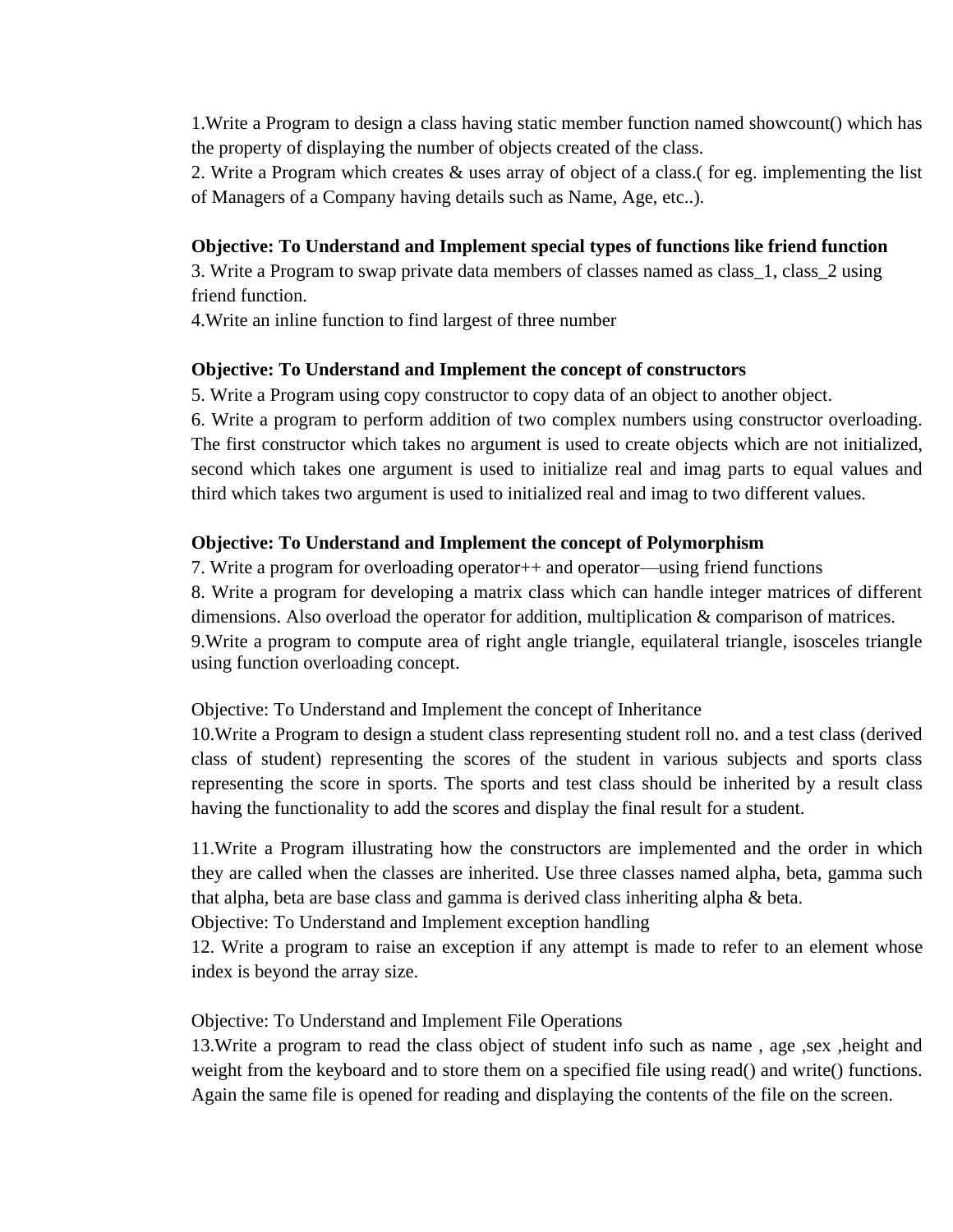1.Write a Program to design a class having static member function named showcount() which has the property of displaying the number of objects created of the class.

2. Write a Program which creates & uses array of object of a class.( for eg. implementing the list of Managers of a Company having details such as Name, Age, etc..).

**Objective: To Understand and Implement special types of functions like friend function**

3. Write a Program to swap private data members of classes named as class_1, class_2 using friend function.

4.Write an inline function to find largest of three number

**Objective: To Understand and Implement the concept of constructors**

5. Write a Program using copy constructor to copy data of an object to another object.

6. Write a program to perform addition of two complex numbers using constructor overloading. The first constructor which takes no argument is used to create objects which are not initialized, second which takes one argument is used to initialize real and imag parts to equal values and third which takes two argument is used to initialized real and imag to two different values.

**Objective: To Understand and Implement the concept of Polymorphism**

7. Write a program for overloading operator++ and operator—using friend functions

8. Write a program for developing a matrix class which can handle integer matrices of different dimensions. Also overload the operator for addition, multiplication & comparison of matrices.

9.Write a program to compute area of right angle triangle, equilateral triangle, isosceles triangle using function overloading concept.

Objective: To Understand and Implement the concept of Inheritance

10.Write a Program to design a student class representing student roll no. and a test class (derived class of student) representing the scores of the student in various subjects and sports class representing the score in sports. The sports and test class should be inherited by a result class having the functionality to add the scores and display the final result for a student.

11.Write a Program illustrating how the constructors are implemented and the order in which they are called when the classes are inherited. Use three classes named alpha, beta, gamma such that alpha, beta are base class and gamma is derived class inheriting alpha & beta.

Objective: To Understand and Implement exception handling

12. Write a program to raise an exception if any attempt is made to refer to an element whose index is beyond the array size.

Objective: To Understand and Implement File Operations

13.Write a program to read the class object of student info such as name , age ,sex ,height and weight from the keyboard and to store them on a specified file using read() and write() functions. Again the same file is opened for reading and displaying the contents of the file on the screen.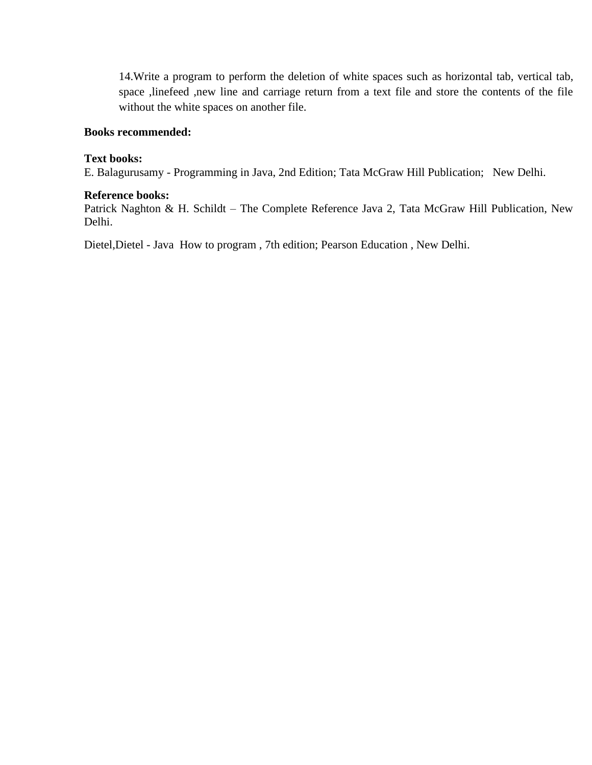14.Write a program to perform the deletion of white spaces such as horizontal tab, vertical tab, space ,linefeed ,new line and carriage return from a text file and store the contents of the file without the white spaces on another file.

**Books recommended:**

**Text books:**
E. Balagurusamy - Programming in Java, 2nd Edition; Tata McGraw Hill Publication; New Delhi.

**Reference books:**
Patrick Naghton & H. Schildt – The Complete Reference Java 2, Tata McGraw Hill Publication, New Delhi.

Dietel,Dietel - Java How to program , 7th edition; Pearson Education , New Delhi.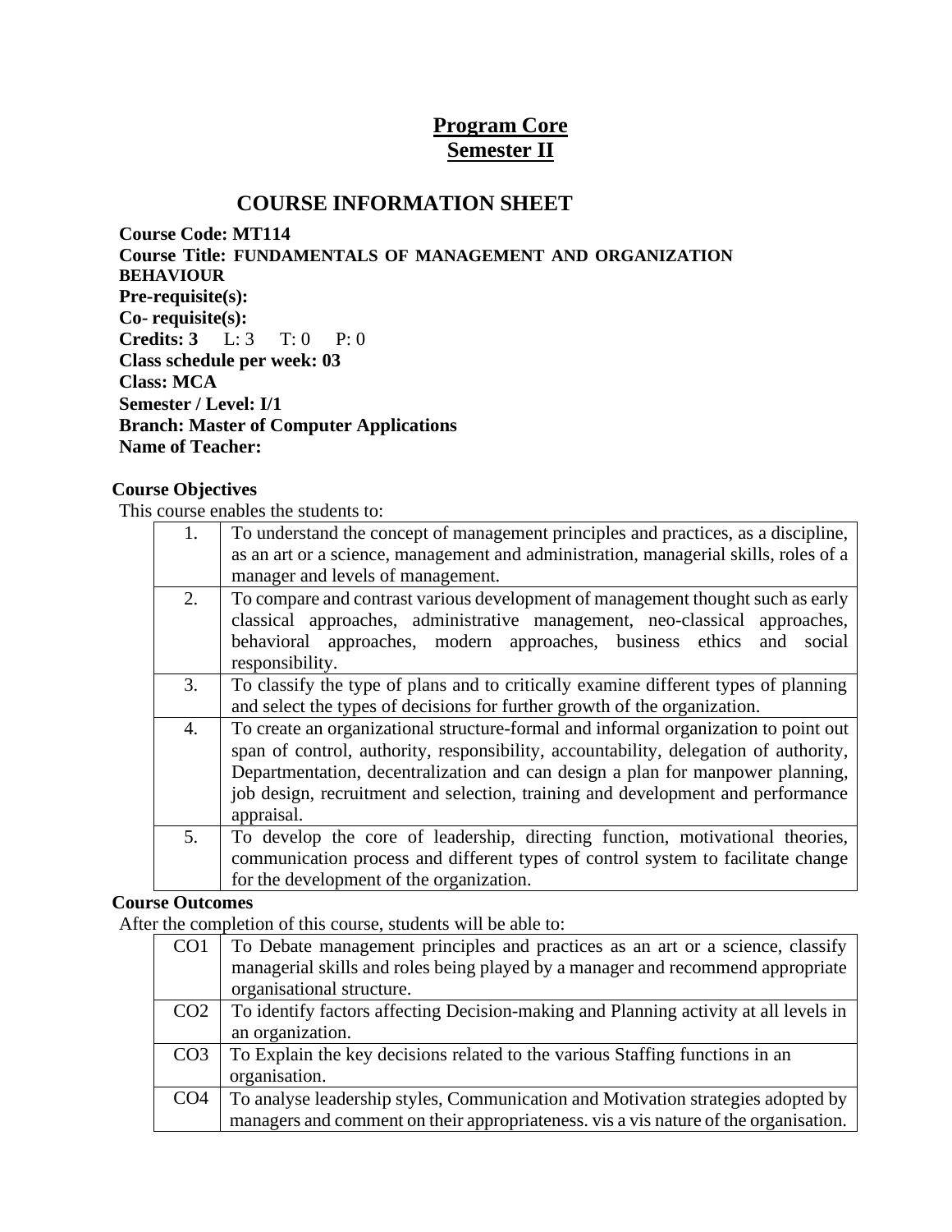## Program Core
## Semester II

# COURSE INFORMATION SHEET

**Course Code: MT114**
**Course Title: FUNDAMENTALS OF MANAGEMENT AND ORGANIZATION BEHAVIOUR**
**Pre-requisite(s):**
**Co- requisite(s):**
**Credits: 3** L: 3 T: 0 P: 0
**Class schedule per week: 03**
**Class: MCA**
**Semester / Level: I/1**
**Branch: Master of Computer Applications**
**Name of Teacher:**

**Course Objectives**

This course enables the students to:

| | |
|---|---|
| 1. | To understand the concept of management principles and practices, as a discipline, as an art or a science, management and administration, managerial skills, roles of a manager and levels of management. |
| 2. | To compare and contrast various development of management thought such as early classical approaches, administrative management, neo-classical approaches, behavioral approaches, modern approaches, business ethics and social responsibility. |
| 3. | To classify the type of plans and to critically examine different types of planning and select the types of decisions for further growth of the organization. |
| 4. | To create an organizational structure-formal and informal organization to point out span of control, authority, responsibility, accountability, delegation of authority, Departmentation, decentralization and can design a plan for manpower planning, job design, recruitment and selection, training and development and performance appraisal. |
| 5. | To develop the core of leadership, directing function, motivational theories, communication process and different types of control system to facilitate change for the development of the organization. |

**Course Outcomes**

After the completion of this course, students will be able to:

| | |
|---|---|
| CO1 | To Debate management principles and practices as an art or a science, classify managerial skills and roles being played by a manager and recommend appropriate organisational structure. |
| CO2 | To identify factors affecting Decision-making and Planning activity at all levels in an organization. |
| CO3 | To Explain the key decisions related to the various Staffing functions in an organisation. |
| CO4 | To analyse leadership styles, Communication and Motivation strategies adopted by managers and comment on their appropriateness. vis a vis nature of the organisation. |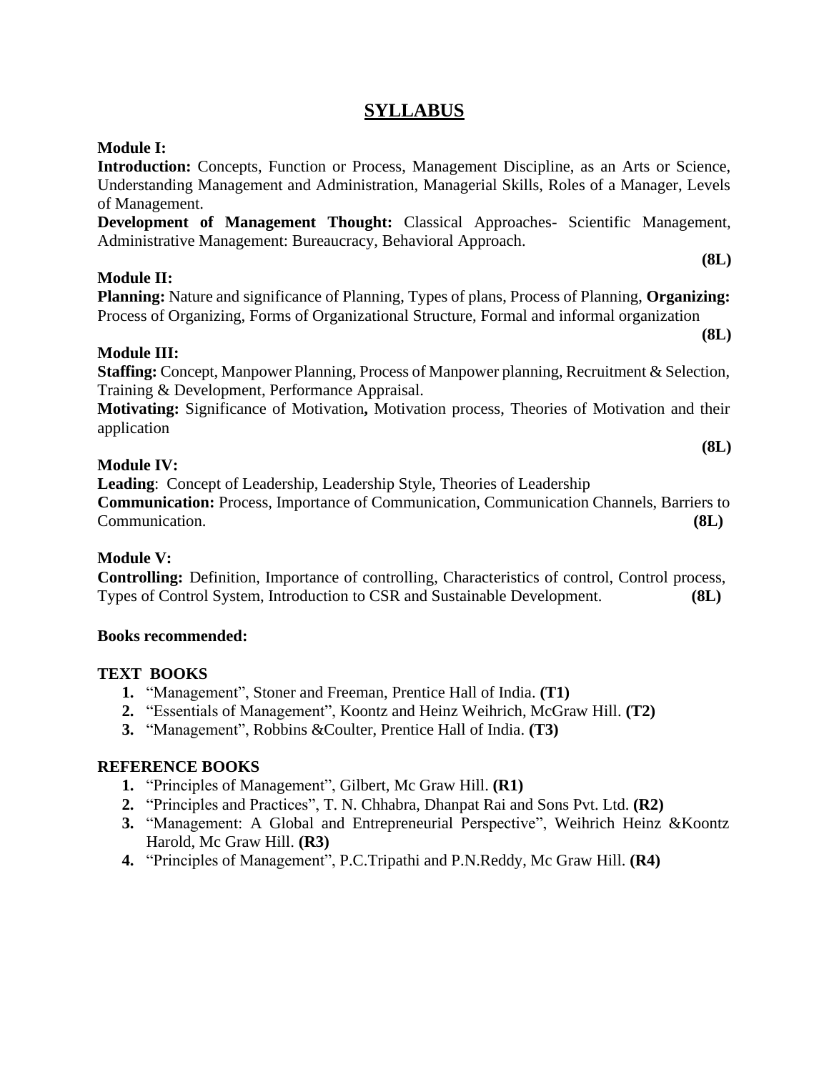# SYLLABUS

**Module I:**

**Introduction:** Concepts, Function or Process, Management Discipline, as an Arts or Science, Understanding Management and Administration, Managerial Skills, Roles of a Manager, Levels of Management.

**Development of Management Thought:** Classical Approaches- Scientific Management, Administrative Management: Bureaucracy, Behavioral Approach.

**(8L)**

**Module II:**

**Planning:** Nature and significance of Planning, Types of plans, Process of Planning, **Organizing:** Process of Organizing, Forms of Organizational Structure, Formal and informal organization

**(8L)**

**Module III:**

**Staffing:** Concept, Manpower Planning, Process of Manpower planning, Recruitment & Selection, Training & Development, Performance Appraisal.

**Motivating:** Significance of Motivation**,** Motivation process, Theories of Motivation and their application

**(8L)**

**Module IV:**

**Leading**: Concept of Leadership, Leadership Style, Theories of Leadership

**Communication:** Process, Importance of Communication, Communication Channels, Barriers to Communication. **(8L)**

**Module V:**

**Controlling:** Definition, Importance of controlling, Characteristics of control, Control process, Types of Control System, Introduction to CSR and Sustainable Development. **(8L)**

**Books recommended:**

**TEXT BOOKS**

1. "Management", Stoner and Freeman, Prentice Hall of India. **(T1)**
2. "Essentials of Management", Koontz and Heinz Weihrich, McGraw Hill. **(T2)**
3. "Management", Robbins &Coulter, Prentice Hall of India. **(T3)**

**REFERENCE BOOKS**

1. "Principles of Management", Gilbert, Mc Graw Hill. **(R1)**
2. "Principles and Practices", T. N. Chhabra, Dhanpat Rai and Sons Pvt. Ltd. **(R2)**
3. "Management: A Global and Entrepreneurial Perspective", Weihrich Heinz &Koontz Harold, Mc Graw Hill. **(R3)**
4. "Principles of Management", P.C.Tripathi and P.N.Reddy, Mc Graw Hill. **(R4)**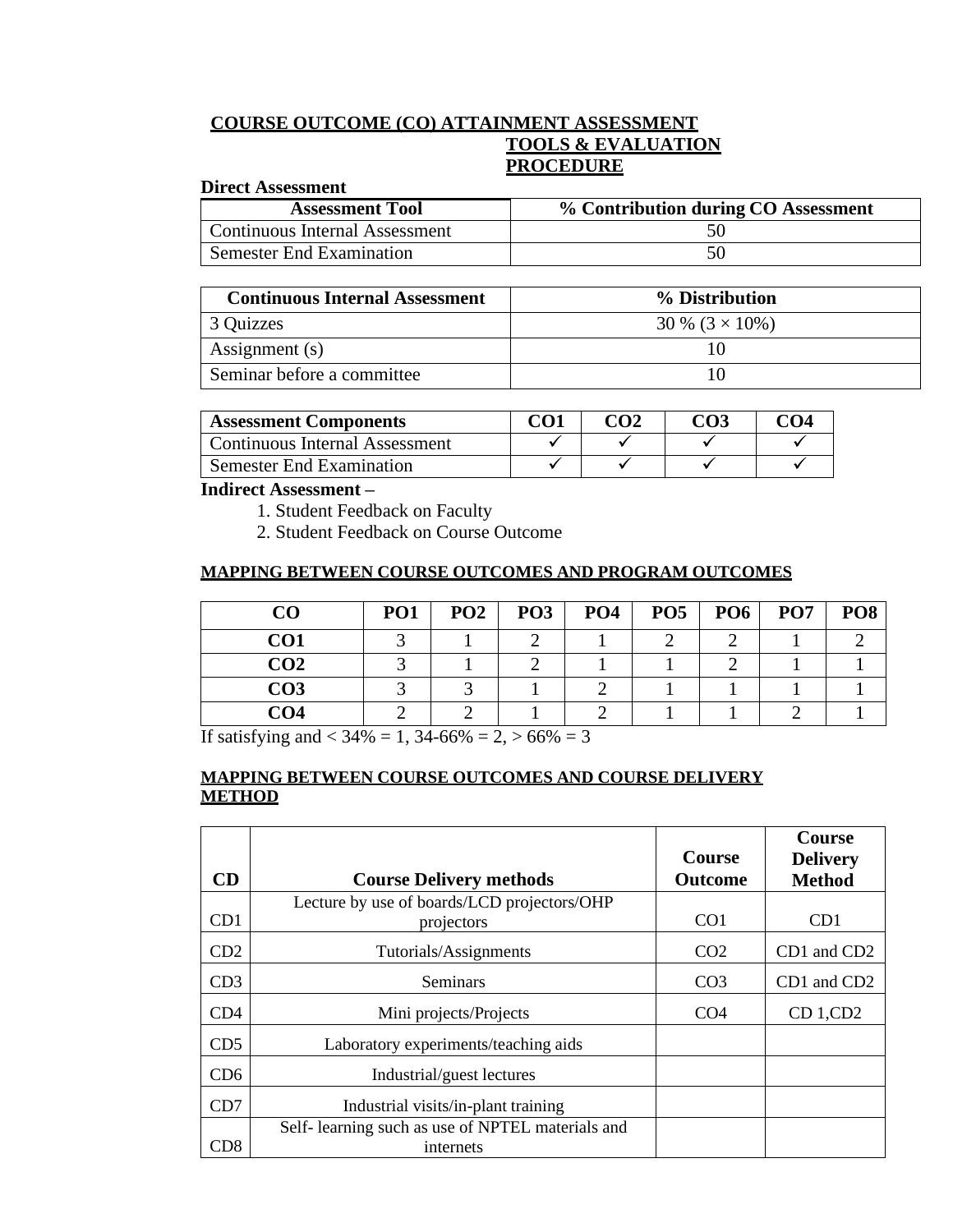## COURSE OUTCOME (CO) ATTAINMENT ASSESSMENT TOOLS & EVALUATION PROCEDURE

**Direct Assessment**

| Assessment Tool | % Contribution during CO Assessment |
|---|---|
| Continuous Internal Assessment | 50 |
| Semester End Examination | 50 |

| Continuous Internal Assessment | % Distribution |
|---|---|
| 3 Quizzes | 30 % (3 × 10%) |
| Assignment (s) | 10 |
| Seminar before a committee | 10 |

| Assessment Components | CO1 | CO2 | CO3 | CO4 |
|---|---|---|---|---|
| Continuous Internal Assessment | ✓ | ✓ | ✓ | ✓ |
| Semester End Examination | ✓ | ✓ | ✓ | ✓ |

**Indirect Assessment –**

1. Student Feedback on Faculty
2. Student Feedback on Course Outcome

### MAPPING BETWEEN COURSE OUTCOMES AND PROGRAM OUTCOMES

| CO | PO1 | PO2 | PO3 | PO4 | PO5 | PO6 | PO7 | PO8 |
|---|---|---|---|---|---|---|---|---|
| **CO1** | 3 | 1 | 2 | 1 | 2 | 2 | 1 | 2 |
| **CO2** | 3 | 1 | 2 | 1 | 1 | 2 | 1 | 1 |
| **CO3** | 3 | 3 | 1 | 2 | 1 | 1 | 1 | 1 |
| **CO4** | 2 | 2 | 1 | 2 | 1 | 1 | 2 | 1 |

If satisfying and < 34% = 1, 34-66% = 2, > 66% = 3

### MAPPING BETWEEN COURSE OUTCOMES AND COURSE DELIVERY METHOD

| CD | Course Delivery methods | Course Outcome | Course Delivery Method |
|---|---|---|---|
| CD1 | Lecture by use of boards/LCD projectors/OHP projectors | CO1 | CD1 |
| CD2 | Tutorials/Assignments | CO2 | CD1 and CD2 |
| CD3 | Seminars | CO3 | CD1 and CD2 |
| CD4 | Mini projects/Projects | CO4 | CD 1,CD2 |
| CD5 | Laboratory experiments/teaching aids | | |
| CD6 | Industrial/guest lectures | | |
| CD7 | Industrial visits/in-plant training | | |
| CD8 | Self- learning such as use of NPTEL materials and internets | | |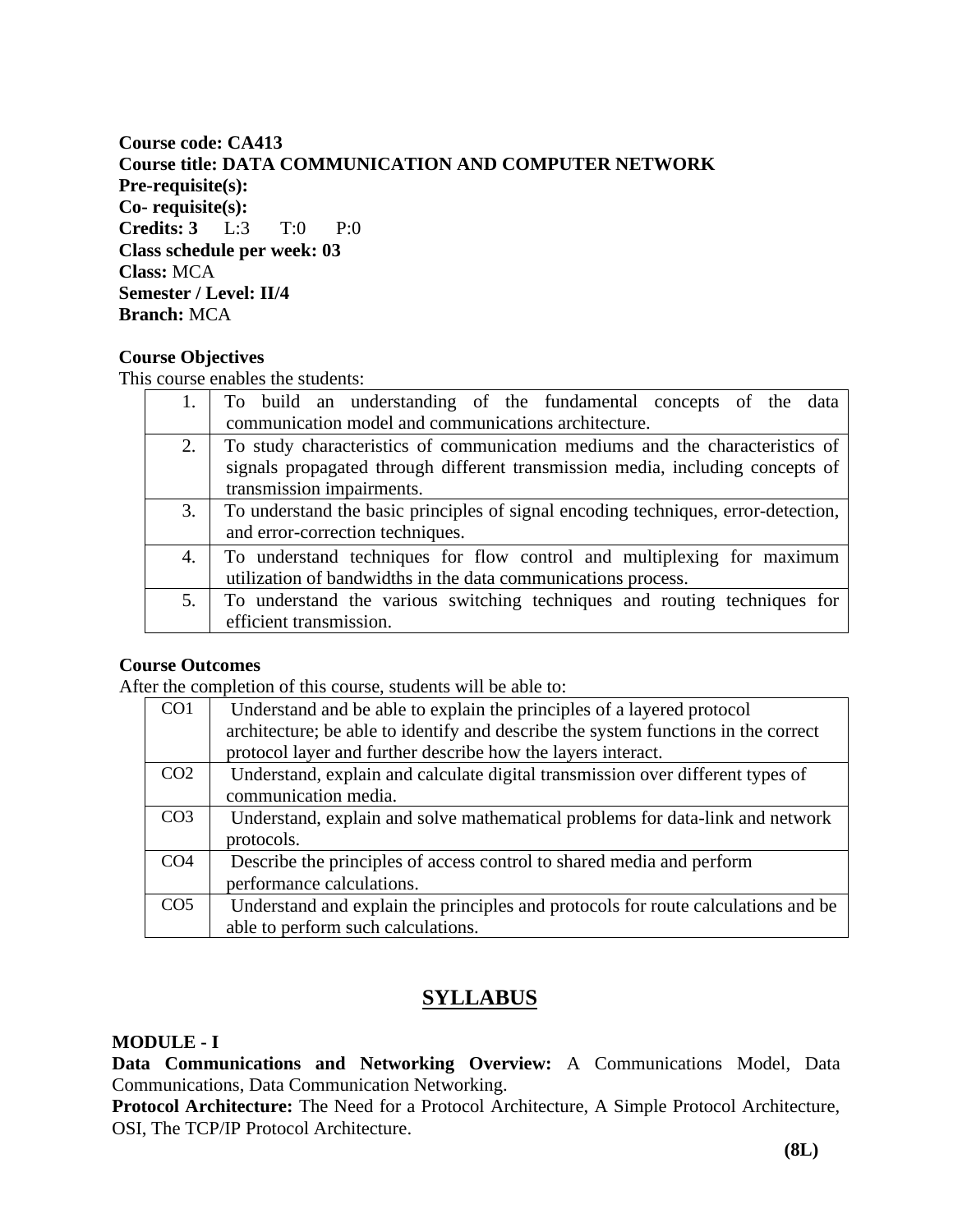**Course code: CA413**
**Course title: DATA COMMUNICATION AND COMPUTER NETWORK**
**Pre-requisite(s):**
**Co- requisite(s):**
**Credits: 3** L:3 T:0 P:0
**Class schedule per week: 03**
**Class:** MCA
**Semester / Level: II/4**
**Branch:** MCA

**Course Objectives**

This course enables the students:

| | |
|---|---|
| 1. | To build an understanding of the fundamental concepts of the data communication model and communications architecture. |
| 2. | To study characteristics of communication mediums and the characteristics of signals propagated through different transmission media, including concepts of transmission impairments. |
| 3. | To understand the basic principles of signal encoding techniques, error-detection, and error-correction techniques. |
| 4. | To understand techniques for flow control and multiplexing for maximum utilization of bandwidths in the data communications process. |
| 5. | To understand the various switching techniques and routing techniques for efficient transmission. |

**Course Outcomes**

After the completion of this course, students will be able to:

| | |
|---|---|
| CO1 | Understand and be able to explain the principles of a layered protocol architecture; be able to identify and describe the system functions in the correct protocol layer and further describe how the layers interact. |
| CO2 | Understand, explain and calculate digital transmission over different types of communication media. |
| CO3 | Understand, explain and solve mathematical problems for data-link and network protocols. |
| CO4 | Describe the principles of access control to shared media and perform performance calculations. |
| CO5 | Understand and explain the principles and protocols for route calculations and be able to perform such calculations. |

## SYLLABUS

**MODULE - I**

**Data Communications and Networking Overview:** A Communications Model, Data Communications, Data Communication Networking.

**Protocol Architecture:** The Need for a Protocol Architecture, A Simple Protocol Architecture, OSI, The TCP/IP Protocol Architecture.

**(8L)**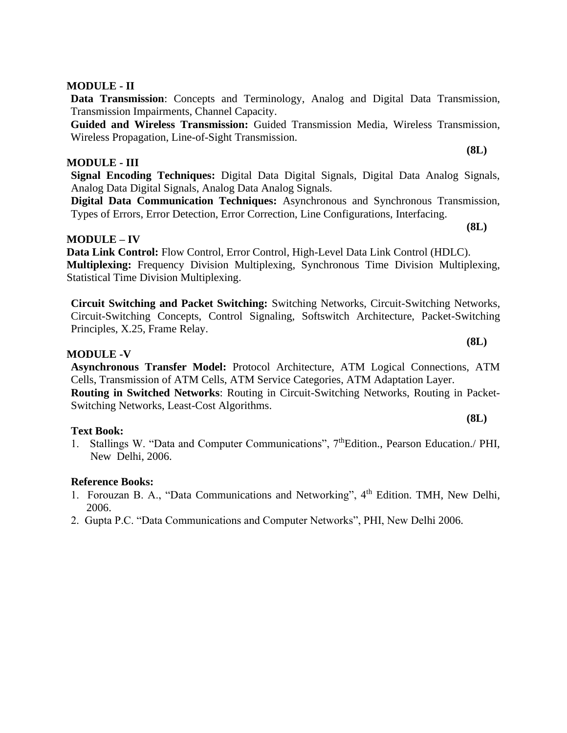## MODULE - II

**Data Transmission**: Concepts and Terminology, Analog and Digital Data Transmission, Transmission Impairments, Channel Capacity.

**Guided and Wireless Transmission:** Guided Transmission Media, Wireless Transmission, Wireless Propagation, Line-of-Sight Transmission.

**(8L)**

## MODULE - III

**Signal Encoding Techniques:** Digital Data Digital Signals, Digital Data Analog Signals, Analog Data Digital Signals, Analog Data Analog Signals.

**Digital Data Communication Techniques:** Asynchronous and Synchronous Transmission, Types of Errors, Error Detection, Error Correction, Line Configurations, Interfacing.

**(8L)**

## MODULE – IV

**Data Link Control:** Flow Control, Error Control, High-Level Data Link Control (HDLC).

**Multiplexing:** Frequency Division Multiplexing, Synchronous Time Division Multiplexing, Statistical Time Division Multiplexing.

**Circuit Switching and Packet Switching:** Switching Networks, Circuit-Switching Networks, Circuit-Switching Concepts, Control Signaling, Softswitch Architecture, Packet-Switching Principles, X.25, Frame Relay.

**(8L)**

## MODULE -V

**Asynchronous Transfer Model:** Protocol Architecture, ATM Logical Connections, ATM Cells, Transmission of ATM Cells, ATM Service Categories, ATM Adaptation Layer.

**Routing in Switched Networks**: Routing in Circuit-Switching Networks, Routing in Packet-Switching Networks, Least-Cost Algorithms.

**(8L)**

**Text Book:**

1. Stallings W. "Data and Computer Communications", 7th Edition., Pearson Education./ PHI, New Delhi, 2006.

**Reference Books:**

1. Forouzan B. A., "Data Communications and Networking", 4th Edition. TMH, New Delhi, 2006.
2. Gupta P.C. "Data Communications and Computer Networks", PHI, New Delhi 2006.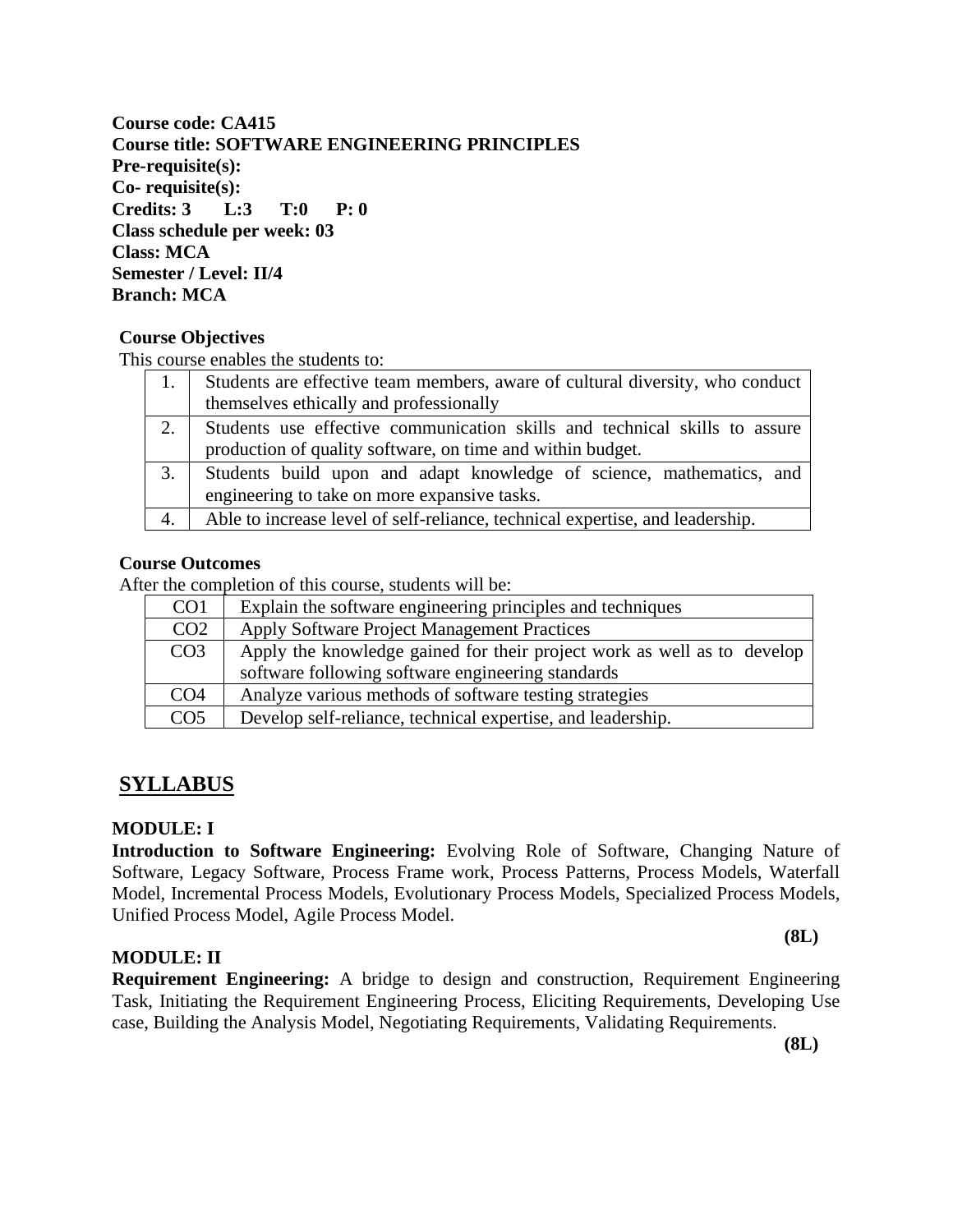**Course code: CA415**
**Course title: SOFTWARE ENGINEERING PRINCIPLES**
**Pre-requisite(s):**
**Co- requisite(s):**
**Credits: 3 L:3 T:0 P: 0**
**Class schedule per week: 03**
**Class: MCA**
**Semester / Level: II/4**
**Branch: MCA**

**Course Objectives**

This course enables the students to:

| | |
|---|---|
| 1. | Students are effective team members, aware of cultural diversity, who conduct themselves ethically and professionally |
| 2. | Students use effective communication skills and technical skills to assure production of quality software, on time and within budget. |
| 3. | Students build upon and adapt knowledge of science, mathematics, and engineering to take on more expansive tasks. |
| 4. | Able to increase level of self-reliance, technical expertise, and leadership. |

**Course Outcomes**

After the completion of this course, students will be:

| | |
|---|---|
| CO1 | Explain the software engineering principles and techniques |
| CO2 | Apply Software Project Management Practices |
| CO3 | Apply the knowledge gained for their project work as well as to develop software following software engineering standards |
| CO4 | Analyze various methods of software testing strategies |
| CO5 | Develop self-reliance, technical expertise, and leadership. |

## SYLLABUS

**MODULE: I**

**Introduction to Software Engineering:** Evolving Role of Software, Changing Nature of Software, Legacy Software, Process Frame work, Process Patterns, Process Models, Waterfall Model, Incremental Process Models, Evolutionary Process Models, Specialized Process Models, Unified Process Model, Agile Process Model.

**(8L)**

**MODULE: II**

**Requirement Engineering:** A bridge to design and construction, Requirement Engineering Task, Initiating the Requirement Engineering Process, Eliciting Requirements, Developing Use case, Building the Analysis Model, Negotiating Requirements, Validating Requirements.

**(8L)**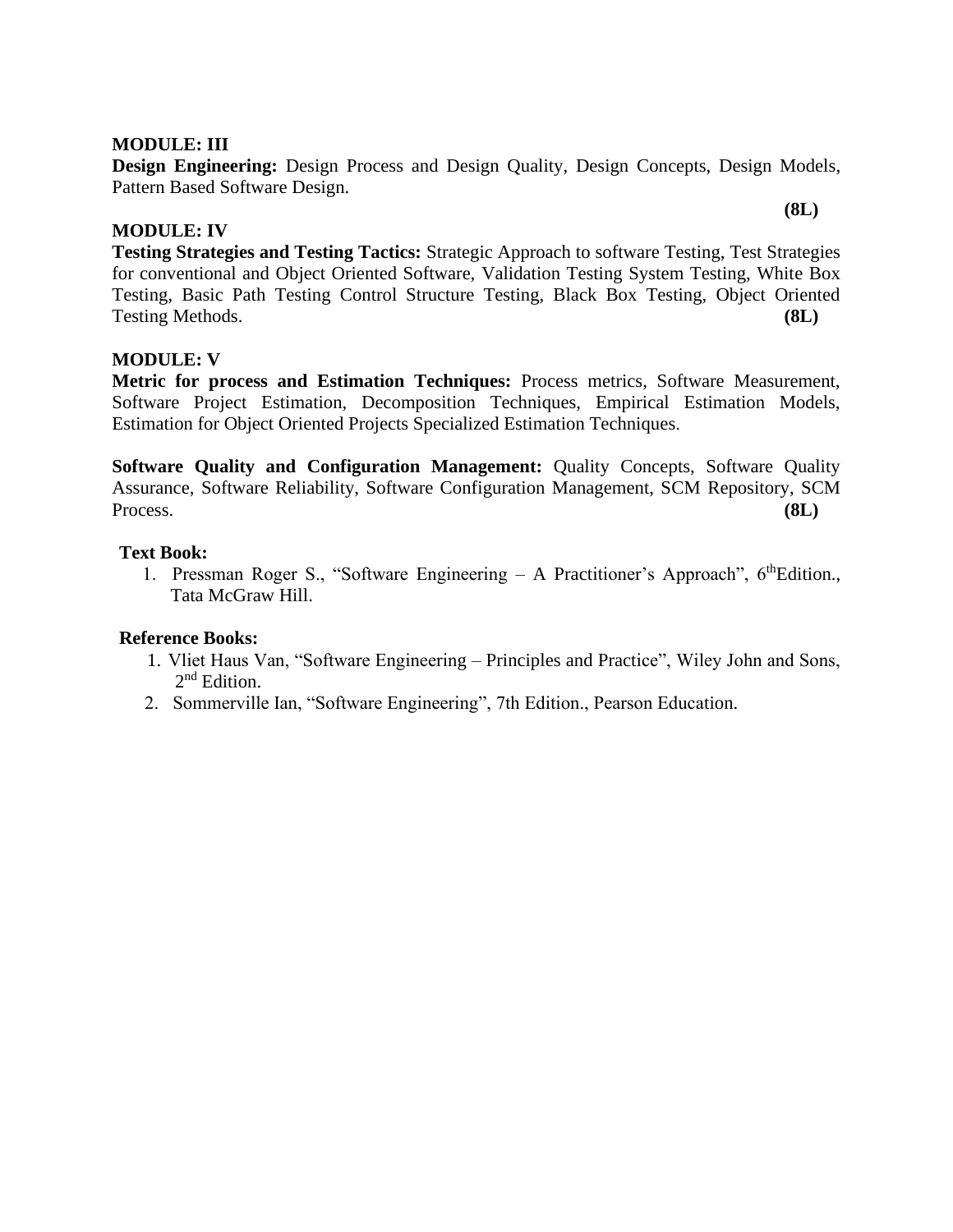**MODULE: III**

**Design Engineering:** Design Process and Design Quality, Design Concepts, Design Models, Pattern Based Software Design.

**(8L)**

**MODULE: IV**

**Testing Strategies and Testing Tactics:** Strategic Approach to software Testing, Test Strategies for conventional and Object Oriented Software, Validation Testing System Testing, White Box Testing, Basic Path Testing Control Structure Testing, Black Box Testing, Object Oriented Testing Methods. **(8L)**

**MODULE: V**

**Metric for process and Estimation Techniques:** Process metrics, Software Measurement, Software Project Estimation, Decomposition Techniques, Empirical Estimation Models, Estimation for Object Oriented Projects Specialized Estimation Techniques.

**Software Quality and Configuration Management:** Quality Concepts, Software Quality Assurance, Software Reliability, Software Configuration Management, SCM Repository, SCM Process. **(8L)**

**Text Book:**

1. Pressman Roger S., "Software Engineering – A Practitioner's Approach", 6th Edition., Tata McGraw Hill.

**Reference Books:**

1. Vliet Haus Van, "Software Engineering – Principles and Practice", Wiley John and Sons, 2nd Edition.
2. Sommerville Ian, "Software Engineering", 7th Edition., Pearson Education.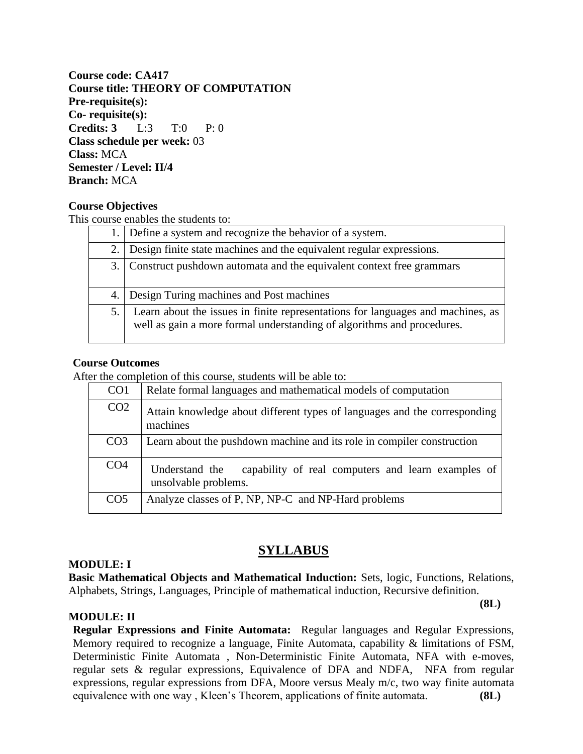**Course code: CA417**
**Course title: THEORY OF COMPUTATION**
**Pre-requisite(s):**
**Co- requisite(s):**
**Credits: 3** L:3 T:0 P: 0
**Class schedule per week:** 03
**Class:** MCA
**Semester / Level: II/4**
**Branch:** MCA

**Course Objectives**

This course enables the students to:

| | |
|---|---|
| 1. | Define a system and recognize the behavior of a system. |
| 2. | Design finite state machines and the equivalent regular expressions. |
| 3. | Construct pushdown automata and the equivalent context free grammars |
| 4. | Design Turing machines and Post machines |
| 5. | Learn about the issues in finite representations for languages and machines, as well as gain a more formal understanding of algorithms and procedures. |

**Course Outcomes**

After the completion of this course, students will be able to:

| | |
|---|---|
| CO1 | Relate formal languages and mathematical models of computation |
| CO2 | Attain knowledge about different types of languages and the corresponding machines |
| CO3 | Learn about the pushdown machine and its role in compiler construction |
| CO4 | Understand the capability of real computers and learn examples of unsolvable problems. |
| CO5 | Analyze classes of P, NP, NP-C and NP-Hard problems |

## SYLLABUS

**MODULE: I**

**Basic Mathematical Objects and Mathematical Induction:** Sets, logic, Functions, Relations, Alphabets, Strings, Languages, Principle of mathematical induction, Recursive definition. **(8L)**

**MODULE: II**

**Regular Expressions and Finite Automata:** Regular languages and Regular Expressions, Memory required to recognize a language, Finite Automata, capability & limitations of FSM, Deterministic Finite Automata , Non-Deterministic Finite Automata, NFA with e-moves, regular sets & regular expressions, Equivalence of DFA and NDFA, NFA from regular expressions, regular expressions from DFA, Moore versus Mealy m/c, two way finite automata equivalence with one way , Kleen's Theorem, applications of finite automata. **(8L)**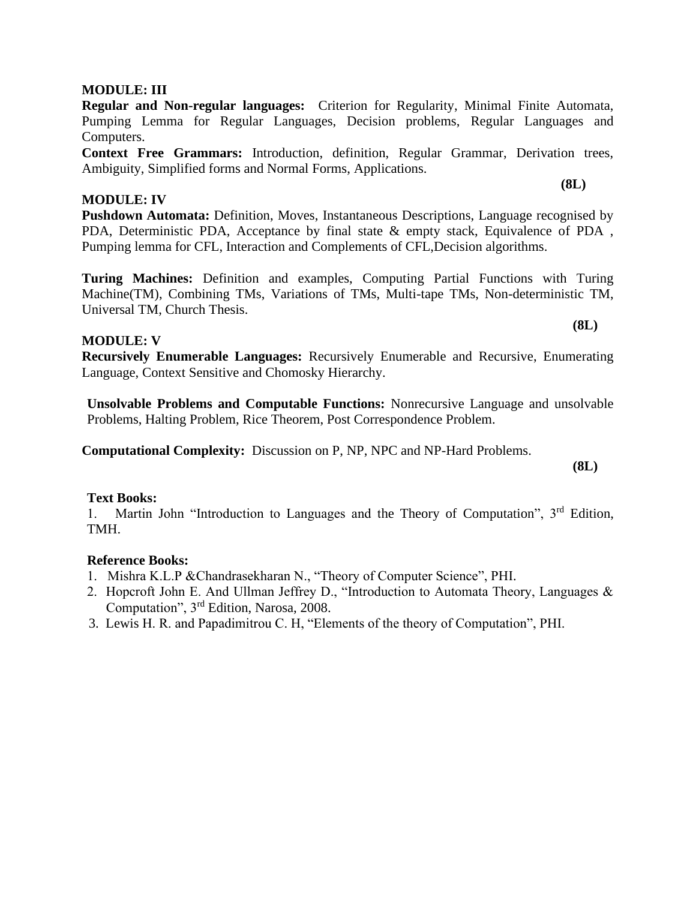**MODULE: III**

**Regular and Non-regular languages:** Criterion for Regularity, Minimal Finite Automata, Pumping Lemma for Regular Languages, Decision problems, Regular Languages and Computers.

**Context Free Grammars:** Introduction, definition, Regular Grammar, Derivation trees, Ambiguity, Simplified forms and Normal Forms, Applications.

**(8L)**

**MODULE: IV**

**Pushdown Automata:** Definition, Moves, Instantaneous Descriptions, Language recognised by PDA, Deterministic PDA, Acceptance by final state & empty stack, Equivalence of PDA , Pumping lemma for CFL, Interaction and Complements of CFL,Decision algorithms.

**Turing Machines:** Definition and examples, Computing Partial Functions with Turing Machine(TM), Combining TMs, Variations of TMs, Multi-tape TMs, Non-deterministic TM, Universal TM, Church Thesis.

**(8L)**

**MODULE: V**

**Recursively Enumerable Languages:** Recursively Enumerable and Recursive, Enumerating Language, Context Sensitive and Chomosky Hierarchy.

**Unsolvable Problems and Computable Functions:** Nonrecursive Language and unsolvable Problems, Halting Problem, Rice Theorem, Post Correspondence Problem.

**Computational Complexity:** Discussion on P, NP, NPC and NP-Hard Problems.

**(8L)**

**Text Books:**

1. Martin John "Introduction to Languages and the Theory of Computation", 3rd Edition, TMH.

**Reference Books:**

1. Mishra K.L.P &Chandrasekharan N., "Theory of Computer Science", PHI.
2. Hopcroft John E. And Ullman Jeffrey D., "Introduction to Automata Theory, Languages & Computation", 3rd Edition, Narosa, 2008.
3. Lewis H. R. and Papadimitrou C. H, "Elements of the theory of Computation", PHI.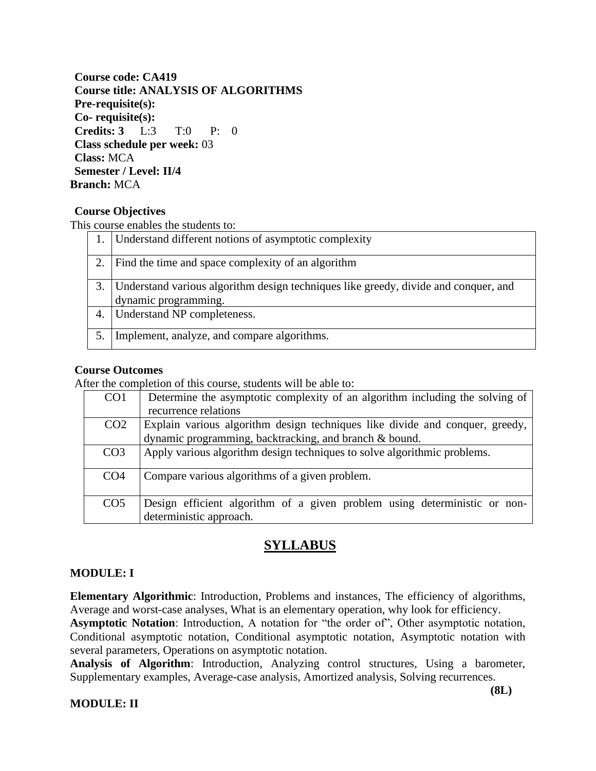**Course code: CA419**
**Course title: ANALYSIS OF ALGORITHMS**
**Pre-requisite(s):**
**Co- requisite(s):**
**Credits: 3** L:3 T:0 P: 0
**Class schedule per week:** 03
**Class:** MCA
**Semester / Level: II/4**
**Branch:** MCA

**Course Objectives**

This course enables the students to:

| | |
|---|---|
| 1. | Understand different notions of asymptotic complexity |
| 2. | Find the time and space complexity of an algorithm |
| 3. | Understand various algorithm design techniques like greedy, divide and conquer, and dynamic programming. |
| 4. | Understand NP completeness. |
| 5. | Implement, analyze, and compare algorithms. |

**Course Outcomes**

After the completion of this course, students will be able to:

| | |
|---|---|
| CO1 | Determine the asymptotic complexity of an algorithm including the solving of recurrence relations |
| CO2 | Explain various algorithm design techniques like divide and conquer, greedy, dynamic programming, backtracking, and branch & bound. |
| CO3 | Apply various algorithm design techniques to solve algorithmic problems. |
| CO4 | Compare various algorithms of a given problem. |
| CO5 | Design efficient algorithm of a given problem using deterministic or non-deterministic approach. |

# SYLLABUS

**MODULE: I**

**Elementary Algorithmic**: Introduction, Problems and instances, The efficiency of algorithms, Average and worst-case analyses, What is an elementary operation, why look for efficiency.
**Asymptotic Notation**: Introduction, A notation for "the order of", Other asymptotic notation, Conditional asymptotic notation, Conditional asymptotic notation, Asymptotic notation with several parameters, Operations on asymptotic notation.
**Analysis of Algorithm**: Introduction, Analyzing control structures, Using a barometer, Supplementary examples, Average-case analysis, Amortized analysis, Solving recurrences.

**(8L)**

**MODULE: II**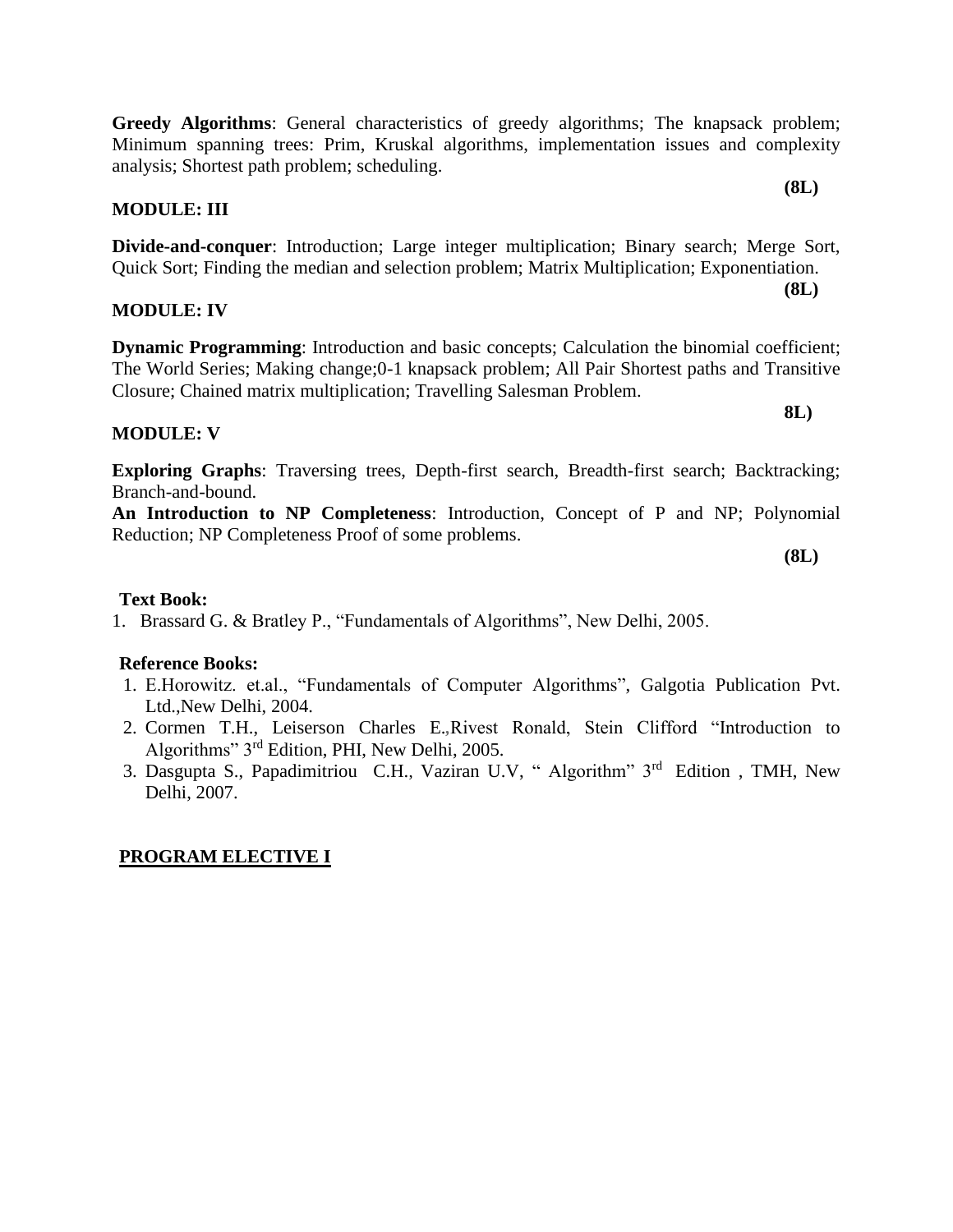**Greedy Algorithms**: General characteristics of greedy algorithms; The knapsack problem; Minimum spanning trees: Prim, Kruskal algorithms, implementation issues and complexity analysis; Shortest path problem; scheduling.

**(8L)**

**MODULE: III**

**Divide-and-conquer**: Introduction; Large integer multiplication; Binary search; Merge Sort, Quick Sort; Finding the median and selection problem; Matrix Multiplication; Exponentiation.

**(8L)**

**MODULE: IV**

**Dynamic Programming**: Introduction and basic concepts; Calculation the binomial coefficient; The World Series; Making change;0-1 knapsack problem; All Pair Shortest paths and Transitive Closure; Chained matrix multiplication; Travelling Salesman Problem.

**8L)**

**MODULE: V**

**Exploring Graphs**: Traversing trees, Depth-first search, Breadth-first search; Backtracking; Branch-and-bound.

**An Introduction to NP Completeness**: Introduction, Concept of P and NP; Polynomial Reduction; NP Completeness Proof of some problems.

**(8L)**

**Text Book:**

1. Brassard G. & Bratley P., "Fundamentals of Algorithms", New Delhi, 2005.

**Reference Books:**

1. E.Horowitz. et.al., "Fundamentals of Computer Algorithms", Galgotia Publication Pvt. Ltd.,New Delhi, 2004.
2. Cormen T.H., Leiserson Charles E.,Rivest Ronald, Stein Clifford "Introduction to Algorithms" 3rd Edition, PHI, New Delhi, 2005.
3. Dasgupta S., Papadimitriou C.H., Vaziran U.V, " Algorithm" 3rd Edition , TMH, New Delhi, 2007.

**PROGRAM ELECTIVE I**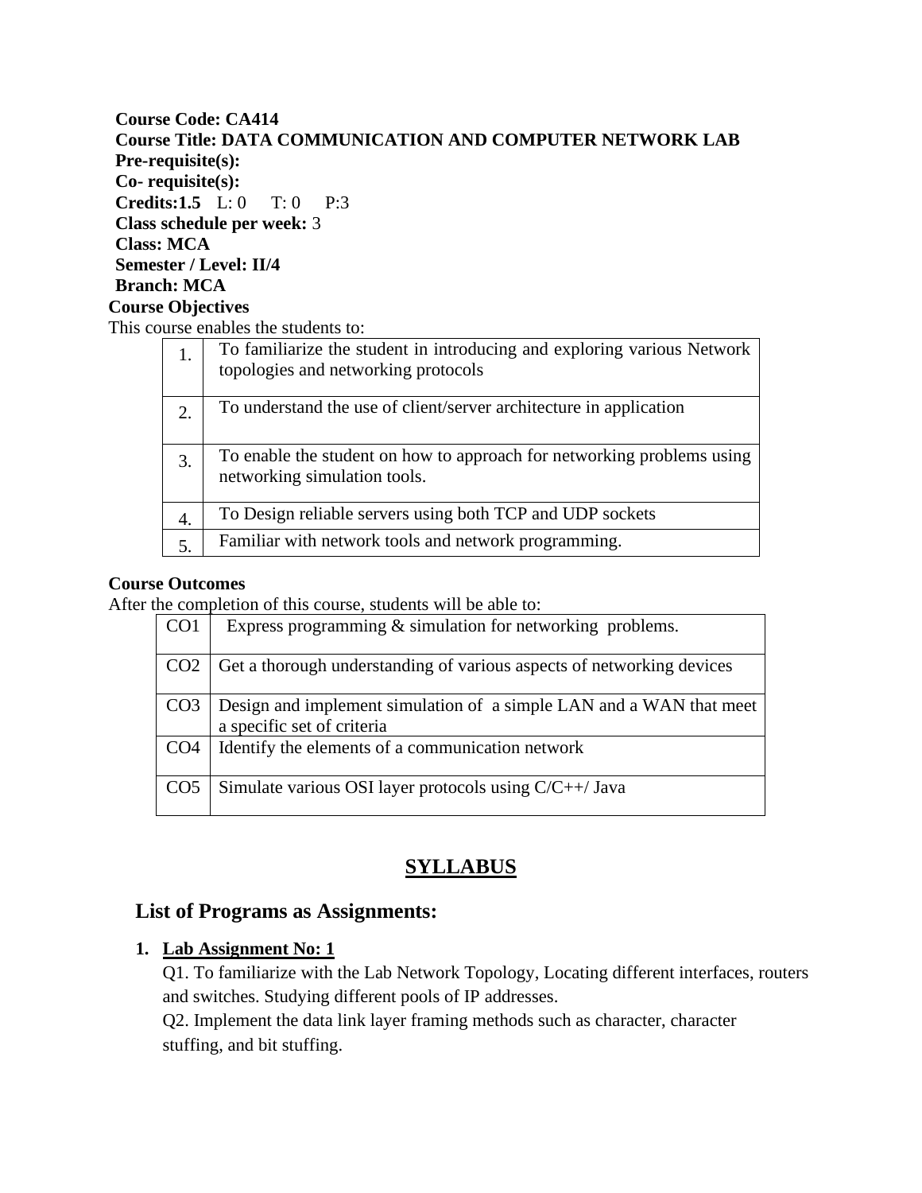**Course Code: CA414**
**Course Title: DATA COMMUNICATION AND COMPUTER NETWORK LAB**
**Pre-requisite(s):**
**Co- requisite(s):**
**Credits:1.5** L: 0 T: 0 P:3
**Class schedule per week:** 3
**Class: MCA**
**Semester / Level: II/4**
**Branch: MCA**

**Course Objectives**

This course enables the students to:

| | |
|---|---|
| 1. | To familiarize the student in introducing and exploring various Network topologies and networking protocols |
| 2. | To understand the use of client/server architecture in application |
| 3. | To enable the student on how to approach for networking problems using networking simulation tools. |
| 4. | To Design reliable servers using both TCP and UDP sockets |
| 5. | Familiar with network tools and network programming. |

**Course Outcomes**

After the completion of this course, students will be able to:

| | |
|---|---|
| CO1 | Express programming & simulation for networking problems. |
| CO2 | Get a thorough understanding of various aspects of networking devices |
| CO3 | Design and implement simulation of a simple LAN and a WAN that meet a specific set of criteria |
| CO4 | Identify the elements of a communication network |
| CO5 | Simulate various OSI layer protocols using C/C++/ Java |

# SYLLABUS

## List of Programs as Assignments:

1. **Lab Assignment No: 1**

   Q1. To familiarize with the Lab Network Topology, Locating different interfaces, routers and switches. Studying different pools of IP addresses.

   Q2. Implement the data link layer framing methods such as character, character stuffing, and bit stuffing.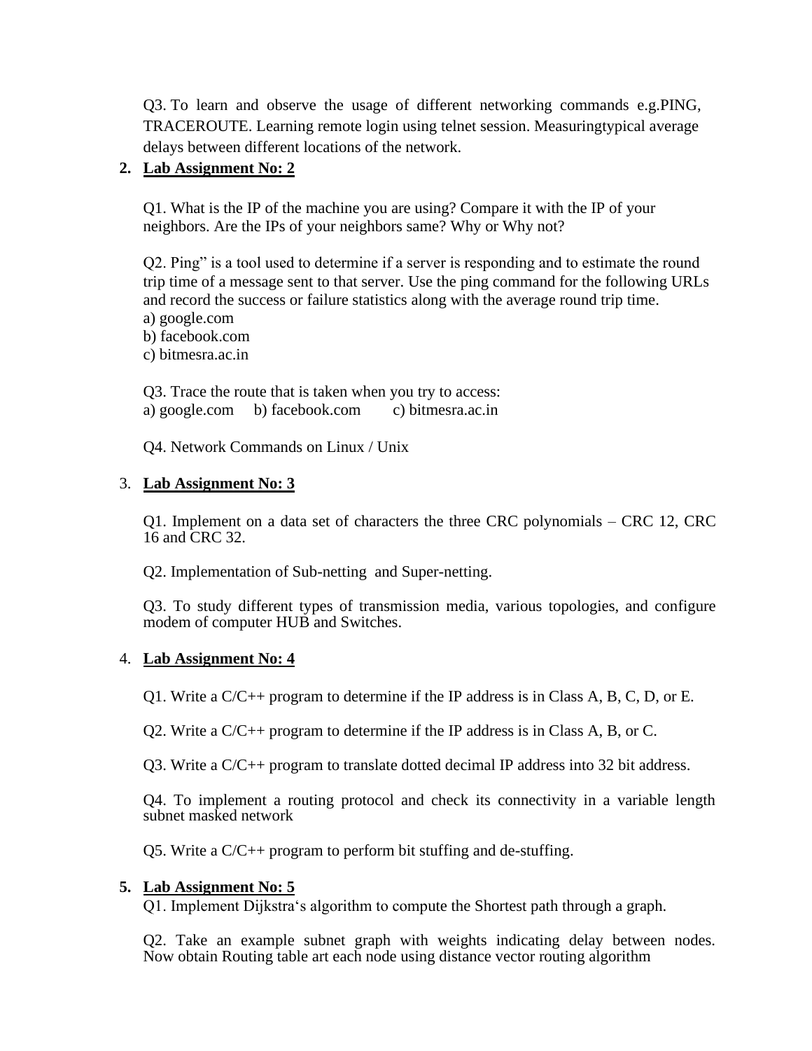Q3. To learn and observe the usage of different networking commands e.g.PING, TRACEROUTE. Learning remote login using telnet session. Measuringtypical average delays between different locations of the network.

2. **Lab Assignment No: 2**

Q1. What is the IP of the machine you are using? Compare it with the IP of your neighbors. Are the IPs of your neighbors same? Why or Why not?

Q2. Ping" is a tool used to determine if a server is responding and to estimate the round trip time of a message sent to that server. Use the ping command for the following URLs and record the success or failure statistics along with the average round trip time.
a) google.com
b) facebook.com
c) bitmesra.ac.in

Q3. Trace the route that is taken when you try to access:
a) google.com b) facebook.com c) bitmesra.ac.in

Q4. Network Commands on Linux / Unix

3. **Lab Assignment No: 3**

Q1. Implement on a data set of characters the three CRC polynomials – CRC 12, CRC 16 and CRC 32.

Q2. Implementation of Sub-netting and Super-netting.

Q3. To study different types of transmission media, various topologies, and configure modem of computer HUB and Switches.

4. **Lab Assignment No: 4**

Q1. Write a C/C++ program to determine if the IP address is in Class A, B, C, D, or E.

Q2. Write a C/C++ program to determine if the IP address is in Class A, B, or C.

Q3. Write a C/C++ program to translate dotted decimal IP address into 32 bit address.

Q4. To implement a routing protocol and check its connectivity in a variable length subnet masked network

Q5. Write a C/C++ program to perform bit stuffing and de-stuffing.

5. **Lab Assignment No: 5**

Q1. Implement Dijkstra's algorithm to compute the Shortest path through a graph.

Q2. Take an example subnet graph with weights indicating delay between nodes. Now obtain Routing table art each node using distance vector routing algorithm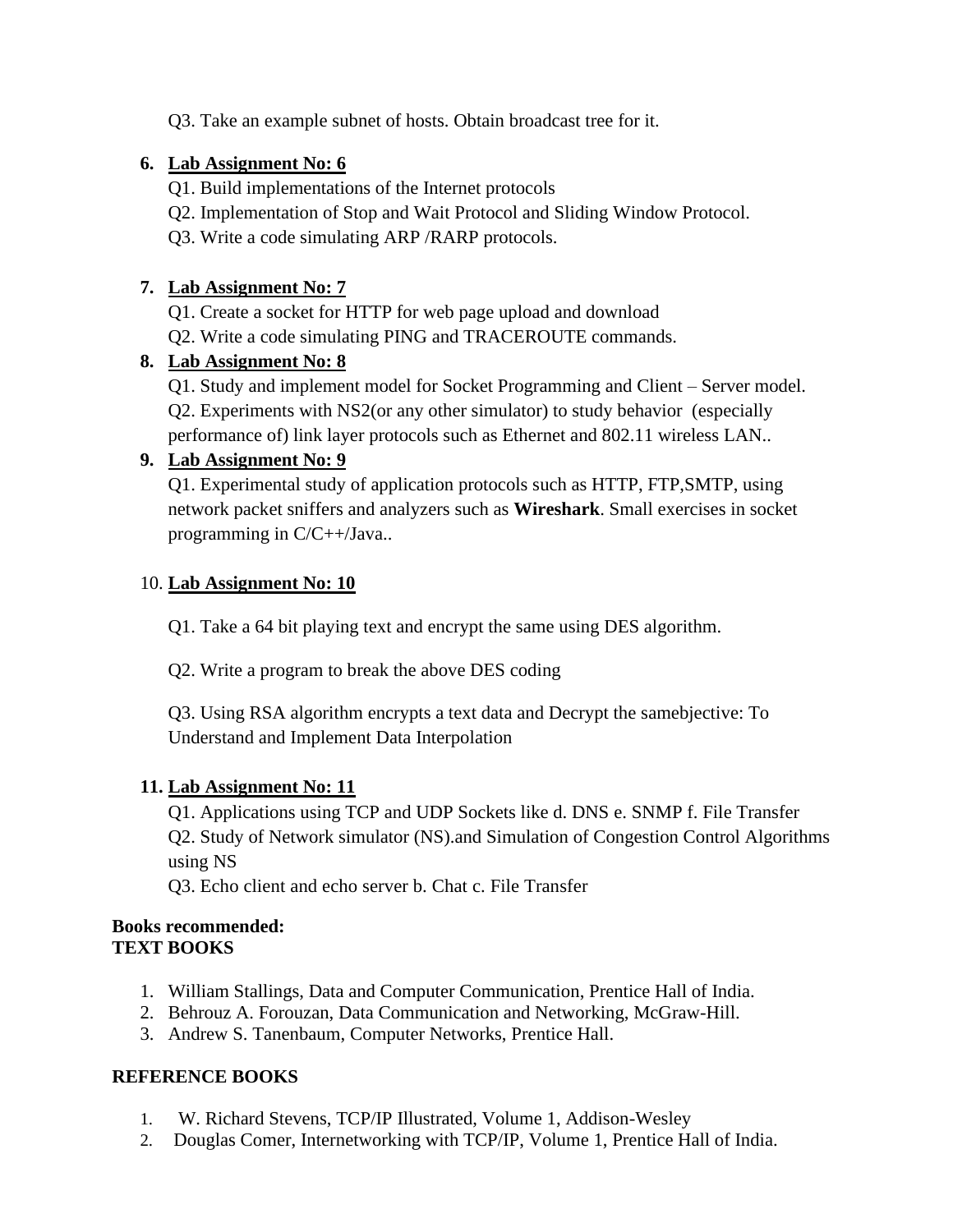Q3. Take an example subnet of hosts. Obtain broadcast tree for it.

6. **Lab Assignment No: 6**

   Q1. Build implementations of the Internet protocols

   Q2. Implementation of Stop and Wait Protocol and Sliding Window Protocol.

   Q3. Write a code simulating ARP /RARP protocols.

7. **Lab Assignment No: 7**

   Q1. Create a socket for HTTP for web page upload and download

   Q2. Write a code simulating PING and TRACEROUTE commands.

8. **Lab Assignment No: 8**

   Q1. Study and implement model for Socket Programming and Client – Server model.

   Q2. Experiments with NS2(or any other simulator) to study behavior (especially performance of) link layer protocols such as Ethernet and 802.11 wireless LAN..

9. **Lab Assignment No: 9**

   Q1. Experimental study of application protocols such as HTTP, FTP,SMTP, using network packet sniffers and analyzers such as **Wireshark**. Small exercises in socket programming in C/C++/Java..

10. **Lab Assignment No: 10**

    Q1. Take a 64 bit playing text and encrypt the same using DES algorithm.

    Q2. Write a program to break the above DES coding

    Q3. Using RSA algorithm encrypts a text data and Decrypt the samebjective: To Understand and Implement Data Interpolation

11. **Lab Assignment No: 11**

    Q1. Applications using TCP and UDP Sockets like d. DNS e. SNMP f. File Transfer

    Q2. Study of Network simulator (NS).and Simulation of Congestion Control Algorithms using NS

    Q3. Echo client and echo server b. Chat c. File Transfer

**Books recommended:**
**TEXT BOOKS**

1. William Stallings, Data and Computer Communication, Prentice Hall of India.
2. Behrouz A. Forouzan, Data Communication and Networking, McGraw-Hill.
3. Andrew S. Tanenbaum, Computer Networks, Prentice Hall.

**REFERENCE BOOKS**

1. W. Richard Stevens, TCP/IP Illustrated, Volume 1, Addison-Wesley
2. Douglas Comer, Internetworking with TCP/IP, Volume 1, Prentice Hall of India.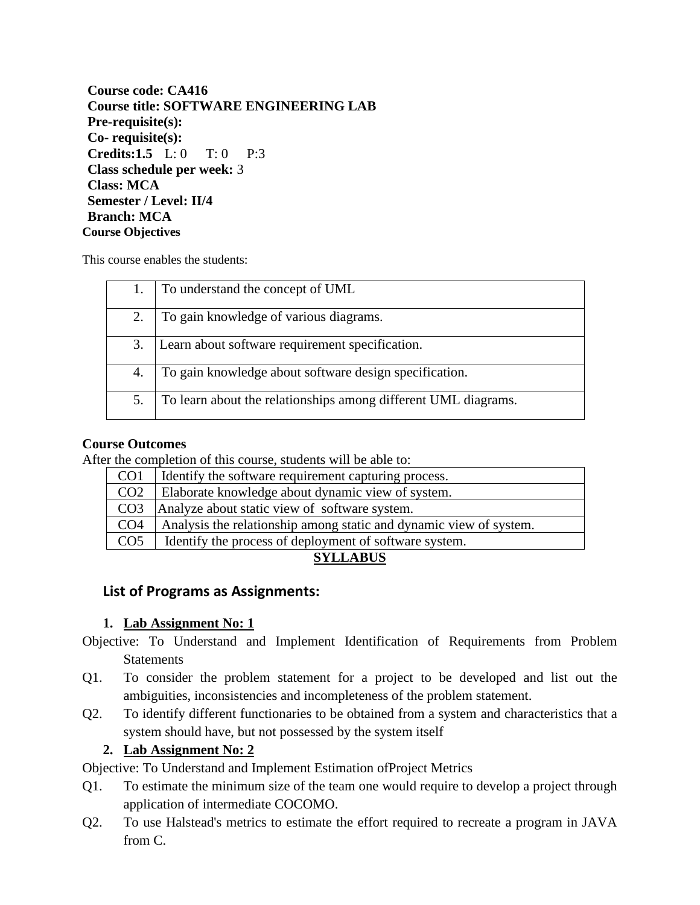**Course code: CA416**
**Course title: SOFTWARE ENGINEERING LAB**
**Pre-requisite(s):**
**Co- requisite(s):**
**Credits:1.5** L: 0 T: 0 P:3
**Class schedule per week:** 3
**Class: MCA**
**Semester / Level: II/4**
**Branch: MCA**

**Course Objectives**

This course enables the students:

| | |
|---|---|
| 1. | To understand the concept of UML |
| 2. | To gain knowledge of various diagrams. |
| 3. | Learn about software requirement specification. |
| 4. | To gain knowledge about software design specification. |
| 5. | To learn about the relationships among different UML diagrams. |

**Course Outcomes**

After the completion of this course, students will be able to:

| | |
|---|---|
| CO1 | Identify the software requirement capturing process. |
| CO2 | Elaborate knowledge about dynamic view of system. |
| CO3 | Analyze about static view of software system. |
| CO4 | Analysis the relationship among static and dynamic view of system. |
| CO5 | Identify the process of deployment of software system. |

**SYLLABUS**

## List of Programs as Assignments:

1. **Lab Assignment No: 1**

Objective: To Understand and Implement Identification of Requirements from Problem Statements

Q1. To consider the problem statement for a project to be developed and list out the ambiguities, inconsistencies and incompleteness of the problem statement.

Q2. To identify different functionaries to be obtained from a system and characteristics that a system should have, but not possessed by the system itself

2. **Lab Assignment No: 2**

Objective: To Understand and Implement Estimation ofProject Metrics

Q1. To estimate the minimum size of the team one would require to develop a project through application of intermediate COCOMO.

Q2. To use Halstead's metrics to estimate the effort required to recreate a program in JAVA from C.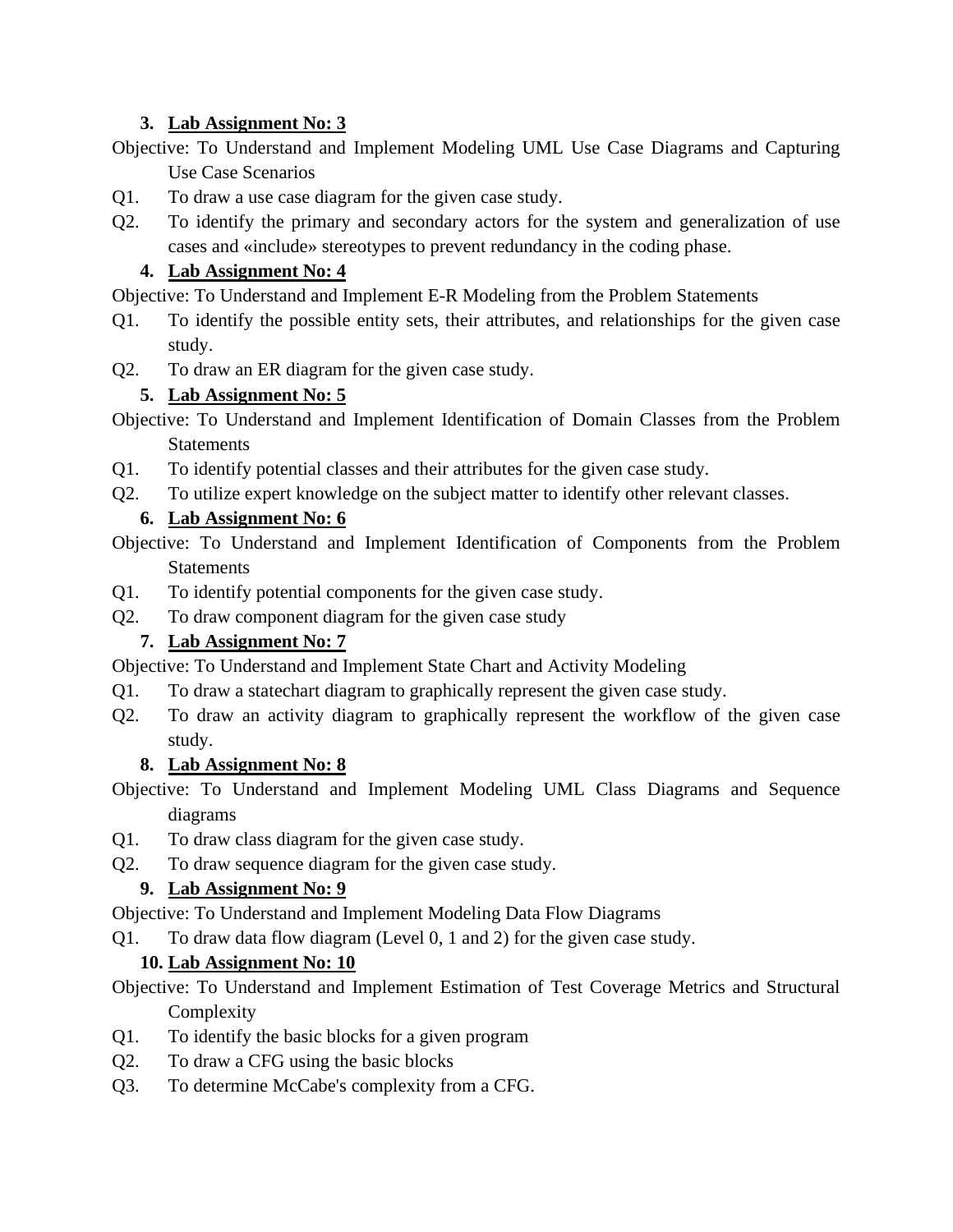### 3. Lab Assignment No: 3

Objective: To Understand and Implement Modeling UML Use Case Diagrams and Capturing Use Case Scenarios

Q1. To draw a use case diagram for the given case study.

Q2. To identify the primary and secondary actors for the system and generalization of use cases and «include» stereotypes to prevent redundancy in the coding phase.

### 4. Lab Assignment No: 4

Objective: To Understand and Implement E-R Modeling from the Problem Statements

Q1. To identify the possible entity sets, their attributes, and relationships for the given case study.

Q2. To draw an ER diagram for the given case study.

### 5. Lab Assignment No: 5

Objective: To Understand and Implement Identification of Domain Classes from the Problem Statements

Q1. To identify potential classes and their attributes for the given case study.

Q2. To utilize expert knowledge on the subject matter to identify other relevant classes.

### 6. Lab Assignment No: 6

Objective: To Understand and Implement Identification of Components from the Problem Statements

Q1. To identify potential components for the given case study.

Q2. To draw component diagram for the given case study

### 7. Lab Assignment No: 7

Objective: To Understand and Implement State Chart and Activity Modeling

Q1. To draw a statechart diagram to graphically represent the given case study.

Q2. To draw an activity diagram to graphically represent the workflow of the given case study.

### 8. Lab Assignment No: 8

Objective: To Understand and Implement Modeling UML Class Diagrams and Sequence diagrams

Q1. To draw class diagram for the given case study.

Q2. To draw sequence diagram for the given case study.

### 9. Lab Assignment No: 9

Objective: To Understand and Implement Modeling Data Flow Diagrams

Q1. To draw data flow diagram (Level 0, 1 and 2) for the given case study.

### 10. Lab Assignment No: 10

Objective: To Understand and Implement Estimation of Test Coverage Metrics and Structural Complexity

Q1. To identify the basic blocks for a given program

Q2. To draw a CFG using the basic blocks

Q3. To determine McCabe's complexity from a CFG.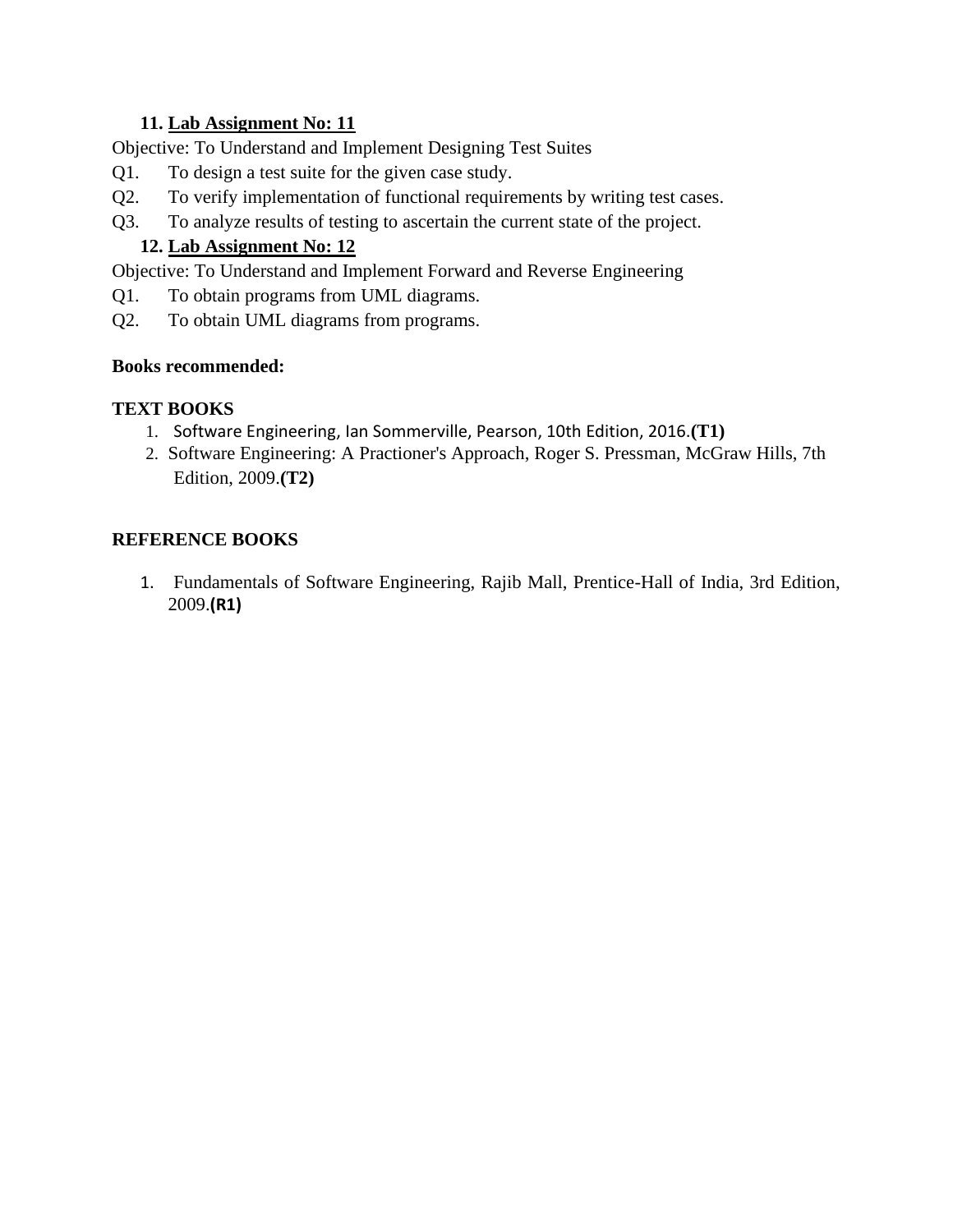### 11. Lab Assignment No: 11

Objective: To Understand and Implement Designing Test Suites

Q1. To design a test suite for the given case study.

Q2. To verify implementation of functional requirements by writing test cases.

Q3. To analyze results of testing to ascertain the current state of the project.

### 12. Lab Assignment No: 12

Objective: To Understand and Implement Forward and Reverse Engineering

Q1. To obtain programs from UML diagrams.

Q2. To obtain UML diagrams from programs.

**Books recommended:**

**TEXT BOOKS**

1. Software Engineering, Ian Sommerville, Pearson, 10th Edition, 2016.**(T1)**
2. Software Engineering: A Practioner's Approach, Roger S. Pressman, McGraw Hills, 7th Edition, 2009.**(T2)**

**REFERENCE BOOKS**

1. Fundamentals of Software Engineering, Rajib Mall, Prentice-Hall of India, 3rd Edition, 2009.**(R1)**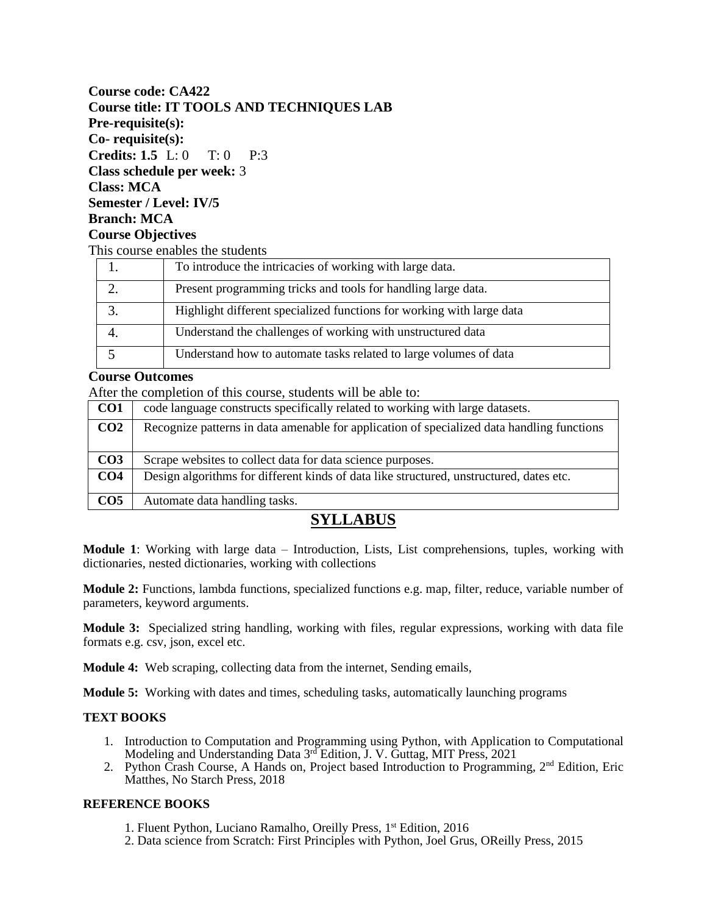**Course code: CA422**
**Course title: IT TOOLS AND TECHNIQUES LAB**
**Pre-requisite(s):**
**Co- requisite(s):**
**Credits: 1.5** L: 0 T: 0 P:3
**Class schedule per week:** 3
**Class: MCA**
**Semester / Level: IV/5**
**Branch: MCA**

**Course Objectives**

This course enables the students

| | |
|---|---|
| 1. | To introduce the intricacies of working with large data. |
| 2. | Present programming tricks and tools for handling large data. |
| 3. | Highlight different specialized functions for working with large data |
| 4. | Understand the challenges of working with unstructured data |
| 5 | Understand how to automate tasks related to large volumes of data |

**Course Outcomes**

After the completion of this course, students will be able to:

| | |
|---|---|
| **CO1** | code language constructs specifically related to working with large datasets. |
| **CO2** | Recognize patterns in data amenable for application of specialized data handling functions |
| **CO3** | Scrape websites to collect data for data science purposes. |
| **CO4** | Design algorithms for different kinds of data like structured, unstructured, dates etc. |
| **CO5** | Automate data handling tasks. |

## SYLLABUS

**Module 1**: Working with large data – Introduction, Lists, List comprehensions, tuples, working with dictionaries, nested dictionaries, working with collections

**Module 2:** Functions, lambda functions, specialized functions e.g. map, filter, reduce, variable number of parameters, keyword arguments.

**Module 3:** Specialized string handling, working with files, regular expressions, working with data file formats e.g. csv, json, excel etc.

**Module 4:** Web scraping, collecting data from the internet, Sending emails,

**Module 5:** Working with dates and times, scheduling tasks, automatically launching programs

**TEXT BOOKS**

1. Introduction to Computation and Programming using Python, with Application to Computational Modeling and Understanding Data 3rd Edition, J. V. Guttag, MIT Press, 2021
2. Python Crash Course, A Hands on, Project based Introduction to Programming, 2nd Edition, Eric Matthes, No Starch Press, 2018

**REFERENCE BOOKS**

1. Fluent Python, Luciano Ramalho, Oreilly Press, 1st Edition, 2016
2. Data science from Scratch: First Principles with Python, Joel Grus, OReilly Press, 2015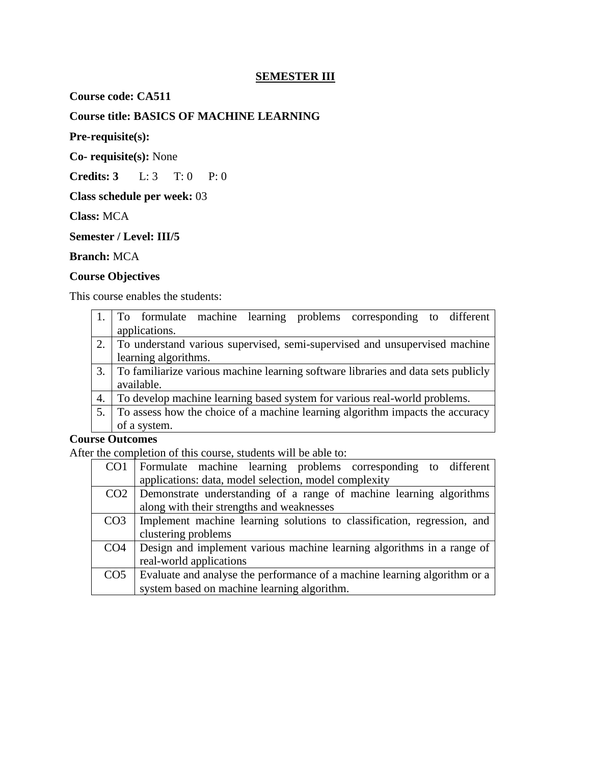## SEMESTER III

**Course code: CA511**

**Course title: BASICS OF MACHINE LEARNING**

**Pre-requisite(s):**

**Co- requisite(s):** None

**Credits: 3** L: 3 T: 0 P: 0

**Class schedule per week:** 03

**Class:** MCA

**Semester / Level: III/5**

**Branch:** MCA

**Course Objectives**

This course enables the students:

| | |
|---|---|
| 1. | To formulate machine learning problems corresponding to different applications. |
| 2. | To understand various supervised, semi-supervised and unsupervised machine learning algorithms. |
| 3. | To familiarize various machine learning software libraries and data sets publicly available. |
| 4. | To develop machine learning based system for various real-world problems. |
| 5. | To assess how the choice of a machine learning algorithm impacts the accuracy of a system. |

**Course Outcomes**

After the completion of this course, students will be able to:

| | |
|---|---|
| CO1 | Formulate machine learning problems corresponding to different applications: data, model selection, model complexity |
| CO2 | Demonstrate understanding of a range of machine learning algorithms along with their strengths and weaknesses |
| CO3 | Implement machine learning solutions to classification, regression, and clustering problems |
| CO4 | Design and implement various machine learning algorithms in a range of real-world applications |
| CO5 | Evaluate and analyse the performance of a machine learning algorithm or a system based on machine learning algorithm. |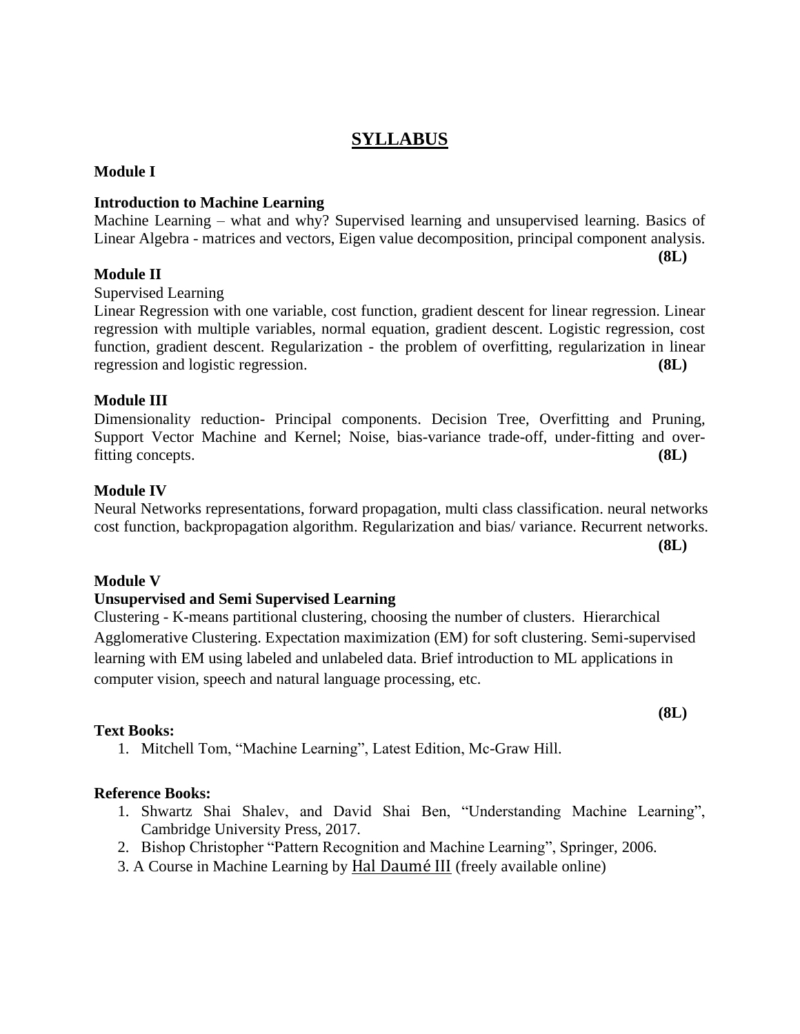# SYLLABUS

**Module I**

**Introduction to Machine Learning**

Machine Learning – what and why? Supervised learning and unsupervised learning. Basics of Linear Algebra - matrices and vectors, Eigen value decomposition, principal component analysis. **(8L)**

**Module II**

Supervised Learning

Linear Regression with one variable, cost function, gradient descent for linear regression. Linear regression with multiple variables, normal equation, gradient descent. Logistic regression, cost function, gradient descent. Regularization - the problem of overfitting, regularization in linear regression and logistic regression. **(8L)**

**Module III**

Dimensionality reduction- Principal components. Decision Tree, Overfitting and Pruning, Support Vector Machine and Kernel; Noise, bias-variance trade-off, under-fitting and over-fitting concepts. **(8L)**

**Module IV**

Neural Networks representations, forward propagation, multi class classification. neural networks cost function, backpropagation algorithm. Regularization and bias/ variance. Recurrent networks. **(8L)**

**Module V**

**Unsupervised and Semi Supervised Learning**

Clustering - K-means partitional clustering, choosing the number of clusters. Hierarchical Agglomerative Clustering. Expectation maximization (EM) for soft clustering. Semi-supervised learning with EM using labeled and unlabeled data. Brief introduction to ML applications in computer vision, speech and natural language processing, etc.

**(8L)**

**Text Books:**

1. Mitchell Tom, "Machine Learning", Latest Edition, Mc-Graw Hill.

**Reference Books:**

1. Shwartz Shai Shalev, and David Shai Ben, "Understanding Machine Learning", Cambridge University Press, 2017.
2. Bishop Christopher "Pattern Recognition and Machine Learning", Springer, 2006.
3. A Course in Machine Learning by Hal Daumé III (freely available online)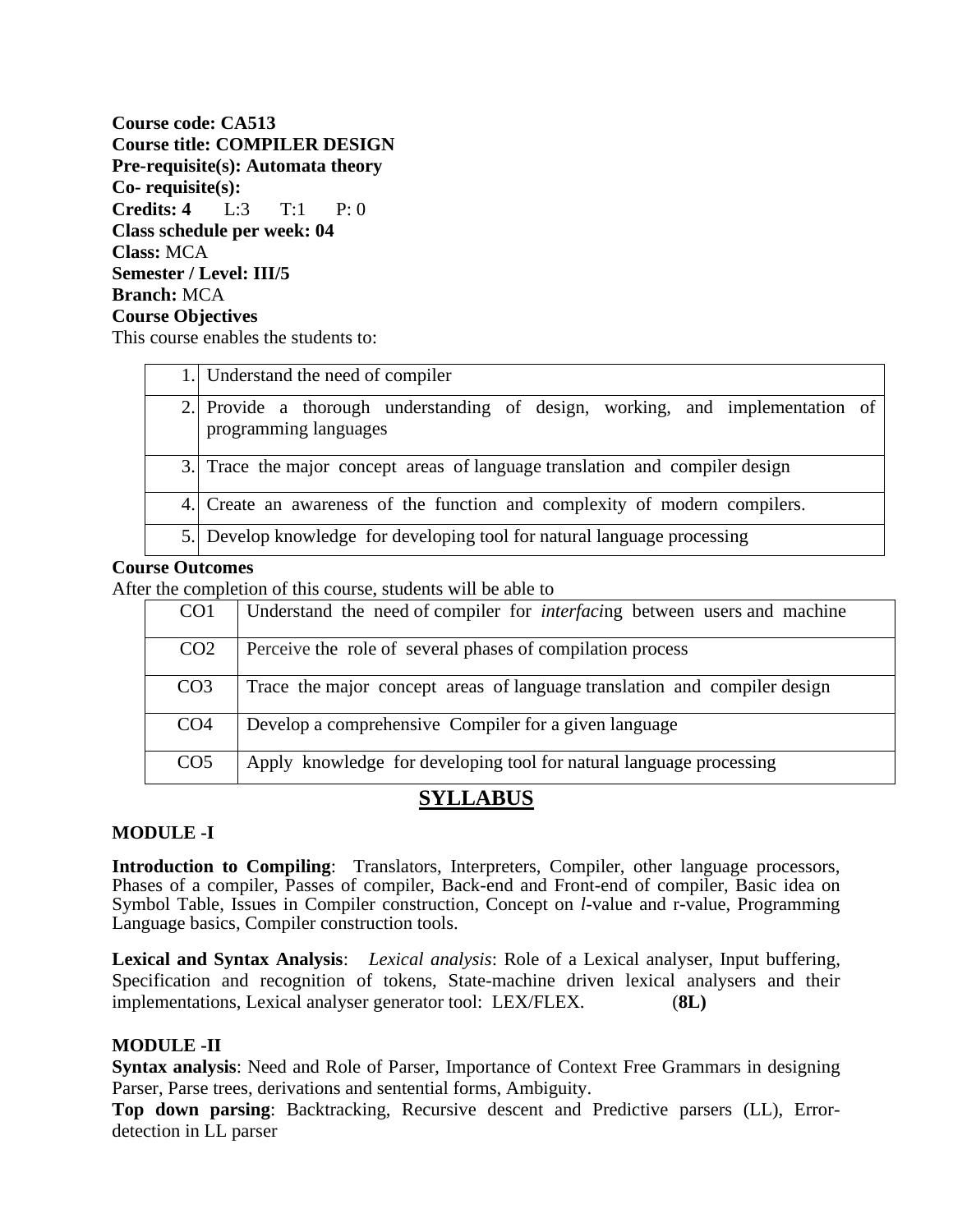**Course code: CA513**
**Course title: COMPILER DESIGN**
**Pre-requisite(s): Automata theory**
**Co- requisite(s):**
**Credits: 4** L:3 T:1 P: 0
**Class schedule per week: 04**
**Class:** MCA
**Semester / Level: III/5**
**Branch:** MCA
**Course Objectives**
This course enables the students to:

| | |
|---|---|
| 1. | Understand the need of compiler |
| 2. | Provide a thorough understanding of design, working, and implementation of programming languages |
| 3. | Trace the major concept areas of language translation and compiler design |
| 4. | Create an awareness of the function and complexity of modern compilers. |
| 5. | Develop knowledge for developing tool for natural language processing |

**Course Outcomes**
After the completion of this course, students will be able to

| | |
|---|---|
| CO1 | Understand the need of compiler for *interfac*ing between users and machine |
| CO2 | Perceive the role of several phases of compilation process |
| CO3 | Trace the major concept areas of language translation and compiler design |
| CO4 | Develop a comprehensive Compiler for a given language |
| CO5 | Apply knowledge for developing tool for natural language processing |

## SYLLABUS

**MODULE -I**

**Introduction to Compiling**: Translators, Interpreters, Compiler, other language processors, Phases of a compiler, Passes of compiler, Back-end and Front-end of compiler, Basic idea on Symbol Table, Issues in Compiler construction, Concept on *l*-value and r-value, Programming Language basics, Compiler construction tools.

**Lexical and Syntax Analysis**: *Lexical analysis*: Role of a Lexical analyser, Input buffering, Specification and recognition of tokens, State-machine driven lexical analysers and their implementations, Lexical analyser generator tool: LEX/FLEX. (**8L)**

**MODULE -II**
**Syntax analysis**: Need and Role of Parser, Importance of Context Free Grammars in designing Parser, Parse trees, derivations and sentential forms, Ambiguity.
**Top down parsing**: Backtracking, Recursive descent and Predictive parsers (LL), Error-detection in LL parser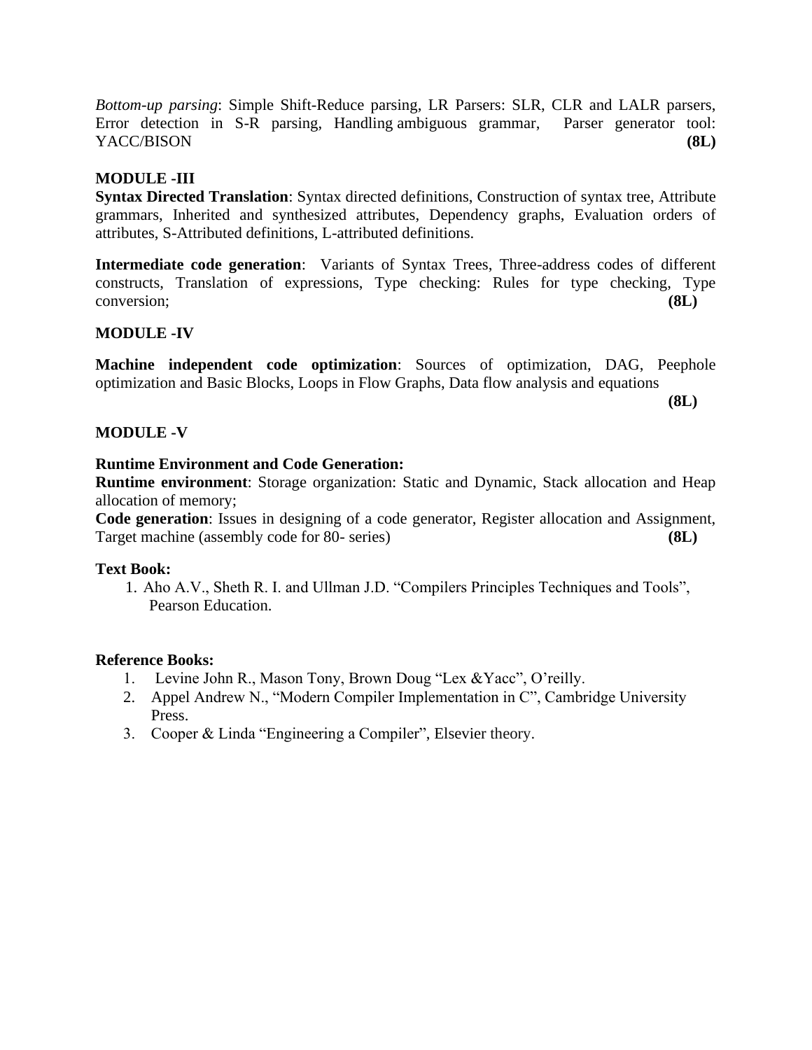*Bottom-up parsing*: Simple Shift-Reduce parsing, LR Parsers: SLR, CLR and LALR parsers, Error detection in S-R parsing, Handling ambiguous grammar, Parser generator tool: YACC/BISON **(8L)**

**MODULE -III**

**Syntax Directed Translation**: Syntax directed definitions, Construction of syntax tree, Attribute grammars, Inherited and synthesized attributes, Dependency graphs, Evaluation orders of attributes, S-Attributed definitions, L-attributed definitions.

**Intermediate code generation**: Variants of Syntax Trees, Three-address codes of different constructs, Translation of expressions, Type checking: Rules for type checking, Type conversion; **(8L)**

**MODULE -IV**

**Machine independent code optimization**: Sources of optimization, DAG, Peephole optimization and Basic Blocks, Loops in Flow Graphs, Data flow analysis and equations **(8L)**

**MODULE -V**

**Runtime Environment and Code Generation:**

**Runtime environment**: Storage organization: Static and Dynamic, Stack allocation and Heap allocation of memory;

**Code generation**: Issues in designing of a code generator, Register allocation and Assignment, Target machine (assembly code for 80- series) **(8L)**

**Text Book:**

1. Aho A.V., Sheth R. I. and Ullman J.D. "Compilers Principles Techniques and Tools", Pearson Education.

**Reference Books:**

1. Levine John R., Mason Tony, Brown Doug "Lex &Yacc", O'reilly.
2. Appel Andrew N., "Modern Compiler Implementation in C", Cambridge University Press.
3. Cooper & Linda "Engineering a Compiler", Elsevier theory.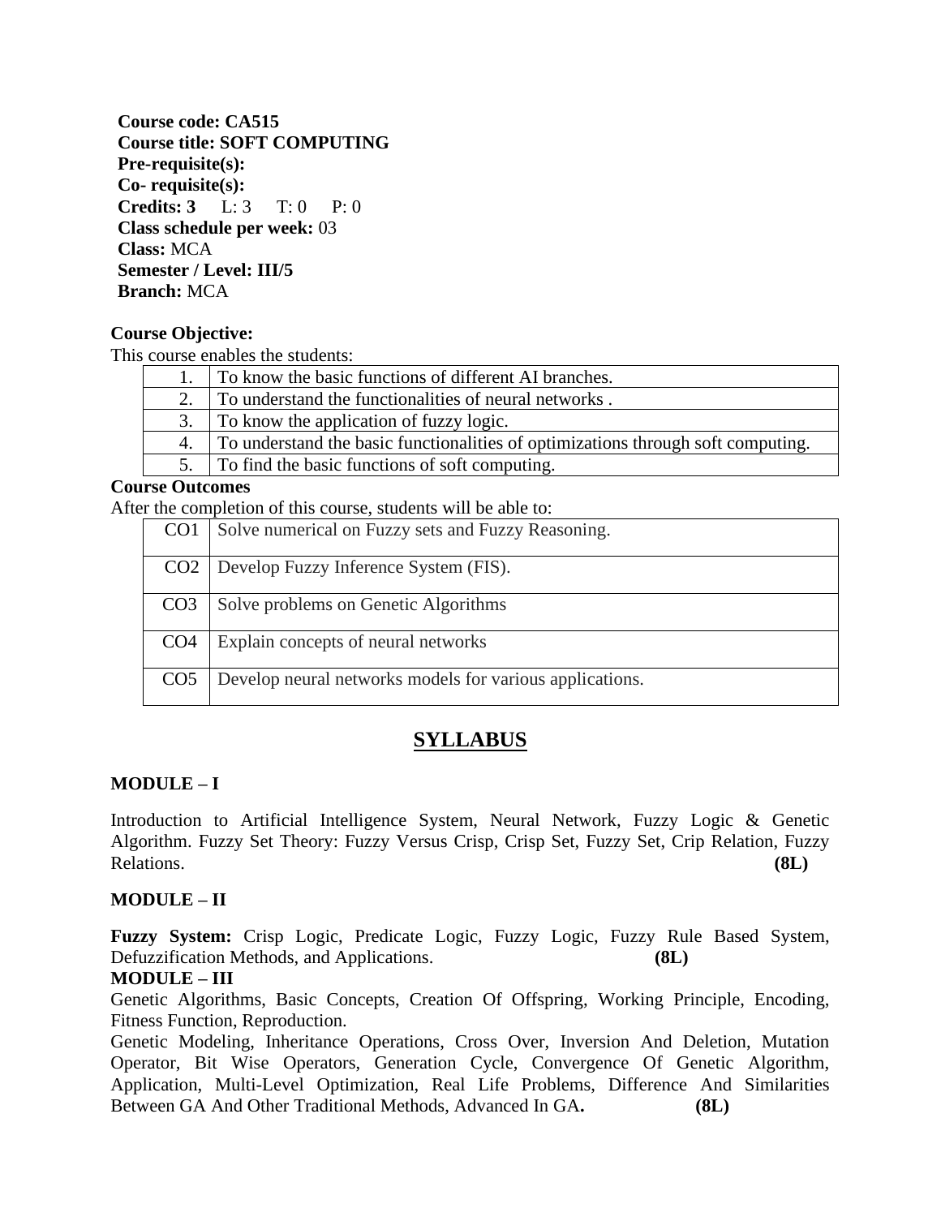**Course code: CA515**
**Course title: SOFT COMPUTING**
**Pre-requisite(s):**
**Co- requisite(s):**
**Credits: 3** L: 3 T: 0 P: 0
**Class schedule per week:** 03
**Class:** MCA
**Semester / Level: III/5**
**Branch:** MCA

**Course Objective:**

This course enables the students:

| | |
|---|---|
| 1. | To know the basic functions of different AI branches. |
| 2. | To understand the functionalities of neural networks . |
| 3. | To know the application of fuzzy logic. |
| 4. | To understand the basic functionalities of optimizations through soft computing. |
| 5. | To find the basic functions of soft computing. |

**Course Outcomes**

After the completion of this course, students will be able to:

| | |
|---|---|
| CO1 | Solve numerical on Fuzzy sets and Fuzzy Reasoning. |
| CO2 | Develop Fuzzy Inference System (FIS). |
| CO3 | Solve problems on Genetic Algorithms |
| CO4 | Explain concepts of neural networks |
| CO5 | Develop neural networks models for various applications. |

# SYLLABUS

**MODULE – I**

Introduction to Artificial Intelligence System, Neural Network, Fuzzy Logic & Genetic Algorithm. Fuzzy Set Theory: Fuzzy Versus Crisp, Crisp Set, Fuzzy Set, Crip Relation, Fuzzy Relations. **(8L)**

**MODULE – II**

**Fuzzy System:** Crisp Logic, Predicate Logic, Fuzzy Logic, Fuzzy Rule Based System, Defuzzification Methods, and Applications. **(8L)**

**MODULE – III**

Genetic Algorithms, Basic Concepts, Creation Of Offspring, Working Principle, Encoding, Fitness Function, Reproduction.

Genetic Modeling, Inheritance Operations, Cross Over, Inversion And Deletion, Mutation Operator, Bit Wise Operators, Generation Cycle, Convergence Of Genetic Algorithm, Application, Multi-Level Optimization, Real Life Problems, Difference And Similarities Between GA And Other Traditional Methods, Advanced In GA**.** **(8L)**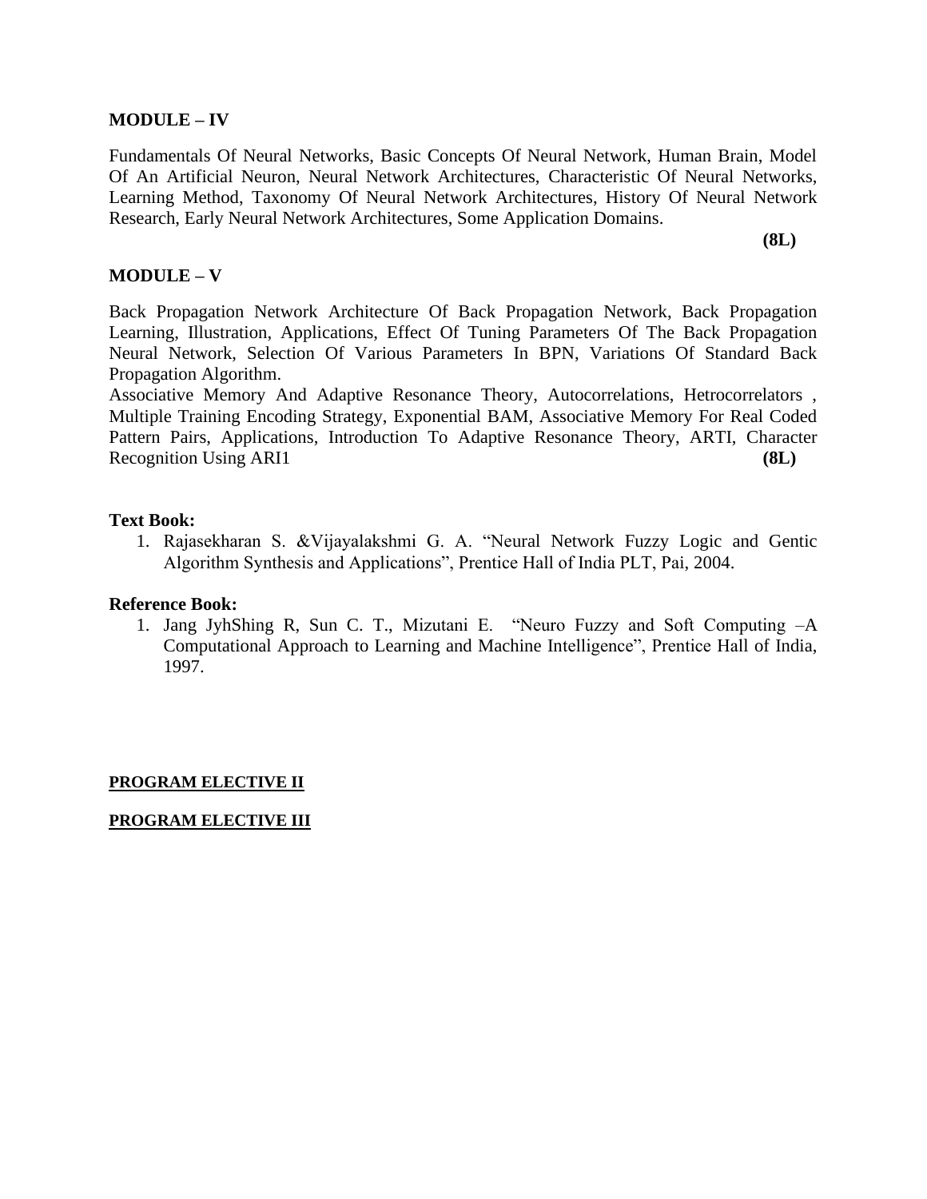**MODULE – IV**

Fundamentals Of Neural Networks, Basic Concepts Of Neural Network, Human Brain, Model Of An Artificial Neuron, Neural Network Architectures, Characteristic Of Neural Networks, Learning Method, Taxonomy Of Neural Network Architectures, History Of Neural Network Research, Early Neural Network Architectures, Some Application Domains.

**(8L)**

**MODULE – V**

Back Propagation Network Architecture Of Back Propagation Network, Back Propagation Learning, Illustration, Applications, Effect Of Tuning Parameters Of The Back Propagation Neural Network, Selection Of Various Parameters In BPN, Variations Of Standard Back Propagation Algorithm.

Associative Memory And Adaptive Resonance Theory, Autocorrelations, Hetrocorrelators , Multiple Training Encoding Strategy, Exponential BAM, Associative Memory For Real Coded Pattern Pairs, Applications, Introduction To Adaptive Resonance Theory, ARTI, Character Recognition Using ARI1 **(8L)**

**Text Book:**

1. Rajasekharan S. &Vijayalakshmi G. A. "Neural Network Fuzzy Logic and Gentic Algorithm Synthesis and Applications", Prentice Hall of India PLT, Pai, 2004.

**Reference Book:**

1. Jang JyhShing R, Sun C. T., Mizutani E. "Neuro Fuzzy and Soft Computing –A Computational Approach to Learning and Machine Intelligence", Prentice Hall of India, 1997.

**PROGRAM ELECTIVE II**

**PROGRAM ELECTIVE III**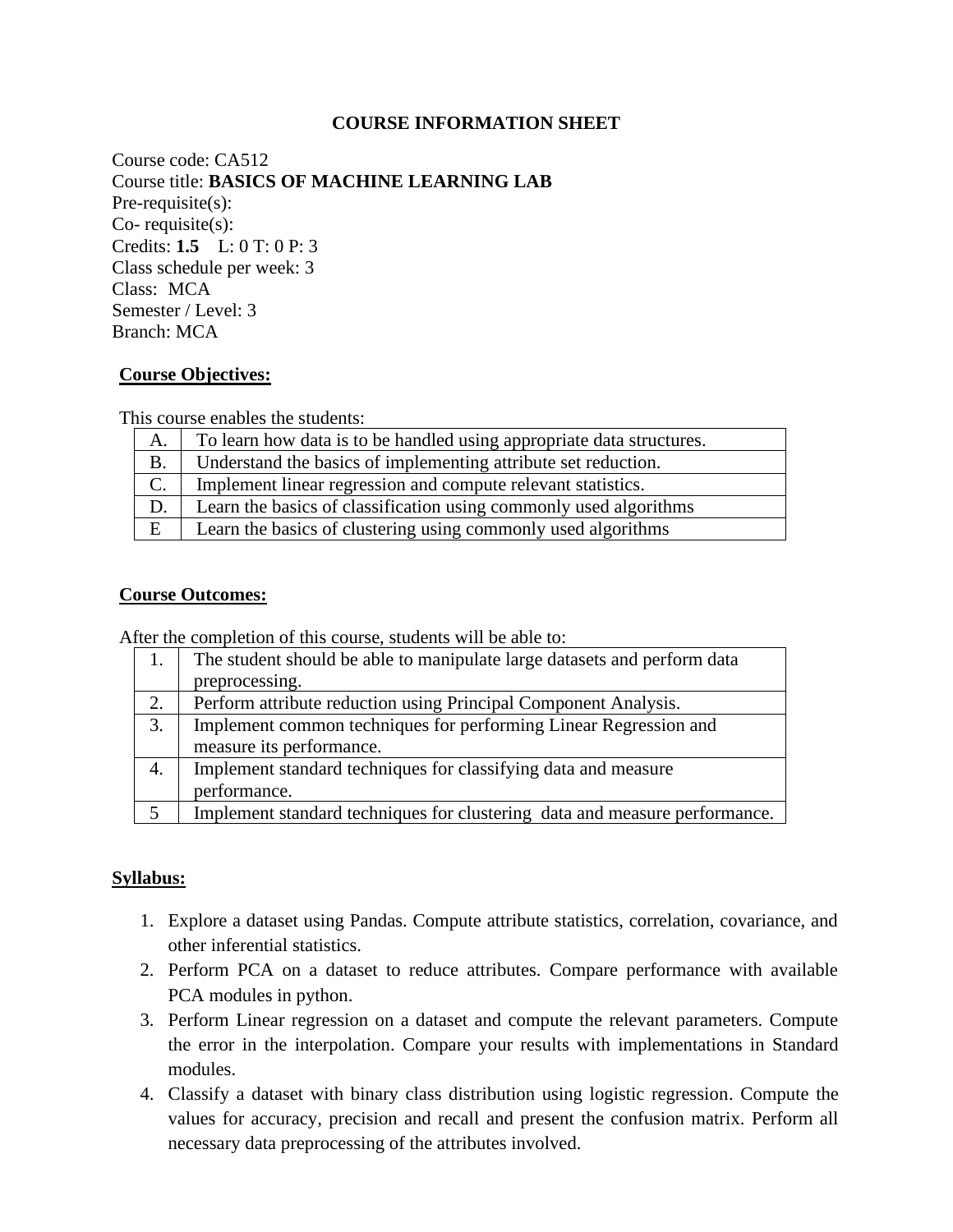## COURSE INFORMATION SHEET

Course code: CA512
Course title: **BASICS OF MACHINE LEARNING LAB**
Pre-requisite(s):
Co- requisite(s):
Credits: **1.5** L: 0 T: 0 P: 3
Class schedule per week: 3
Class: MCA
Semester / Level: 3
Branch: MCA

**Course Objectives:**

This course enables the students:

| | |
|---|---|
| A. | To learn how data is to be handled using appropriate data structures. |
| B. | Understand the basics of implementing attribute set reduction. |
| C. | Implement linear regression and compute relevant statistics. |
| D. | Learn the basics of classification using commonly used algorithms |
| E | Learn the basics of clustering using commonly used algorithms |

**Course Outcomes:**

After the completion of this course, students will be able to:

| | |
|---|---|
| 1. | The student should be able to manipulate large datasets and perform data preprocessing. |
| 2. | Perform attribute reduction using Principal Component Analysis. |
| 3. | Implement common techniques for performing Linear Regression and measure its performance. |
| 4. | Implement standard techniques for classifying data and measure performance. |
| 5 | Implement standard techniques for clustering data and measure performance. |

**Syllabus:**

1. Explore a dataset using Pandas. Compute attribute statistics, correlation, covariance, and other inferential statistics.
2. Perform PCA on a dataset to reduce attributes. Compare performance with available PCA modules in python.
3. Perform Linear regression on a dataset and compute the relevant parameters. Compute the error in the interpolation. Compare your results with implementations in Standard modules.
4. Classify a dataset with binary class distribution using logistic regression. Compute the values for accuracy, precision and recall and present the confusion matrix. Perform all necessary data preprocessing of the attributes involved.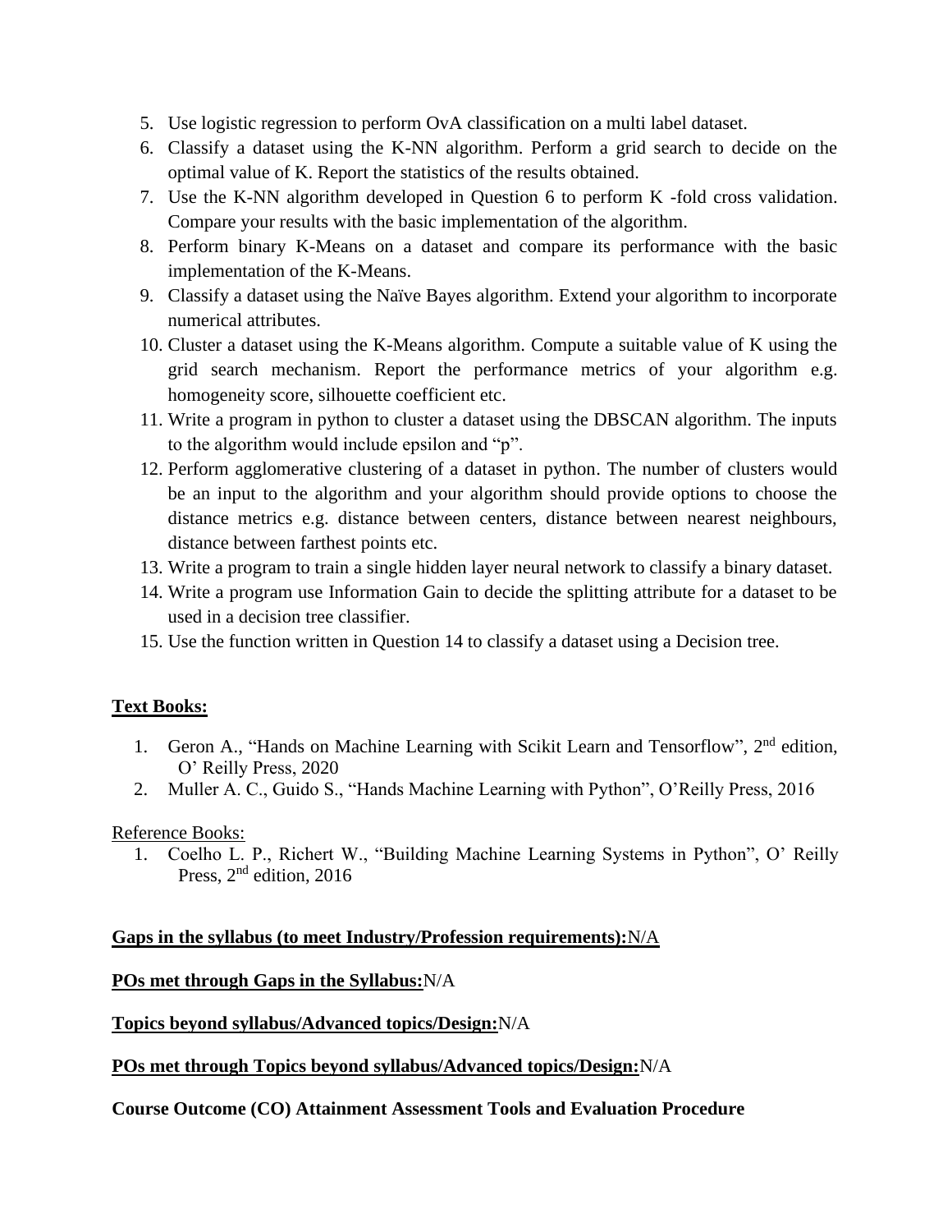5. Use logistic regression to perform OvA classification on a multi label dataset.
6. Classify a dataset using the K-NN algorithm. Perform a grid search to decide on the optimal value of K. Report the statistics of the results obtained.
7. Use the K-NN algorithm developed in Question 6 to perform K -fold cross validation. Compare your results with the basic implementation of the algorithm.
8. Perform binary K-Means on a dataset and compare its performance with the basic implementation of the K-Means.
9. Classify a dataset using the Naïve Bayes algorithm. Extend your algorithm to incorporate numerical attributes.
10. Cluster a dataset using the K-Means algorithm. Compute a suitable value of K using the grid search mechanism. Report the performance metrics of your algorithm e.g. homogeneity score, silhouette coefficient etc.
11. Write a program in python to cluster a dataset using the DBSCAN algorithm. The inputs to the algorithm would include epsilon and "p".
12. Perform agglomerative clustering of a dataset in python. The number of clusters would be an input to the algorithm and your algorithm should provide options to choose the distance metrics e.g. distance between centers, distance between nearest neighbours, distance between farthest points etc.
13. Write a program to train a single hidden layer neural network to classify a binary dataset.
14. Write a program use Information Gain to decide the splitting attribute for a dataset to be used in a decision tree classifier.
15. Use the function written in Question 14 to classify a dataset using a Decision tree.

**Text Books:**

1. Geron A., "Hands on Machine Learning with Scikit Learn and Tensorflow", 2nd edition, O' Reilly Press, 2020
2. Muller A. C., Guido S., "Hands Machine Learning with Python", O'Reilly Press, 2016

Reference Books:

1. Coelho L. P., Richert W., "Building Machine Learning Systems in Python", O' Reilly Press, 2nd edition, 2016

**Gaps in the syllabus (to meet Industry/Profession requirements):** N/A

**POs met through Gaps in the Syllabus:** N/A

**Topics beyond syllabus/Advanced topics/Design:** N/A

**POs met through Topics beyond syllabus/Advanced topics/Design:** N/A

**Course Outcome (CO) Attainment Assessment Tools and Evaluation Procedure**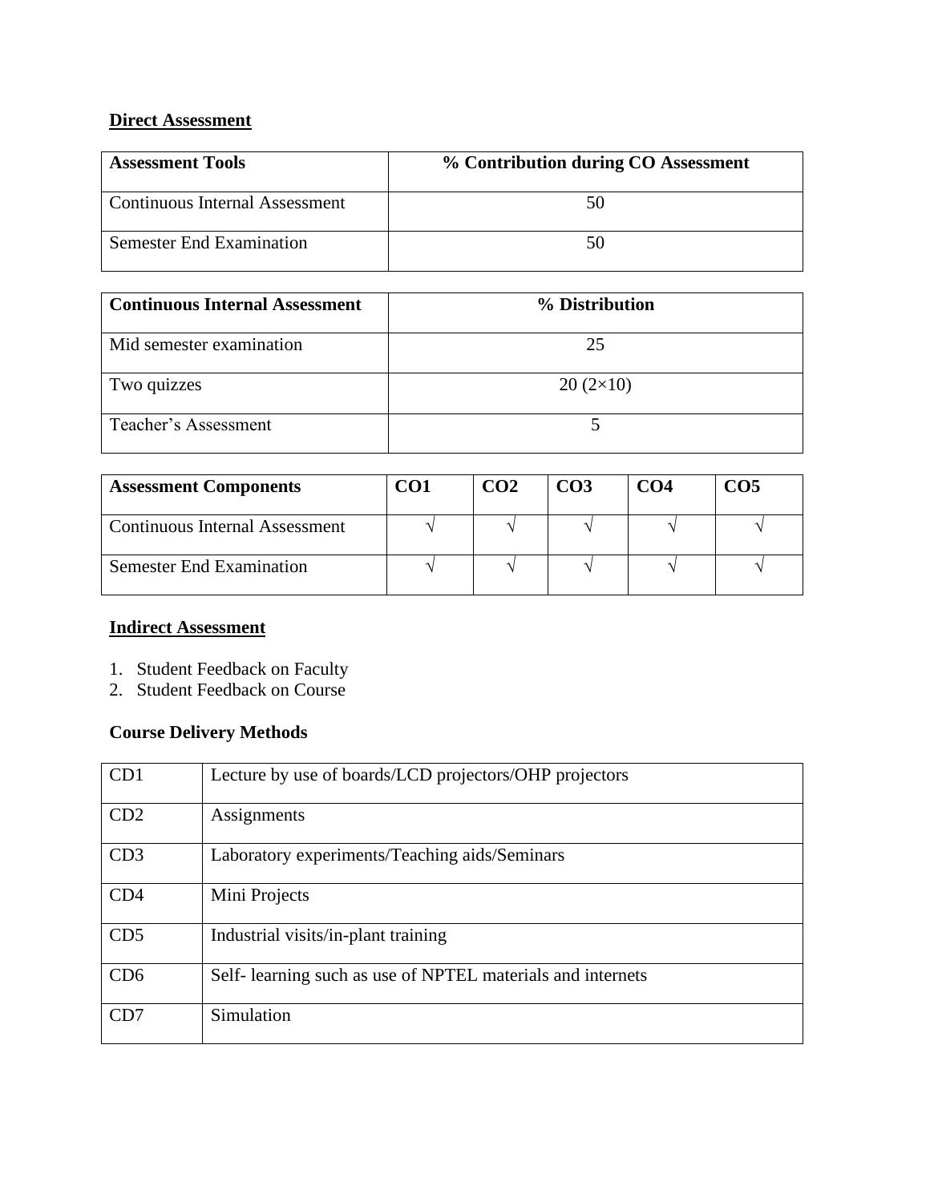## Direct Assessment

| Assessment Tools | % Contribution during CO Assessment |
|---|---|
| Continuous Internal Assessment | 50 |
| Semester End Examination | 50 |

| Continuous Internal Assessment | % Distribution |
|---|---|
| Mid semester examination | 25 |
| Two quizzes | 20 (2×10) |
| Teacher's Assessment | 5 |

| Assessment Components | CO1 | CO2 | CO3 | CO4 | CO5 |
|---|---|---|---|---|---|
| Continuous Internal Assessment | √ | √ | √ | √ | √ |
| Semester End Examination | √ | √ | √ | √ | √ |

## Indirect Assessment

1. Student Feedback on Faculty
2. Student Feedback on Course

### Course Delivery Methods

| | |
|---|---|
| CD1 | Lecture by use of boards/LCD projectors/OHP projectors |
| CD2 | Assignments |
| CD3 | Laboratory experiments/Teaching aids/Seminars |
| CD4 | Mini Projects |
| CD5 | Industrial visits/in-plant training |
| CD6 | Self- learning such as use of NPTEL materials and internets |
| CD7 | Simulation |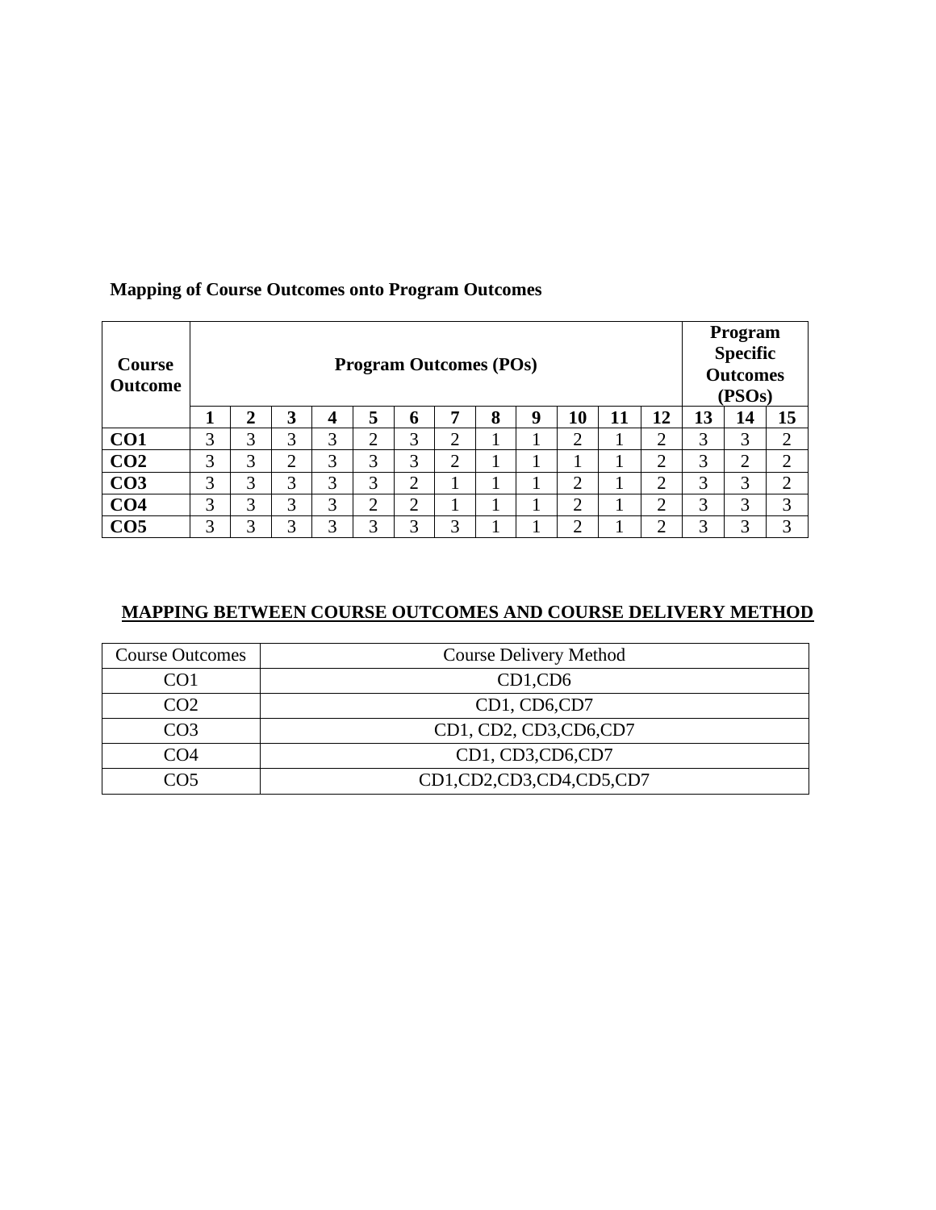**Mapping of Course Outcomes onto Program Outcomes**

| Course Outcome | Program Outcomes (POs) | | | | | | | | | | | | Program Specific Outcomes (PSOs) | | |
|---|---|---|---|---|---|---|---|---|---|---|---|---|---|---|---|
| | 1 | 2 | 3 | 4 | 5 | 6 | 7 | 8 | 9 | 10 | 11 | 12 | 13 | 14 | 15 |
| CO1 | 3 | 3 | 3 | 3 | 2 | 3 | 2 | 1 | 1 | 2 | 1 | 2 | 3 | 3 | 2 |
| CO2 | 3 | 3 | 2 | 3 | 3 | 3 | 2 | 1 | 1 | 1 | 1 | 2 | 3 | 2 | 2 |
| CO3 | 3 | 3 | 3 | 3 | 3 | 2 | 1 | 1 | 1 | 2 | 1 | 2 | 3 | 3 | 2 |
| CO4 | 3 | 3 | 3 | 3 | 2 | 2 | 1 | 1 | 1 | 2 | 1 | 2 | 3 | 3 | 3 |
| CO5 | 3 | 3 | 3 | 3 | 3 | 3 | 3 | 1 | 1 | 2 | 1 | 2 | 3 | 3 | 3 |

**MAPPING BETWEEN COURSE OUTCOMES AND COURSE DELIVERY METHOD**

| Course Outcomes | Course Delivery Method |
|---|---|
| CO1 | CD1,CD6 |
| CO2 | CD1, CD6,CD7 |
| CO3 | CD1, CD2, CD3,CD6,CD7 |
| CO4 | CD1, CD3,CD6,CD7 |
| CO5 | CD1,CD2,CD3,CD4,CD5,CD7 |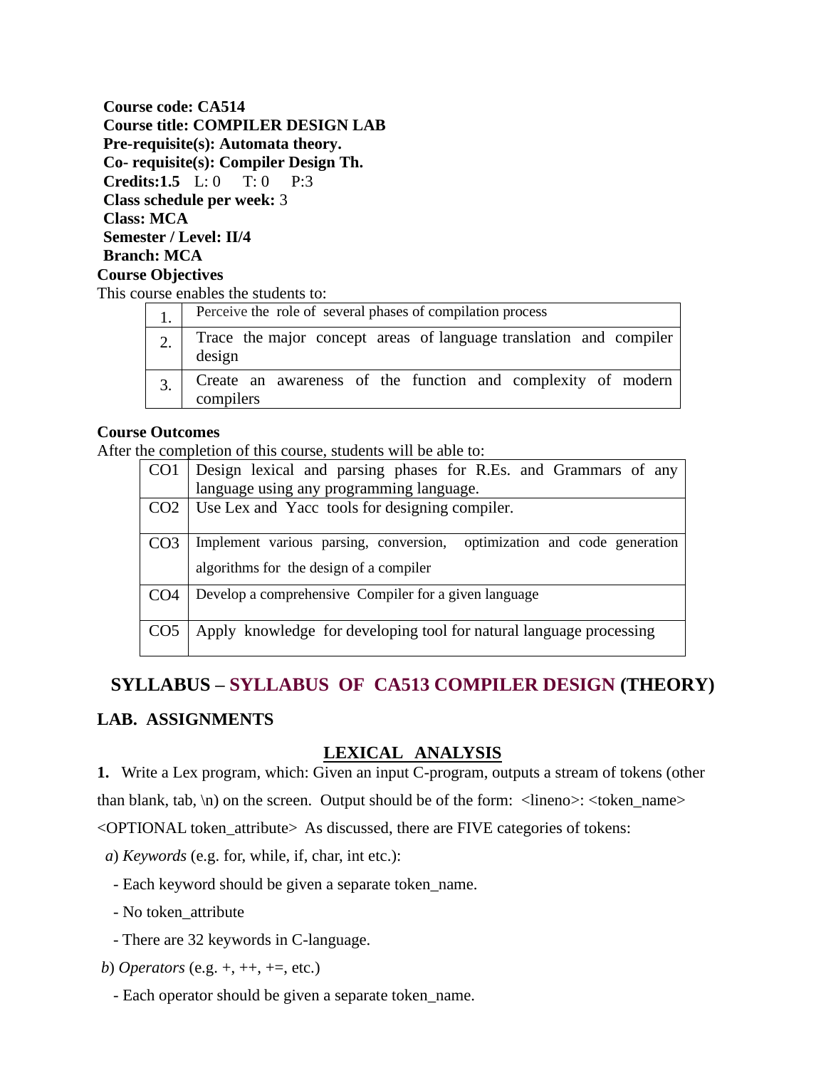**Course code: CA514**
**Course title: COMPILER DESIGN LAB**
**Pre-requisite(s): Automata theory.**
**Co- requisite(s): Compiler Design Th.**
**Credits:1.5** L: 0 T: 0 P:3
**Class schedule per week:** 3
**Class: MCA**
**Semester / Level: II/4**
**Branch: MCA**

**Course Objectives**

This course enables the students to:

| | |
|---|---|
| 1. | Perceive the role of several phases of compilation process |
| 2. | Trace the major concept areas of language translation and compiler design |
| 3. | Create an awareness of the function and complexity of modern compilers |

**Course Outcomes**

After the completion of this course, students will be able to:

| | |
|---|---|
| CO1 | Design lexical and parsing phases for R.Es. and Grammars of any language using any programming language. |
| CO2 | Use Lex and Yacc tools for designing compiler. |
| CO3 | Implement various parsing, conversion, optimization and code generation algorithms for the design of a compiler |
| CO4 | Develop a comprehensive Compiler for a given language |
| CO5 | Apply knowledge for developing tool for natural language processing |

## SYLLABUS – SYLLABUS OF CA513 COMPILER DESIGN (THEORY)

### LAB. ASSIGNMENTS

### LEXICAL ANALYSIS

**1.** Write a Lex program, which: Given an input C-program, outputs a stream of tokens (other than blank, tab, \n) on the screen. Output should be of the form: <lineno>: <token_name> <OPTIONAL token_attribute> As discussed, there are FIVE categories of tokens:

*a*) *Keywords* (e.g. for, while, if, char, int etc.):

- Each keyword should be given a separate token_name.
- No token_attribute
- There are 32 keywords in C-language.

*b*) *Operators* (e.g. +, ++, +=, etc.)

- Each operator should be given a separate token_name.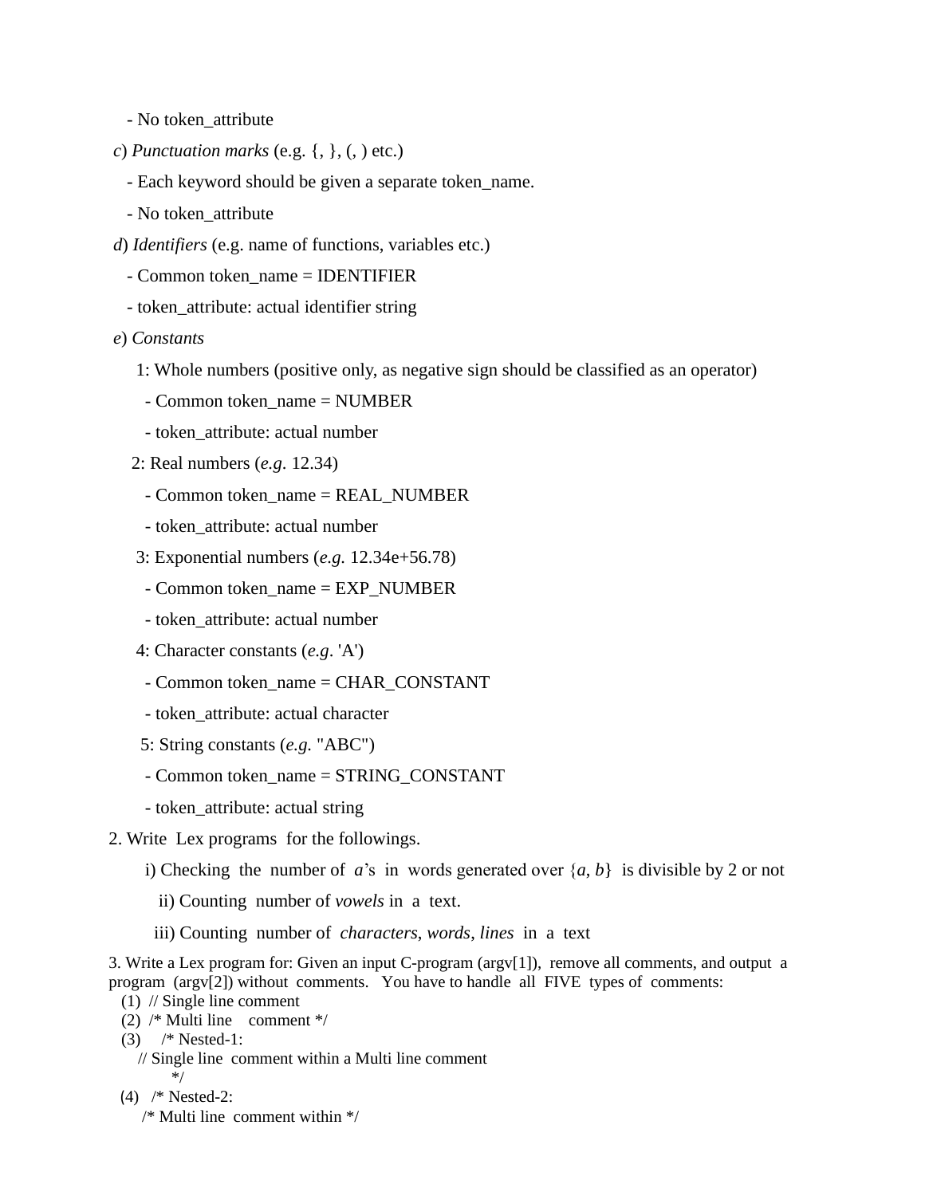- No token_attribute

*c*) *Punctuation marks* (e.g. {, }, (, ) etc.)

- Each keyword should be given a separate token_name.
- No token_attribute

*d*) *Identifiers* (e.g. name of functions, variables etc.)

- Common token_name = IDENTIFIER
- token_attribute: actual identifier string

*e*) *Constants*

1: Whole numbers (positive only, as negative sign should be classified as an operator)
- Common token_name = NUMBER
- token_attribute: actual number

2: Real numbers (*e.g.* 12.34)
- Common token_name = REAL_NUMBER
- token_attribute: actual number

3: Exponential numbers (*e.g.* 12.34e+56.78)
- Common token_name = EXP_NUMBER
- token_attribute: actual number

4: Character constants (*e.g*. 'A')
- Common token_name = CHAR_CONSTANT
- token_attribute: actual character

5: String constants (*e.g.* "ABC")
- Common token_name = STRING_CONSTANT
- token_attribute: actual string

2. Write Lex programs for the followings.

   i) Checking the number of *a*'s in words generated over {*a*, *b*} is divisible by 2 or not

   ii) Counting number of *vowels* in a text.

   iii) Counting number of *characters*, *words*, *lines* in a text

3. Write a Lex program for: Given an input C-program (argv[1]), remove all comments, and output a program (argv[2]) without comments. You have to handle all FIVE types of comments:

```
(1)  // Single line comment
(2)  /* Multi line    comment */
(3)    /* Nested-1:
     // Single line  comment within a Multi line comment
          */
(4)   /* Nested-2:
      /* Multi line  comment within */
```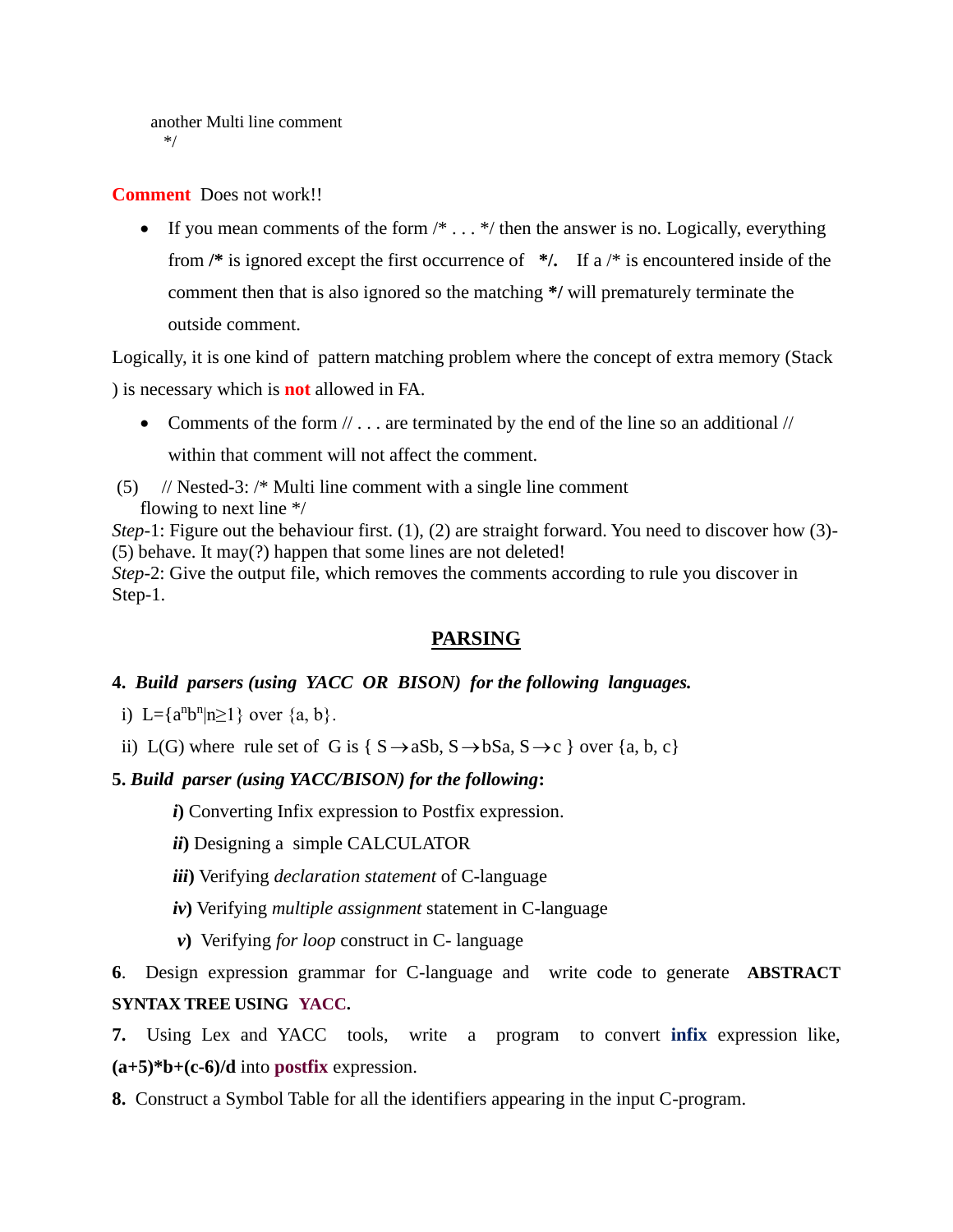another Multi line comment
*/

**Comment** Does not work!!

- If you mean comments of the form /* . . . */ then the answer is no. Logically, everything from **/*** is ignored except the first occurrence of **\*/.** If a /* is encountered inside of the comment then that is also ignored so the matching **\*/** will prematurely terminate the outside comment.

Logically, it is one kind of pattern matching problem where the concept of extra memory (Stack ) is necessary which is **not** allowed in FA.

- Comments of the form // . . . are terminated by the end of the line so an additional // within that comment will not affect the comment.

(5) // Nested-3: /* Multi line comment with a single line comment
flowing to next line */

*Step*-1: Figure out the behaviour first. (1), (2) are straight forward. You need to discover how (3)-(5) behave. It may(?) happen that some lines are not deleted!

*Step*-2: Give the output file, which removes the comments according to rule you discover in Step-1.

## PARSING

**4. *Build parsers (using YACC OR BISON) for the following languages.***

i) $L=\{a^nb^n | n\geq1\}$ over {a, b}.

ii) L(G) where rule set of G is { $S \rightarrow aSb$, $S \rightarrow bSa$, $S \rightarrow c$ } over {a, b, c}

**5. *Build parser (using YACC/BISON) for the following*:**

***i***) Converting Infix expression to Postfix expression.

***ii***) Designing a simple CALCULATOR

***iii***) Verifying *declaration statement* of C-language

***iv***) Verifying *multiple assignment* statement in C-language

***v***) Verifying *for loop* construct in C- language

**6**. Design expression grammar for C-language and write code to generate **ABSTRACT SYNTAX TREE USING YACC.**

**7.** Using Lex and YACC tools, write a program to convert **infix** expression like, **(a+5)\*b+(c-6)/d** into **postfix** expression.

**8.** Construct a Symbol Table for all the identifiers appearing in the input C-program.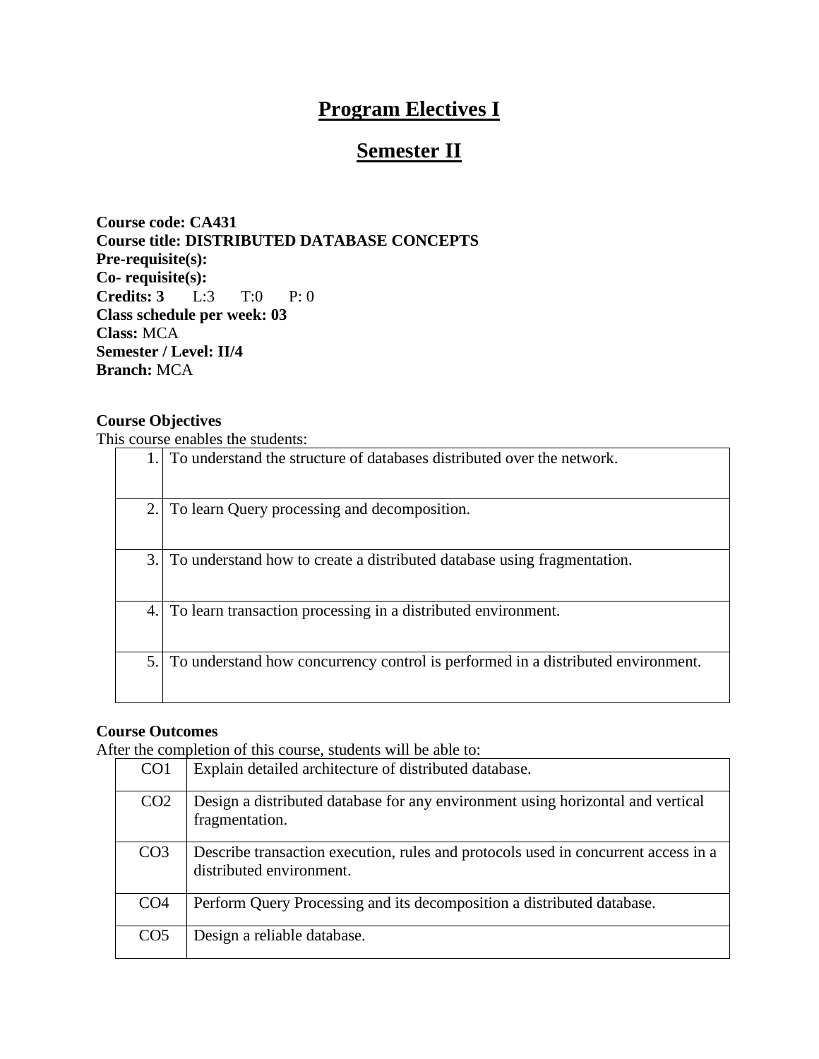# Program Electives I

# Semester II

**Course code: CA431**
**Course title: DISTRIBUTED DATABASE CONCEPTS**
**Pre-requisite(s):**
**Co- requisite(s):**
**Credits: 3** L:3 T:0 P: 0
**Class schedule per week: 03**
**Class:** MCA
**Semester / Level: II/4**
**Branch:** MCA

**Course Objectives**
This course enables the students:

| | |
|---|---|
| 1. | To understand the structure of databases distributed over the network. |
| 2. | To learn Query processing and decomposition. |
| 3. | To understand how to create a distributed database using fragmentation. |
| 4. | To learn transaction processing in a distributed environment. |
| 5. | To understand how concurrency control is performed in a distributed environment. |

**Course Outcomes**
After the completion of this course, students will be able to:

| | |
|---|---|
| CO1 | Explain detailed architecture of distributed database. |
| CO2 | Design a distributed database for any environment using horizontal and vertical fragmentation. |
| CO3 | Describe transaction execution, rules and protocols used in concurrent access in a distributed environment. |
| CO4 | Perform Query Processing and its decomposition a distributed database. |
| CO5 | Design a reliable database. |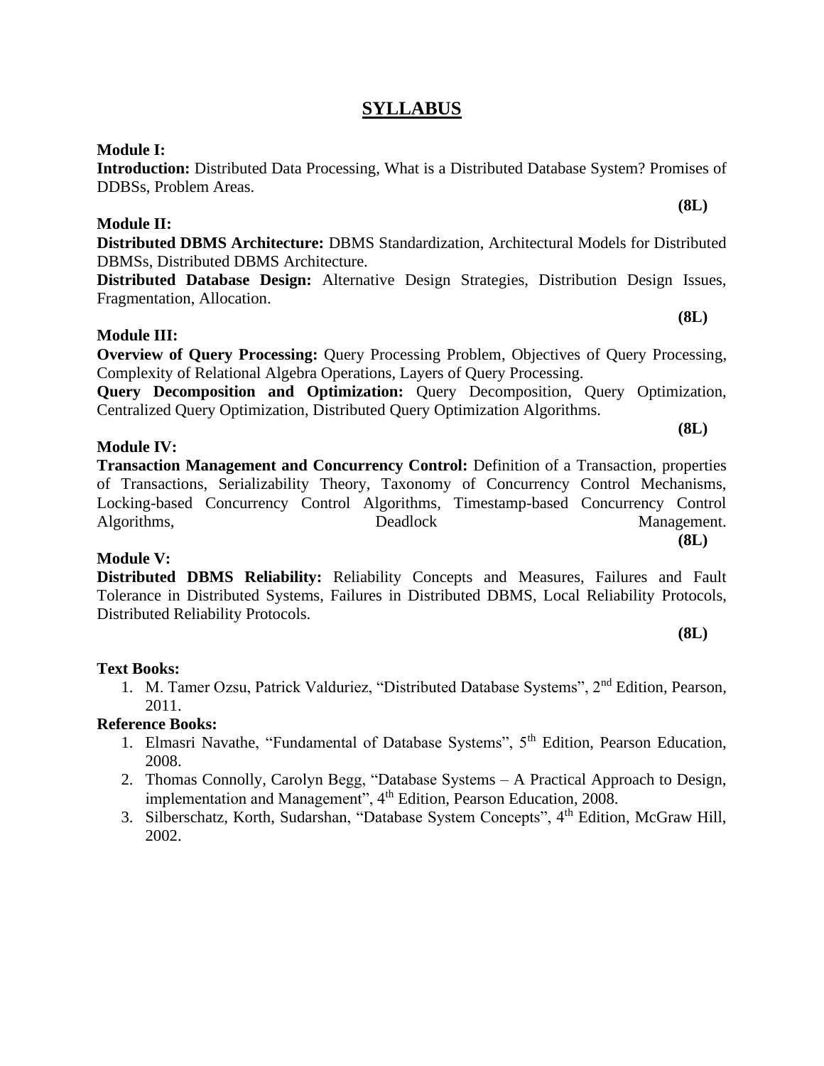# SYLLABUS

**Module I:**

**Introduction:** Distributed Data Processing, What is a Distributed Database System? Promises of DDBSs, Problem Areas.

**(8L)**

**Module II:**

**Distributed DBMS Architecture:** DBMS Standardization, Architectural Models for Distributed DBMSs, Distributed DBMS Architecture.

**Distributed Database Design:** Alternative Design Strategies, Distribution Design Issues, Fragmentation, Allocation.

**(8L)**

**Module III:**

**Overview of Query Processing:** Query Processing Problem, Objectives of Query Processing, Complexity of Relational Algebra Operations, Layers of Query Processing.

**Query Decomposition and Optimization:** Query Decomposition, Query Optimization, Centralized Query Optimization, Distributed Query Optimization Algorithms.

**(8L)**

**Module IV:**

**Transaction Management and Concurrency Control:** Definition of a Transaction, properties of Transactions, Serializability Theory, Taxonomy of Concurrency Control Mechanisms, Locking-based Concurrency Control Algorithms, Timestamp-based Concurrency Control Algorithms, Deadlock Management.

**(8L)**

**Module V:**

**Distributed DBMS Reliability:** Reliability Concepts and Measures, Failures and Fault Tolerance in Distributed Systems, Failures in Distributed DBMS, Local Reliability Protocols, Distributed Reliability Protocols.

**(8L)**

**Text Books:**

1. M. Tamer Ozsu, Patrick Valduriez, "Distributed Database Systems", 2nd Edition, Pearson, 2011.

**Reference Books:**

1. Elmasri Navathe, "Fundamental of Database Systems", 5th Edition, Pearson Education, 2008.
2. Thomas Connolly, Carolyn Begg, "Database Systems – A Practical Approach to Design, implementation and Management", 4th Edition, Pearson Education, 2008.
3. Silberschatz, Korth, Sudarshan, "Database System Concepts", 4th Edition, McGraw Hill, 2002.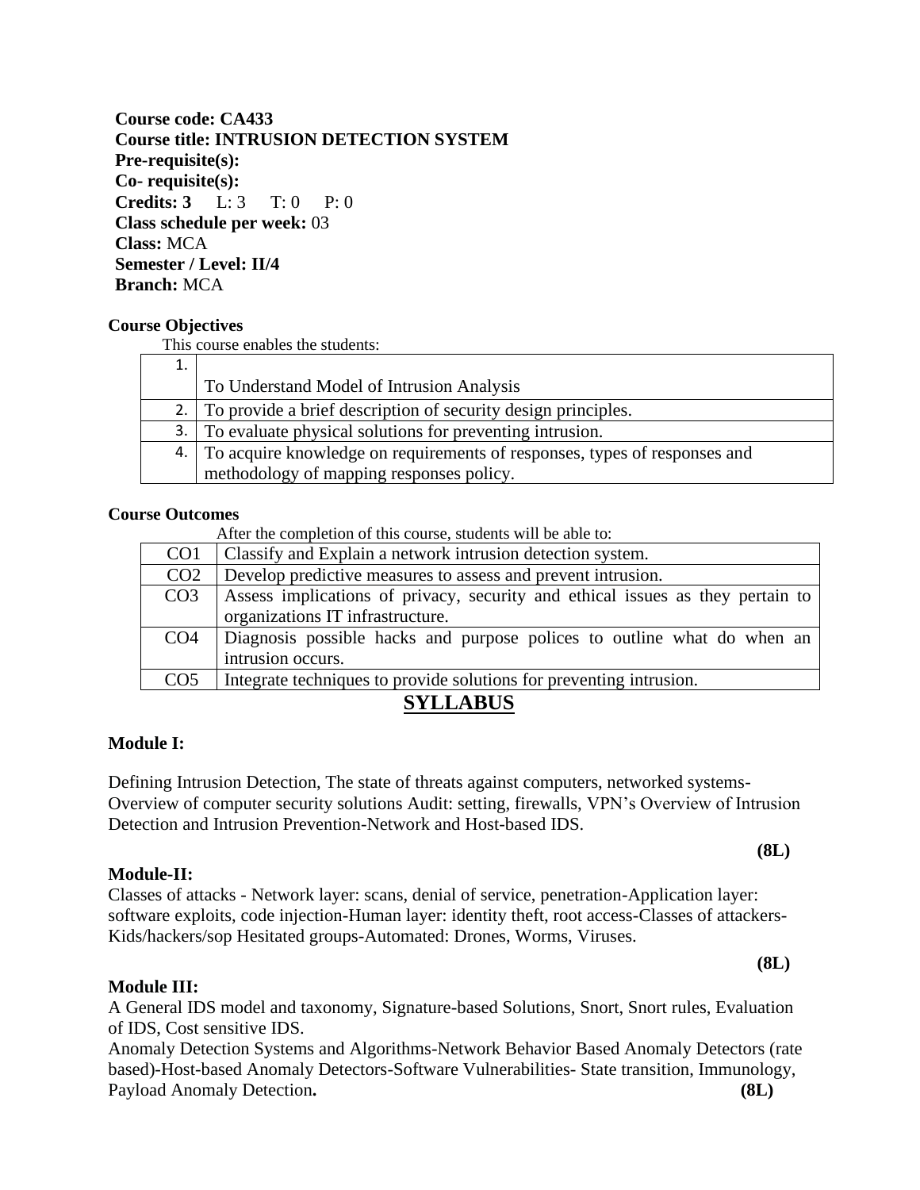**Course code: CA433**
**Course title: INTRUSION DETECTION SYSTEM**
**Pre-requisite(s):**
**Co- requisite(s):**
**Credits: 3** L: 3 T: 0 P: 0
**Class schedule per week:** 03
**Class:** MCA
**Semester / Level: II/4**
**Branch:** MCA

**Course Objectives**

This course enables the students:

| | |
|---|---|
| 1. | To Understand Model of Intrusion Analysis |
| 2. | To provide a brief description of security design principles. |
| 3. | To evaluate physical solutions for preventing intrusion. |
| 4. | To acquire knowledge on requirements of responses, types of responses and methodology of mapping responses policy. |

**Course Outcomes**

After the completion of this course, students will be able to:

| | |
|---|---|
| CO1 | Classify and Explain a network intrusion detection system. |
| CO2 | Develop predictive measures to assess and prevent intrusion. |
| CO3 | Assess implications of privacy, security and ethical issues as they pertain to organizations IT infrastructure. |
| CO4 | Diagnosis possible hacks and purpose polices to outline what do when an intrusion occurs. |
| CO5 | Integrate techniques to provide solutions for preventing intrusion. |

## SYLLABUS

**Module I:**

Defining Intrusion Detection, The state of threats against computers, networked systems-Overview of computer security solutions Audit: setting, firewalls, VPN's Overview of Intrusion Detection and Intrusion Prevention-Network and Host-based IDS.

**(8L)**

**Module-II:**

Classes of attacks - Network layer: scans, denial of service, penetration-Application layer: software exploits, code injection-Human layer: identity theft, root access-Classes of attackers-Kids/hackers/sop Hesitated groups-Automated: Drones, Worms, Viruses.

**(8L)**

**Module III:**

A General IDS model and taxonomy, Signature-based Solutions, Snort, Snort rules, Evaluation of IDS, Cost sensitive IDS.

Anomaly Detection Systems and Algorithms-Network Behavior Based Anomaly Detectors (rate based)-Host-based Anomaly Detectors-Software Vulnerabilities- State transition, Immunology, Payload Anomaly Detection**.** **(8L)**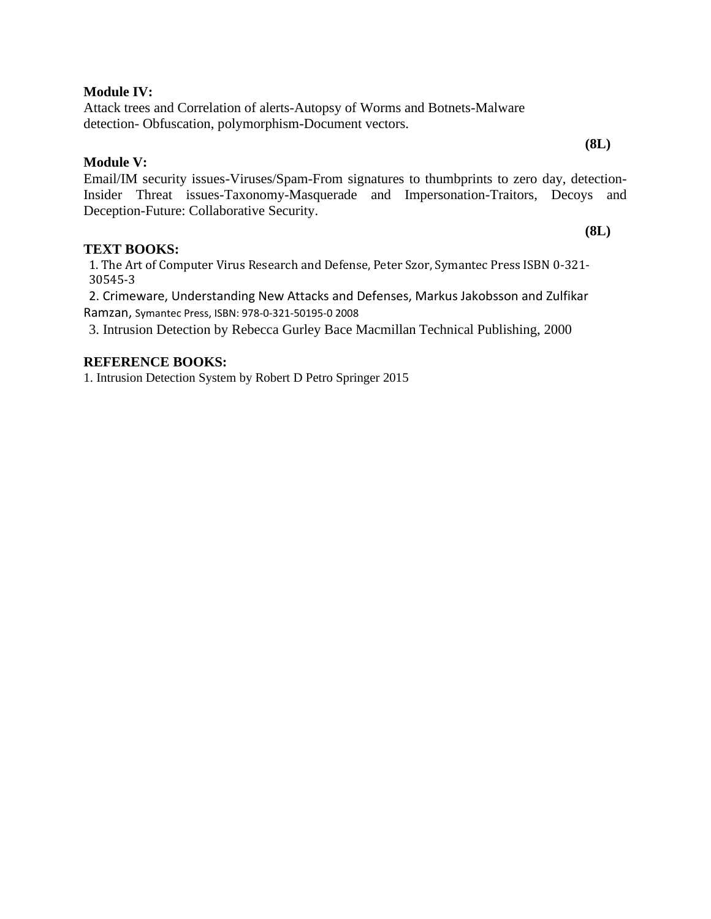**Module IV:**

Attack trees and Correlation of alerts-Autopsy of Worms and Botnets-Malware detection- Obfuscation, polymorphism-Document vectors.

**(8L)**

**Module V:**

Email/IM security issues-Viruses/Spam-From signatures to thumbprints to zero day, detection-Insider Threat issues-Taxonomy-Masquerade and Impersonation-Traitors, Decoys and Deception-Future: Collaborative Security.

**(8L)**

**TEXT BOOKS:**

1. The Art of Computer Virus Research and Defense, Peter Szor, Symantec Press ISBN 0-321-30545-3
2. Crimeware, Understanding New Attacks and Defenses, Markus Jakobsson and Zulfikar Ramzan, Symantec Press, ISBN: 978-0-321-50195-0 2008
3. Intrusion Detection by Rebecca Gurley Bace Macmillan Technical Publishing, 2000

**REFERENCE BOOKS:**

1. Intrusion Detection System by Robert D Petro Springer 2015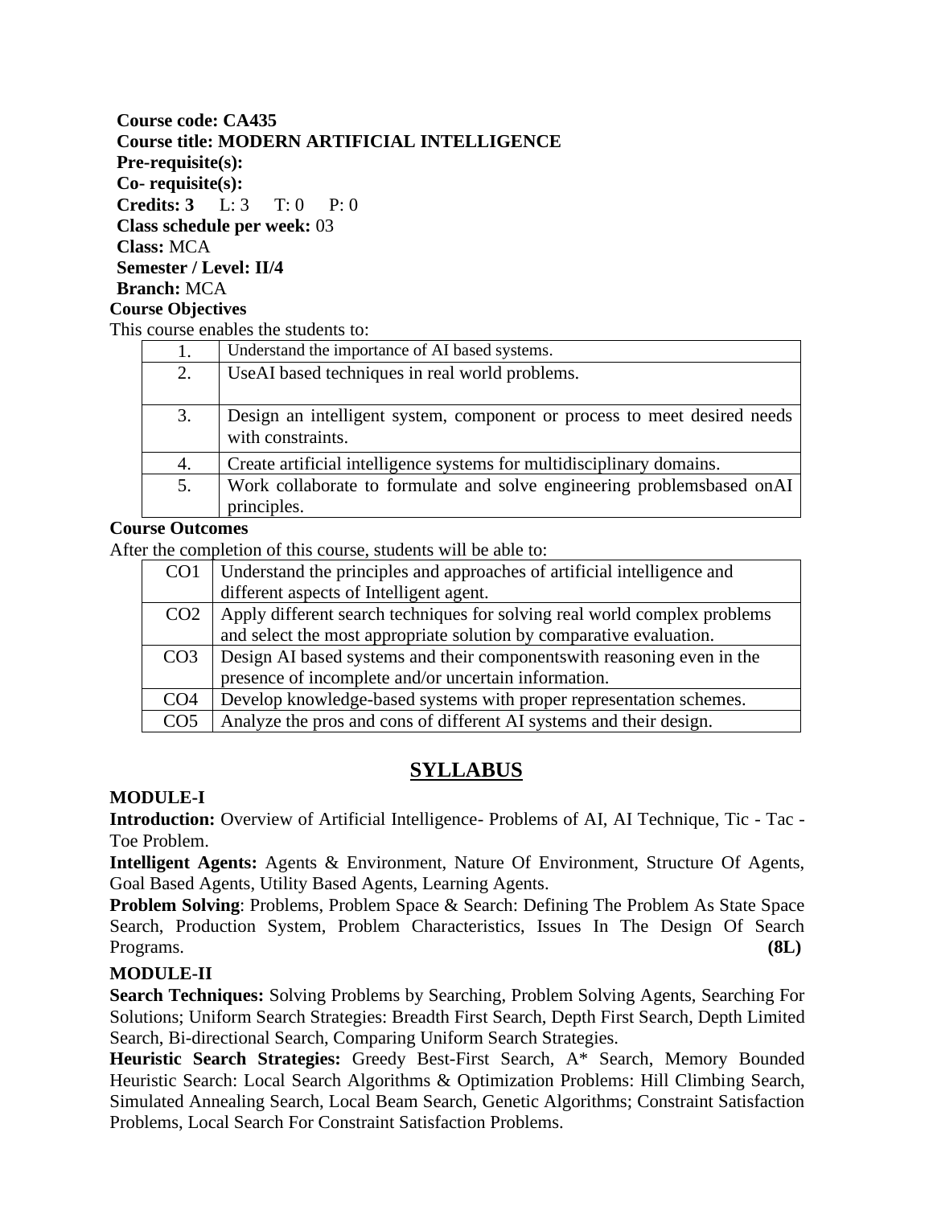**Course code: CA435**
**Course title: MODERN ARTIFICIAL INTELLIGENCE**
**Pre-requisite(s):**
**Co- requisite(s):**
**Credits: 3** L: 3 T: 0 P: 0
**Class schedule per week:** 03
**Class:** MCA
**Semester / Level: II/4**
**Branch:** MCA

**Course Objectives**

This course enables the students to:

| | |
|---|---|
| 1. | Understand the importance of AI based systems. |
| 2. | UseAI based techniques in real world problems. |
| 3. | Design an intelligent system, component or process to meet desired needs with constraints. |
| 4. | Create artificial intelligence systems for multidisciplinary domains. |
| 5. | Work collaborate to formulate and solve engineering problemsbased onAI principles. |

**Course Outcomes**

After the completion of this course, students will be able to:

| | |
|---|---|
| CO1 | Understand the principles and approaches of artificial intelligence and different aspects of Intelligent agent. |
| CO2 | Apply different search techniques for solving real world complex problems and select the most appropriate solution by comparative evaluation. |
| CO3 | Design AI based systems and their componentswith reasoning even in the presence of incomplete and/or uncertain information. |
| CO4 | Develop knowledge-based systems with proper representation schemes. |
| CO5 | Analyze the pros and cons of different AI systems and their design. |

# SYLLABUS

**MODULE-I**

**Introduction:** Overview of Artificial Intelligence- Problems of AI, AI Technique, Tic - Tac - Toe Problem.

**Intelligent Agents:** Agents & Environment, Nature Of Environment, Structure Of Agents, Goal Based Agents, Utility Based Agents, Learning Agents.

**Problem Solving**: Problems, Problem Space & Search: Defining The Problem As State Space Search, Production System, Problem Characteristics, Issues In The Design Of Search Programs. **(8L)**

**MODULE-II**

**Search Techniques:** Solving Problems by Searching, Problem Solving Agents, Searching For Solutions; Uniform Search Strategies: Breadth First Search, Depth First Search, Depth Limited Search, Bi-directional Search, Comparing Uniform Search Strategies.

**Heuristic Search Strategies:** Greedy Best-First Search, A* Search, Memory Bounded Heuristic Search: Local Search Algorithms & Optimization Problems: Hill Climbing Search, Simulated Annealing Search, Local Beam Search, Genetic Algorithms; Constraint Satisfaction Problems, Local Search For Constraint Satisfaction Problems.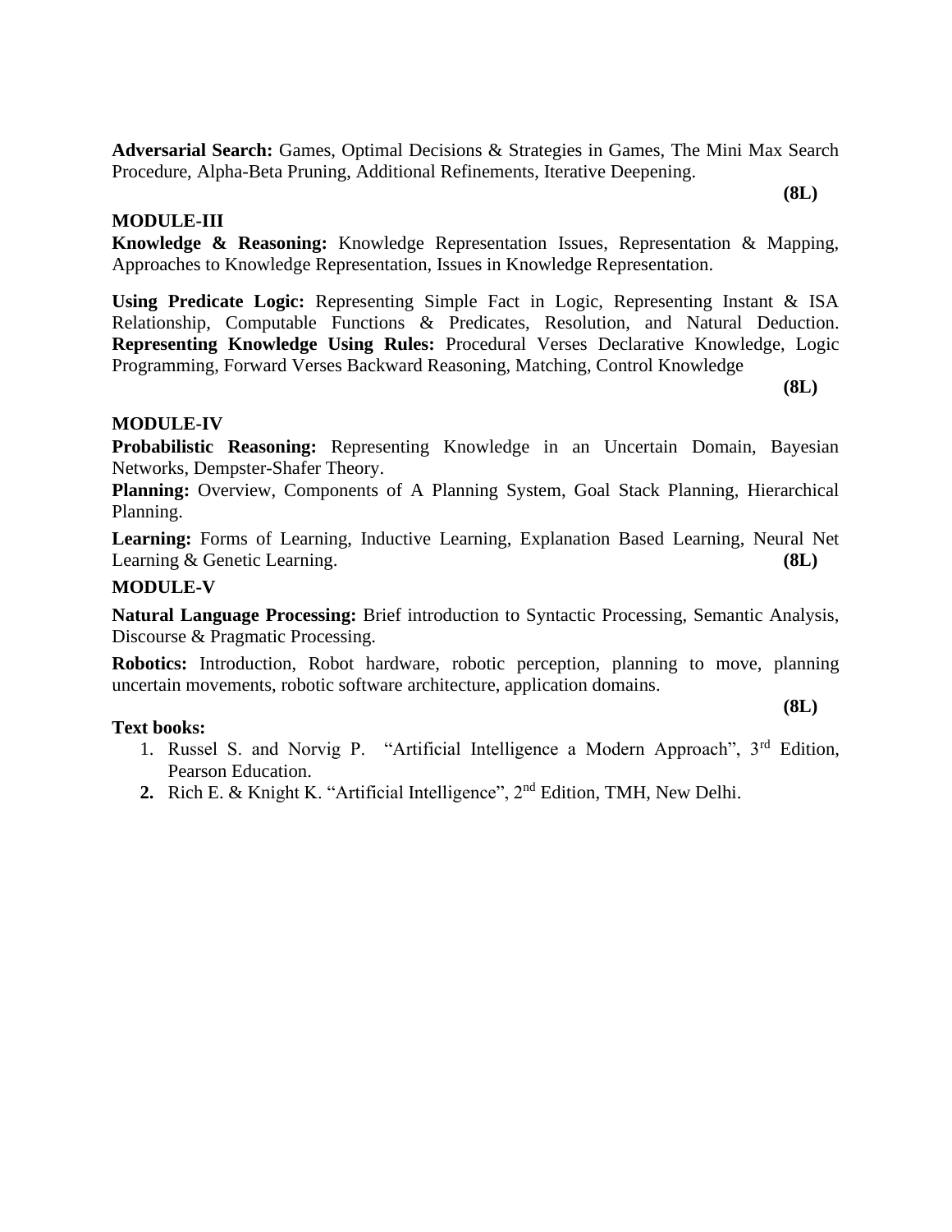**Adversarial Search:** Games, Optimal Decisions & Strategies in Games, The Mini Max Search Procedure, Alpha-Beta Pruning, Additional Refinements, Iterative Deepening.

**(8L)**

**MODULE-III**

**Knowledge & Reasoning:** Knowledge Representation Issues, Representation & Mapping, Approaches to Knowledge Representation, Issues in Knowledge Representation.

**Using Predicate Logic:** Representing Simple Fact in Logic, Representing Instant & ISA Relationship, Computable Functions & Predicates, Resolution, and Natural Deduction. **Representing Knowledge Using Rules:** Procedural Verses Declarative Knowledge, Logic Programming, Forward Verses Backward Reasoning, Matching, Control Knowledge

**(8L)**

**MODULE-IV**

**Probabilistic Reasoning:** Representing Knowledge in an Uncertain Domain, Bayesian Networks, Dempster-Shafer Theory.

**Planning:** Overview, Components of A Planning System, Goal Stack Planning, Hierarchical Planning.

**Learning:** Forms of Learning, Inductive Learning, Explanation Based Learning, Neural Net Learning & Genetic Learning. **(8L)**

**MODULE-V**

**Natural Language Processing:** Brief introduction to Syntactic Processing, Semantic Analysis, Discourse & Pragmatic Processing.

**Robotics:** Introduction, Robot hardware, robotic perception, planning to move, planning uncertain movements, robotic software architecture, application domains.

**(8L)**

**Text books:**

1. Russel S. and Norvig P. "Artificial Intelligence a Modern Approach", 3rd Edition, Pearson Education.
2. Rich E. & Knight K. "Artificial Intelligence", 2nd Edition, TMH, New Delhi.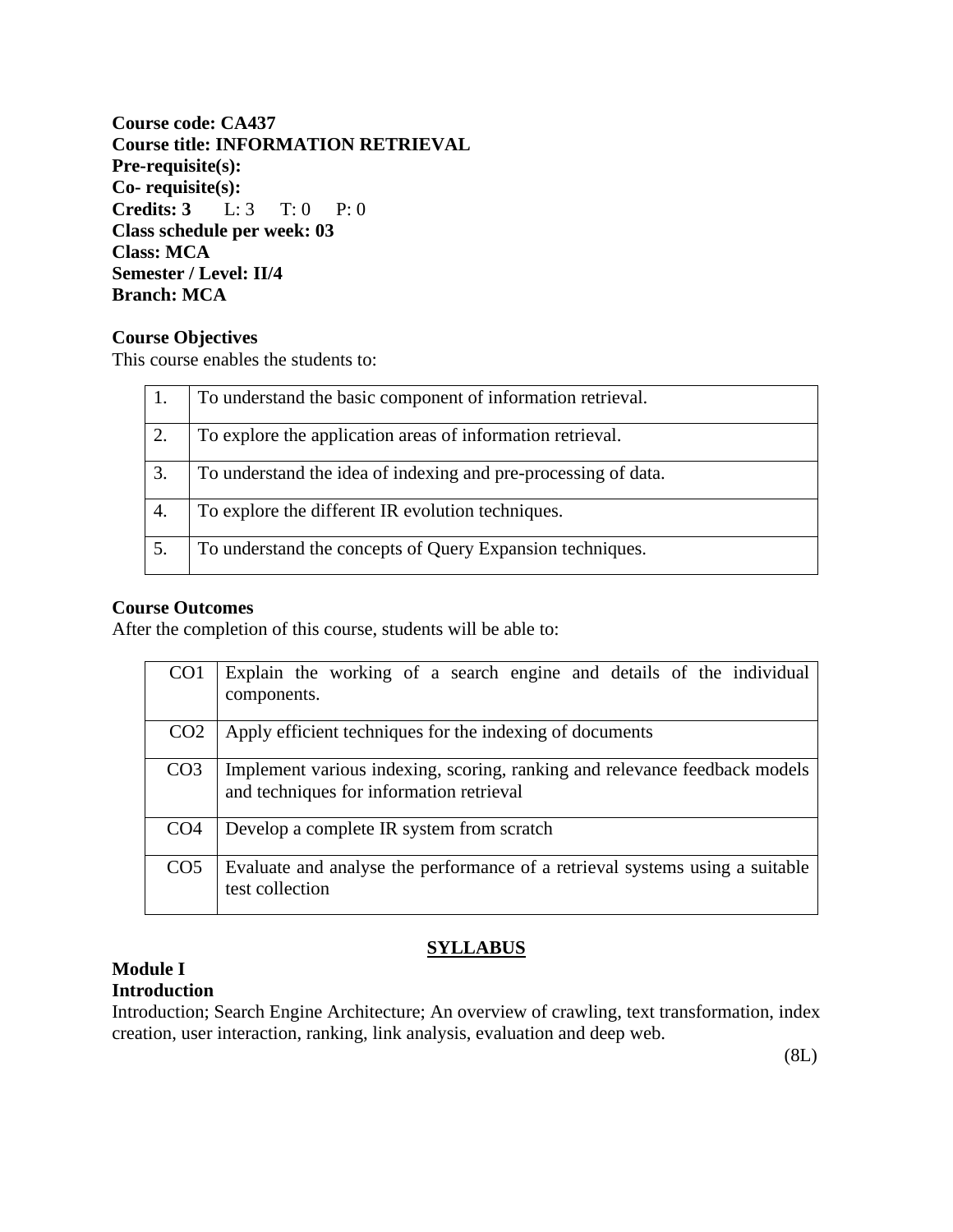**Course code: CA437**
**Course title: INFORMATION RETRIEVAL**
**Pre-requisite(s):**
**Co- requisite(s):**
**Credits: 3** L: 3 T: 0 P: 0
**Class schedule per week: 03**
**Class: MCA**
**Semester / Level: II/4**
**Branch: MCA**

**Course Objectives**

This course enables the students to:

| | |
|---|---|
| 1. | To understand the basic component of information retrieval. |
| 2. | To explore the application areas of information retrieval. |
| 3. | To understand the idea of indexing and pre-processing of data. |
| 4. | To explore the different IR evolution techniques. |
| 5. | To understand the concepts of Query Expansion techniques. |

**Course Outcomes**

After the completion of this course, students will be able to:

| | |
|---|---|
| CO1 | Explain the working of a search engine and details of the individual components. |
| CO2 | Apply efficient techniques for the indexing of documents |
| CO3 | Implement various indexing, scoring, ranking and relevance feedback models and techniques for information retrieval |
| CO4 | Develop a complete IR system from scratch |
| CO5 | Evaluate and analyse the performance of a retrieval systems using a suitable test collection |

## SYLLABUS

**Module I**
**Introduction**

Introduction; Search Engine Architecture; An overview of crawling, text transformation, index creation, user interaction, ranking, link analysis, evaluation and deep web.

(8L)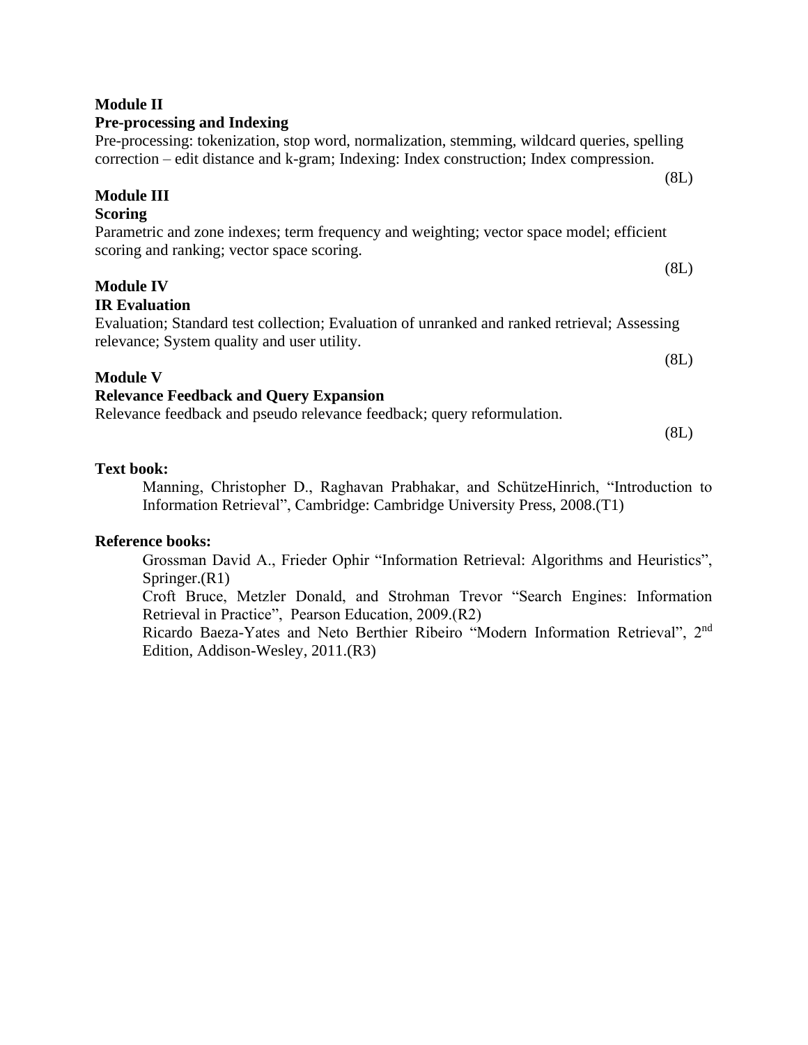**Module II**

**Pre-processing and Indexing**

Pre-processing: tokenization, stop word, normalization, stemming, wildcard queries, spelling correction – edit distance and k-gram; Indexing: Index construction; Index compression.

(8L)

**Module III**

**Scoring**

Parametric and zone indexes; term frequency and weighting; vector space model; efficient scoring and ranking; vector space scoring.

(8L)

**Module IV**

**IR Evaluation**

Evaluation; Standard test collection; Evaluation of unranked and ranked retrieval; Assessing relevance; System quality and user utility.

(8L)

**Module V**

**Relevance Feedback and Query Expansion**

Relevance feedback and pseudo relevance feedback; query reformulation.

(8L)

**Text book:**

Manning, Christopher D., Raghavan Prabhakar, and SchützeHinrich, "Introduction to Information Retrieval", Cambridge: Cambridge University Press, 2008.(T1)

**Reference books:**

Grossman David A., Frieder Ophir "Information Retrieval: Algorithms and Heuristics", Springer.(R1)

Croft Bruce, Metzler Donald, and Strohman Trevor "Search Engines: Information Retrieval in Practice", Pearson Education, 2009.(R2)

Ricardo Baeza-Yates and Neto Berthier Ribeiro "Modern Information Retrieval", 2nd Edition, Addison-Wesley, 2011.(R3)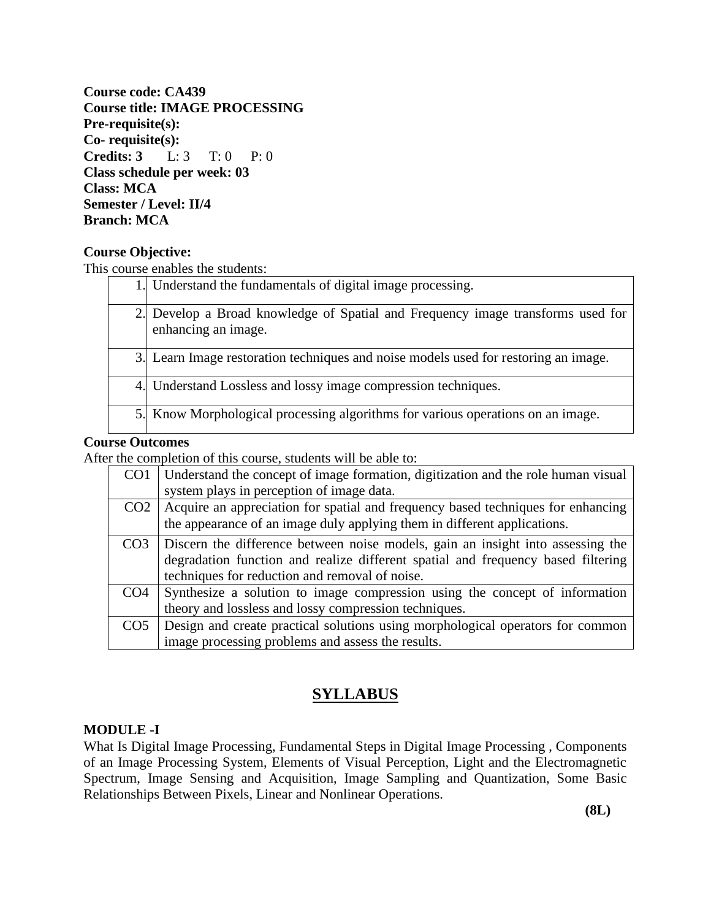**Course code: CA439**
**Course title: IMAGE PROCESSING**
**Pre-requisite(s):**
**Co- requisite(s):**
**Credits: 3** L: 3 T: 0 P: 0
**Class schedule per week: 03**
**Class: MCA**
**Semester / Level: II/4**
**Branch: MCA**

**Course Objective:**
This course enables the students:

| | |
|---|---|
| 1. | Understand the fundamentals of digital image processing. |
| 2. | Develop a Broad knowledge of Spatial and Frequency image transforms used for enhancing an image. |
| 3. | Learn Image restoration techniques and noise models used for restoring an image. |
| 4. | Understand Lossless and lossy image compression techniques. |
| 5. | Know Morphological processing algorithms for various operations on an image. |

**Course Outcomes**
After the completion of this course, students will be able to:

| | |
|---|---|
| CO1 | Understand the concept of image formation, digitization and the role human visual system plays in perception of image data. |
| CO2 | Acquire an appreciation for spatial and frequency based techniques for enhancing the appearance of an image duly applying them in different applications. |
| CO3 | Discern the difference between noise models, gain an insight into assessing the degradation function and realize different spatial and frequency based filtering techniques for reduction and removal of noise. |
| CO4 | Synthesize a solution to image compression using the concept of information theory and lossless and lossy compression techniques. |
| CO5 | Design and create practical solutions using morphological operators for common image processing problems and assess the results. |

# SYLLABUS

**MODULE -I**
What Is Digital Image Processing, Fundamental Steps in Digital Image Processing , Components of an Image Processing System, Elements of Visual Perception, Light and the Electromagnetic Spectrum, Image Sensing and Acquisition, Image Sampling and Quantization, Some Basic Relationships Between Pixels, Linear and Nonlinear Operations.

**(8L)**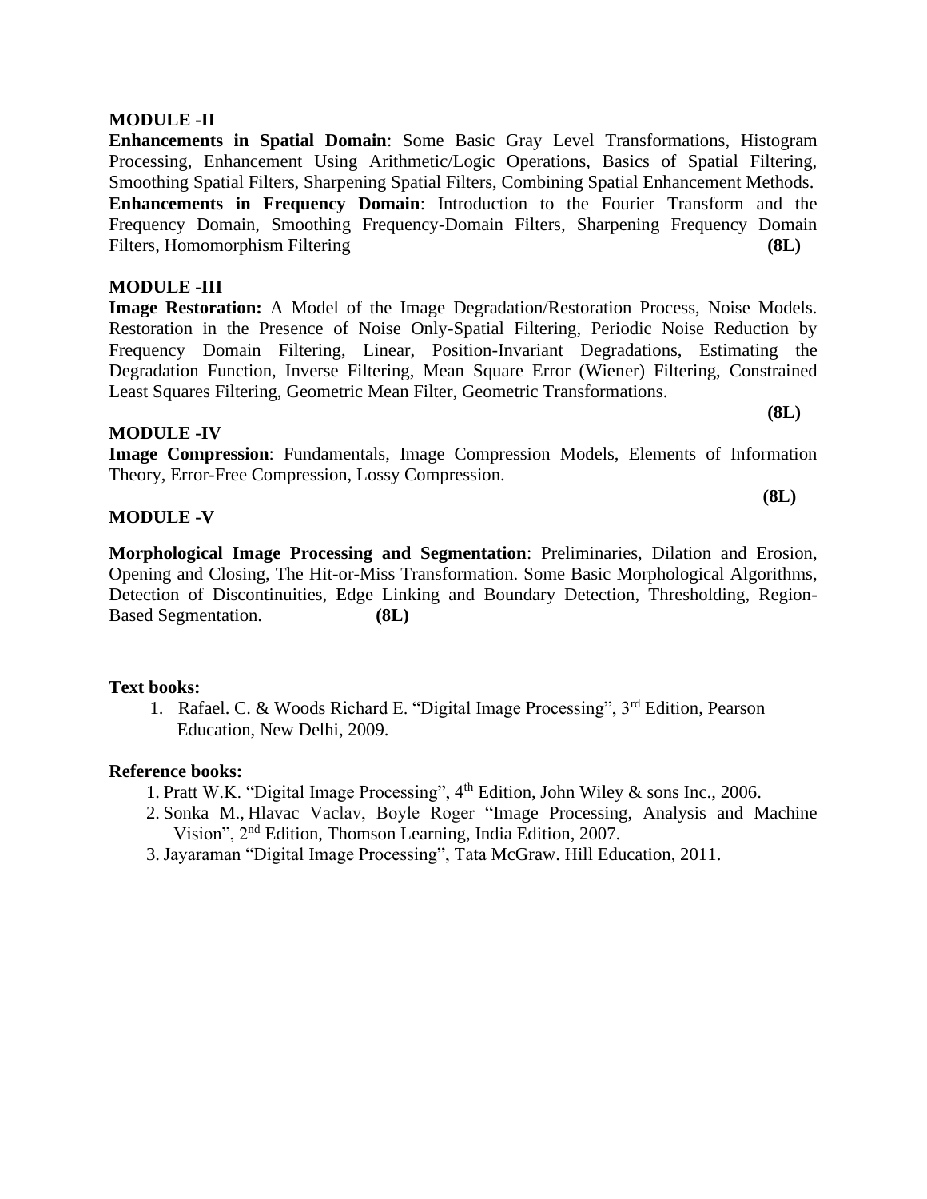**MODULE -II**

**Enhancements in Spatial Domain**: Some Basic Gray Level Transformations, Histogram Processing, Enhancement Using Arithmetic/Logic Operations, Basics of Spatial Filtering, Smoothing Spatial Filters, Sharpening Spatial Filters, Combining Spatial Enhancement Methods. **Enhancements in Frequency Domain**: Introduction to the Fourier Transform and the Frequency Domain, Smoothing Frequency-Domain Filters, Sharpening Frequency Domain Filters, Homomorphism Filtering **(8L)**

**MODULE -III**

**Image Restoration:** A Model of the Image Degradation/Restoration Process, Noise Models. Restoration in the Presence of Noise Only-Spatial Filtering, Periodic Noise Reduction by Frequency Domain Filtering, Linear, Position-Invariant Degradations, Estimating the Degradation Function, Inverse Filtering, Mean Square Error (Wiener) Filtering, Constrained Least Squares Filtering, Geometric Mean Filter, Geometric Transformations.

**(8L)**

**MODULE -IV**

**Image Compression**: Fundamentals, Image Compression Models, Elements of Information Theory, Error-Free Compression, Lossy Compression.

**(8L)**

**MODULE -V**

**Morphological Image Processing and Segmentation**: Preliminaries, Dilation and Erosion, Opening and Closing, The Hit-or-Miss Transformation. Some Basic Morphological Algorithms, Detection of Discontinuities, Edge Linking and Boundary Detection, Thresholding, Region-Based Segmentation. **(8L)**

**Text books:**

1. Rafael. C. & Woods Richard E. "Digital Image Processing", 3rd Edition, Pearson Education, New Delhi, 2009.

**Reference books:**

1. Pratt W.K. "Digital Image Processing", 4th Edition, John Wiley & sons Inc., 2006.
2. Sonka M., Hlavac Vaclav, Boyle Roger "Image Processing, Analysis and Machine Vision", 2nd Edition, Thomson Learning, India Edition, 2007.
3. Jayaraman "Digital Image Processing", Tata McGraw. Hill Education, 2011.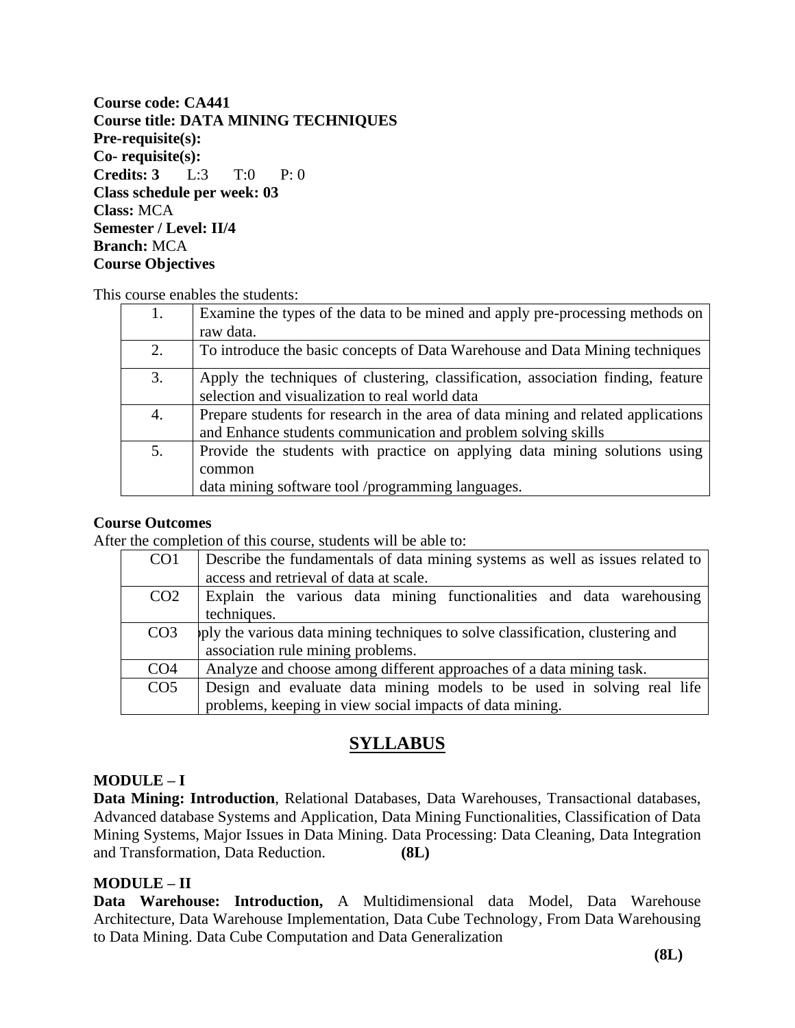**Course code: CA441**
**Course title: DATA MINING TECHNIQUES**
**Pre-requisite(s):**
**Co- requisite(s):**
**Credits: 3** L:3 T:0 P: 0
**Class schedule per week: 03**
**Class:** MCA
**Semester / Level: II/4**
**Branch:** MCA
**Course Objectives**

This course enables the students:

| | |
|---|---|
| 1. | Examine the types of the data to be mined and apply pre-processing methods on raw data. |
| 2. | To introduce the basic concepts of Data Warehouse and Data Mining techniques |
| 3. | Apply the techniques of clustering, classification, association finding, feature selection and visualization to real world data |
| 4. | Prepare students for research in the area of data mining and related applications and Enhance students communication and problem solving skills |
| 5. | Provide the students with practice on applying data mining solutions using common data mining software tool /programming languages. |

**Course Outcomes**
After the completion of this course, students will be able to:

| | |
|---|---|
| CO1 | Describe the fundamentals of data mining systems as well as issues related to access and retrieval of data at scale. |
| CO2 | Explain the various data mining functionalities and data warehousing techniques. |
| CO3 | pply the various data mining techniques to solve classification, clustering and association rule mining problems. |
| CO4 | Analyze and choose among different approaches of a data mining task. |
| CO5 | Design and evaluate data mining models to be used in solving real life problems, keeping in view social impacts of data mining. |

## SYLLABUS

**MODULE – I**
**Data Mining: Introduction**, Relational Databases, Data Warehouses, Transactional databases, Advanced database Systems and Application, Data Mining Functionalities, Classification of Data Mining Systems, Major Issues in Data Mining. Data Processing: Data Cleaning, Data Integration and Transformation, Data Reduction. **(8L)**

**MODULE – II**
**Data Warehouse: Introduction,** A Multidimensional data Model, Data Warehouse Architecture, Data Warehouse Implementation, Data Cube Technology, From Data Warehousing to Data Mining. Data Cube Computation and Data Generalization

**(8L)**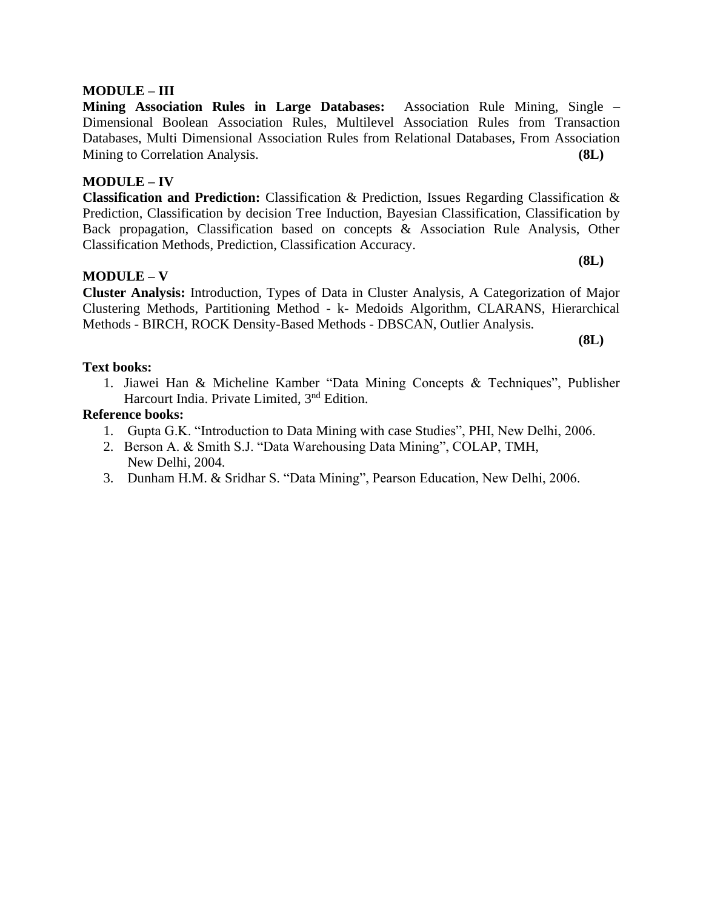**MODULE – III**

**Mining Association Rules in Large Databases:** Association Rule Mining, Single – Dimensional Boolean Association Rules, Multilevel Association Rules from Transaction Databases, Multi Dimensional Association Rules from Relational Databases, From Association Mining to Correlation Analysis. **(8L)**

**MODULE – IV**

**Classification and Prediction:** Classification & Prediction, Issues Regarding Classification & Prediction, Classification by decision Tree Induction, Bayesian Classification, Classification by Back propagation, Classification based on concepts & Association Rule Analysis, Other Classification Methods, Prediction, Classification Accuracy. **(8L)**

**MODULE – V**

**Cluster Analysis:** Introduction, Types of Data in Cluster Analysis, A Categorization of Major Clustering Methods, Partitioning Method - k- Medoids Algorithm, CLARANS, Hierarchical Methods - BIRCH, ROCK Density-Based Methods - DBSCAN, Outlier Analysis. **(8L)**

**Text books:**

1. Jiawei Han & Micheline Kamber "Data Mining Concepts & Techniques", Publisher Harcourt India. Private Limited, 3rd Edition.

**Reference books:**

1. Gupta G.K. "Introduction to Data Mining with case Studies", PHI, New Delhi, 2006.
2. Berson A. & Smith S.J. "Data Warehousing Data Mining", COLAP, TMH, New Delhi, 2004.
3. Dunham H.M. & Sridhar S. "Data Mining", Pearson Education, New Delhi, 2006.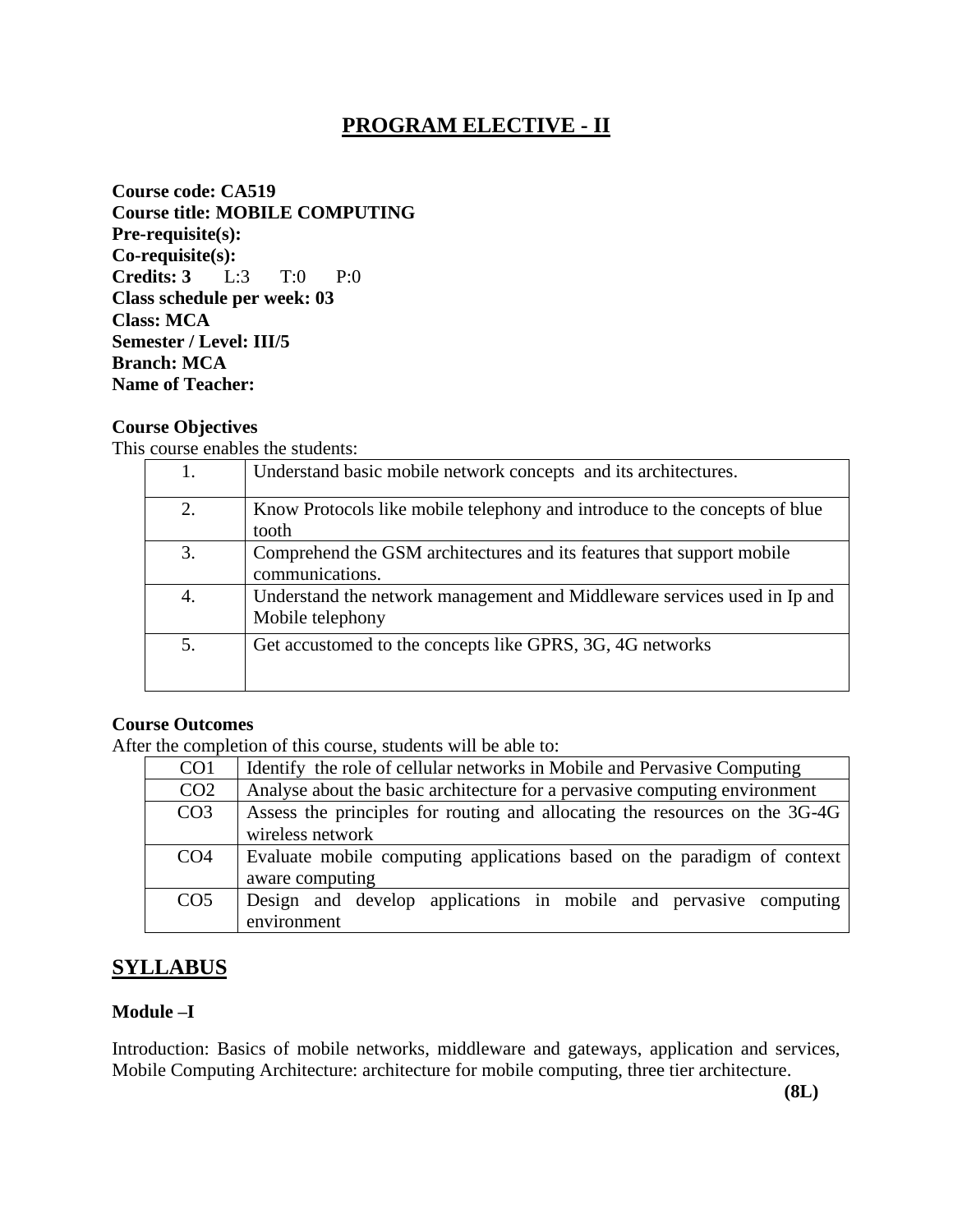# PROGRAM ELECTIVE - II

**Course code: CA519**
**Course title: MOBILE COMPUTING**
**Pre-requisite(s):**
**Co-requisite(s):**
**Credits: 3** L:3 T:0 P:0
**Class schedule per week: 03**
**Class: MCA**
**Semester / Level: III/5**
**Branch: MCA**
**Name of Teacher:**

**Course Objectives**

This course enables the students:

| | |
|---|---|
| 1. | Understand basic mobile network concepts and its architectures. |
| 2. | Know Protocols like mobile telephony and introduce to the concepts of blue tooth |
| 3. | Comprehend the GSM architectures and its features that support mobile communications. |
| 4. | Understand the network management and Middleware services used in Ip and Mobile telephony |
| 5. | Get accustomed to the concepts like GPRS, 3G, 4G networks |

**Course Outcomes**

After the completion of this course, students will be able to:

| | |
|---|---|
| CO1 | Identify the role of cellular networks in Mobile and Pervasive Computing |
| CO2 | Analyse about the basic architecture for a pervasive computing environment |
| CO3 | Assess the principles for routing and allocating the resources on the 3G-4G wireless network |
| CO4 | Evaluate mobile computing applications based on the paradigm of context aware computing |
| CO5 | Design and develop applications in mobile and pervasive computing environment |

## SYLLABUS

**Module –I**

Introduction: Basics of mobile networks, middleware and gateways, application and services, Mobile Computing Architecture: architecture for mobile computing, three tier architecture.

**(8L)**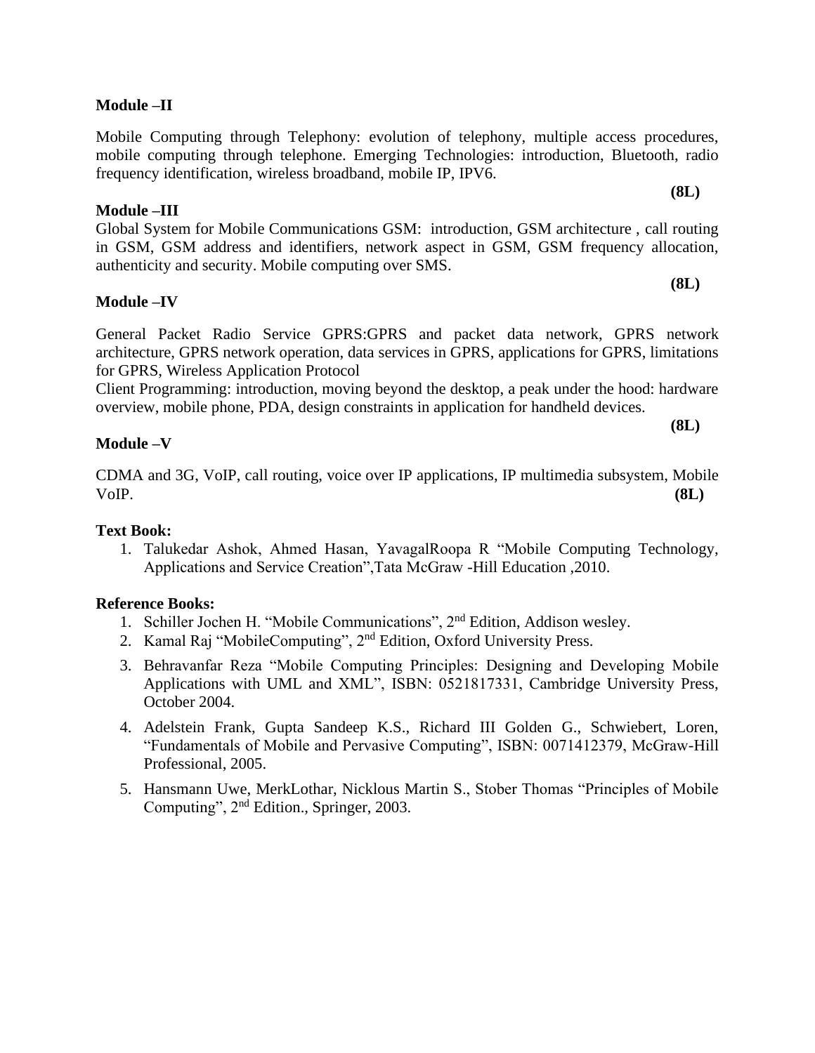**Module –II**

Mobile Computing through Telephony: evolution of telephony, multiple access procedures, mobile computing through telephone. Emerging Technologies: introduction, Bluetooth, radio frequency identification, wireless broadband, mobile IP, IPV6.

**(8L)**

**Module –III**

Global System for Mobile Communications GSM: introduction, GSM architecture , call routing in GSM, GSM address and identifiers, network aspect in GSM, GSM frequency allocation, authenticity and security. Mobile computing over SMS.

**(8L)**

**Module –IV**

General Packet Radio Service GPRS:GPRS and packet data network, GPRS network architecture, GPRS network operation, data services in GPRS, applications for GPRS, limitations for GPRS, Wireless Application Protocol

Client Programming: introduction, moving beyond the desktop, a peak under the hood: hardware overview, mobile phone, PDA, design constraints in application for handheld devices.

**(8L)**

**Module –V**

CDMA and 3G, VoIP, call routing, voice over IP applications, IP multimedia subsystem, Mobile VoIP. **(8L)**

**Text Book:**

1. Talukedar Ashok, Ahmed Hasan, YavagalRoopa R “Mobile Computing Technology, Applications and Service Creation”,Tata McGraw -Hill Education ,2010.

**Reference Books:**

1. Schiller Jochen H. “Mobile Communications”, 2nd Edition, Addison wesley.
2. Kamal Raj “MobileComputing”, 2nd Edition, Oxford University Press.
3. Behravanfar Reza “Mobile Computing Principles: Designing and Developing Mobile Applications with UML and XML”, ISBN: 0521817331, Cambridge University Press, October 2004.
4. Adelstein Frank, Gupta Sandeep K.S., Richard III Golden G., Schwiebert, Loren, “Fundamentals of Mobile and Pervasive Computing”, ISBN: 0071412379, McGraw-Hill Professional, 2005.
5. Hansmann Uwe, MerkLothar, Nicklous Martin S., Stober Thomas “Principles of Mobile Computing”, 2nd Edition., Springer, 2003.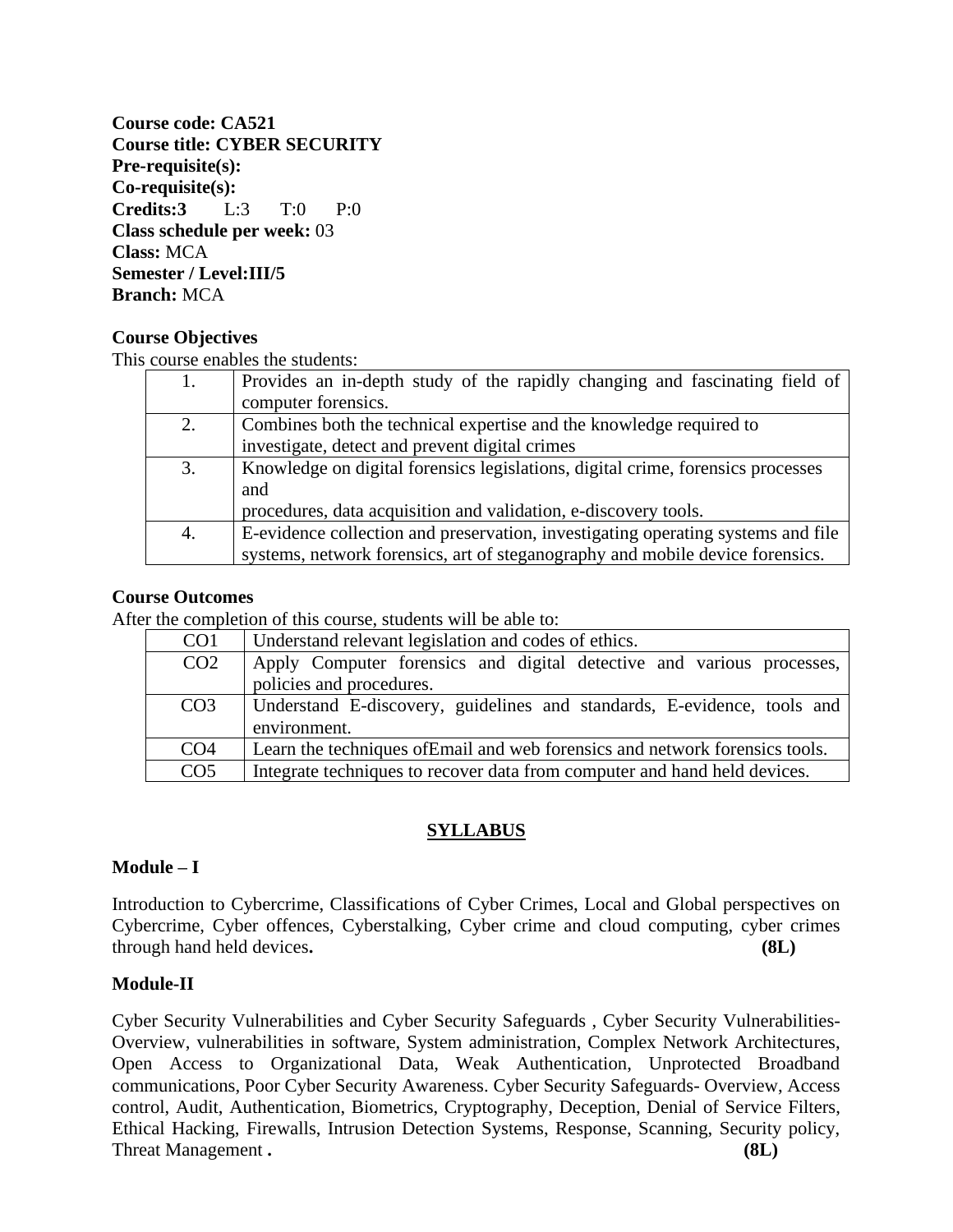**Course code: CA521**
**Course title: CYBER SECURITY**
**Pre-requisite(s):**
**Co-requisite(s):**
**Credits:3** L:3 T:0 P:0
**Class schedule per week:** 03
**Class:** MCA
**Semester / Level:III/5**
**Branch:** MCA

**Course Objectives**

This course enables the students:

| | |
|---|---|
| 1. | Provides an in-depth study of the rapidly changing and fascinating field of computer forensics. |
| 2. | Combines both the technical expertise and the knowledge required to investigate, detect and prevent digital crimes |
| 3. | Knowledge on digital forensics legislations, digital crime, forensics processes and procedures, data acquisition and validation, e-discovery tools. |
| 4. | E-evidence collection and preservation, investigating operating systems and file systems, network forensics, art of steganography and mobile device forensics. |

**Course Outcomes**

After the completion of this course, students will be able to:

| | |
|---|---|
| CO1 | Understand relevant legislation and codes of ethics. |
| CO2 | Apply Computer forensics and digital detective and various processes, policies and procedures. |
| CO3 | Understand E-discovery, guidelines and standards, E-evidence, tools and environment. |
| CO4 | Learn the techniques ofEmail and web forensics and network forensics tools. |
| CO5 | Integrate techniques to recover data from computer and hand held devices. |

## SYLLABUS

**Module – I**

Introduction to Cybercrime, Classifications of Cyber Crimes, Local and Global perspectives on Cybercrime, Cyber offences, Cyberstalking, Cyber crime and cloud computing, cyber crimes through hand held devices**.** **(8L)**

**Module-II**

Cyber Security Vulnerabilities and Cyber Security Safeguards , Cyber Security Vulnerabilities-Overview, vulnerabilities in software, System administration, Complex Network Architectures, Open Access to Organizational Data, Weak Authentication, Unprotected Broadband communications, Poor Cyber Security Awareness. Cyber Security Safeguards- Overview, Access control, Audit, Authentication, Biometrics, Cryptography, Deception, Denial of Service Filters, Ethical Hacking, Firewalls, Intrusion Detection Systems, Response, Scanning, Security policy, Threat Management **.** **(8L)**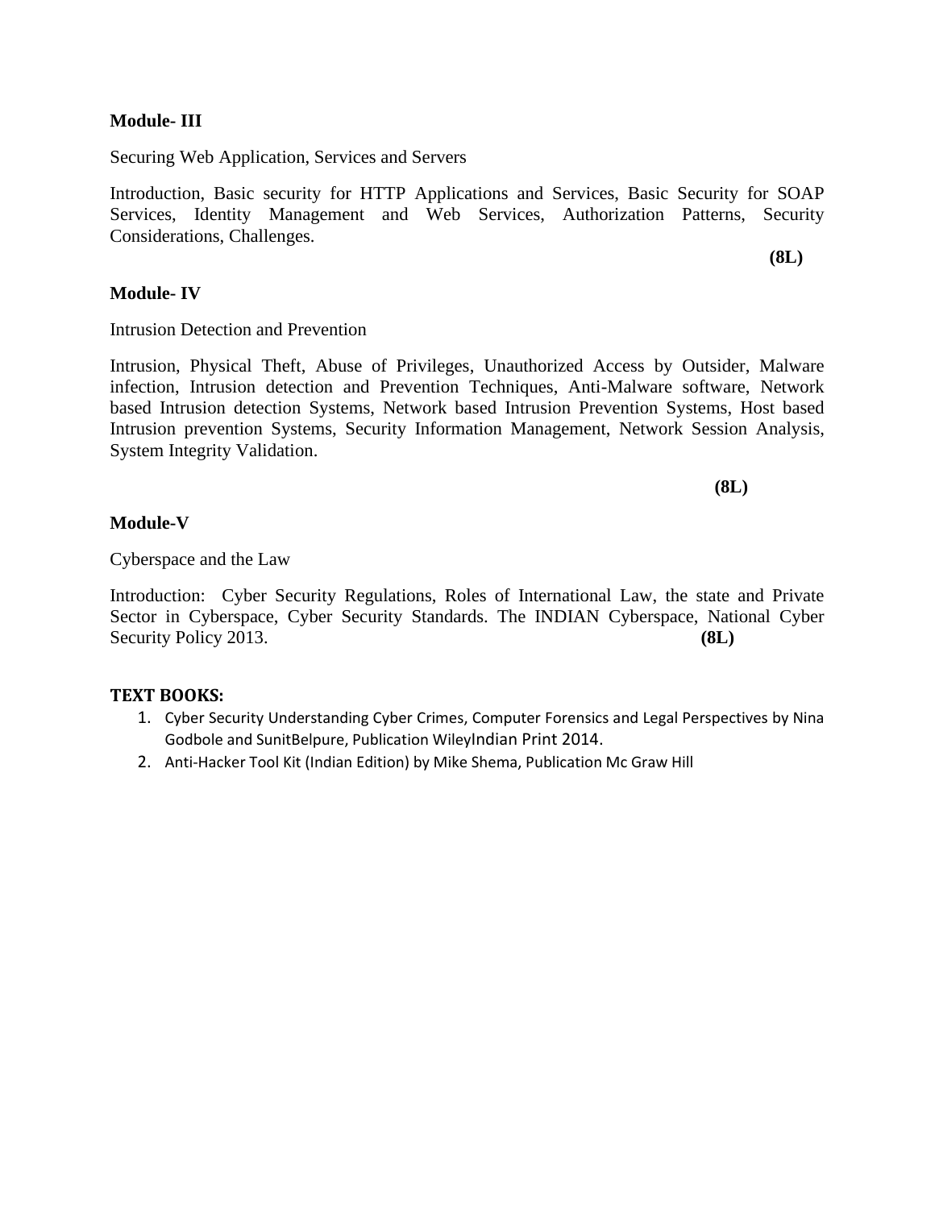**Module- III**

Securing Web Application, Services and Servers

Introduction, Basic security for HTTP Applications and Services, Basic Security for SOAP Services, Identity Management and Web Services, Authorization Patterns, Security Considerations, Challenges.

**(8L)**

**Module- IV**

Intrusion Detection and Prevention

Intrusion, Physical Theft, Abuse of Privileges, Unauthorized Access by Outsider, Malware infection, Intrusion detection and Prevention Techniques, Anti-Malware software, Network based Intrusion detection Systems, Network based Intrusion Prevention Systems, Host based Intrusion prevention Systems, Security Information Management, Network Session Analysis, System Integrity Validation.

**(8L)**

**Module-V**

Cyberspace and the Law

Introduction: Cyber Security Regulations, Roles of International Law, the state and Private Sector in Cyberspace, Cyber Security Standards. The INDIAN Cyberspace, National Cyber Security Policy 2013. **(8L)**

**TEXT BOOKS:**

1. Cyber Security Understanding Cyber Crimes, Computer Forensics and Legal Perspectives by Nina Godbole and SunitBelpure, Publication WileyIndian Print 2014.
2. Anti-Hacker Tool Kit (Indian Edition) by Mike Shema, Publication Mc Graw Hill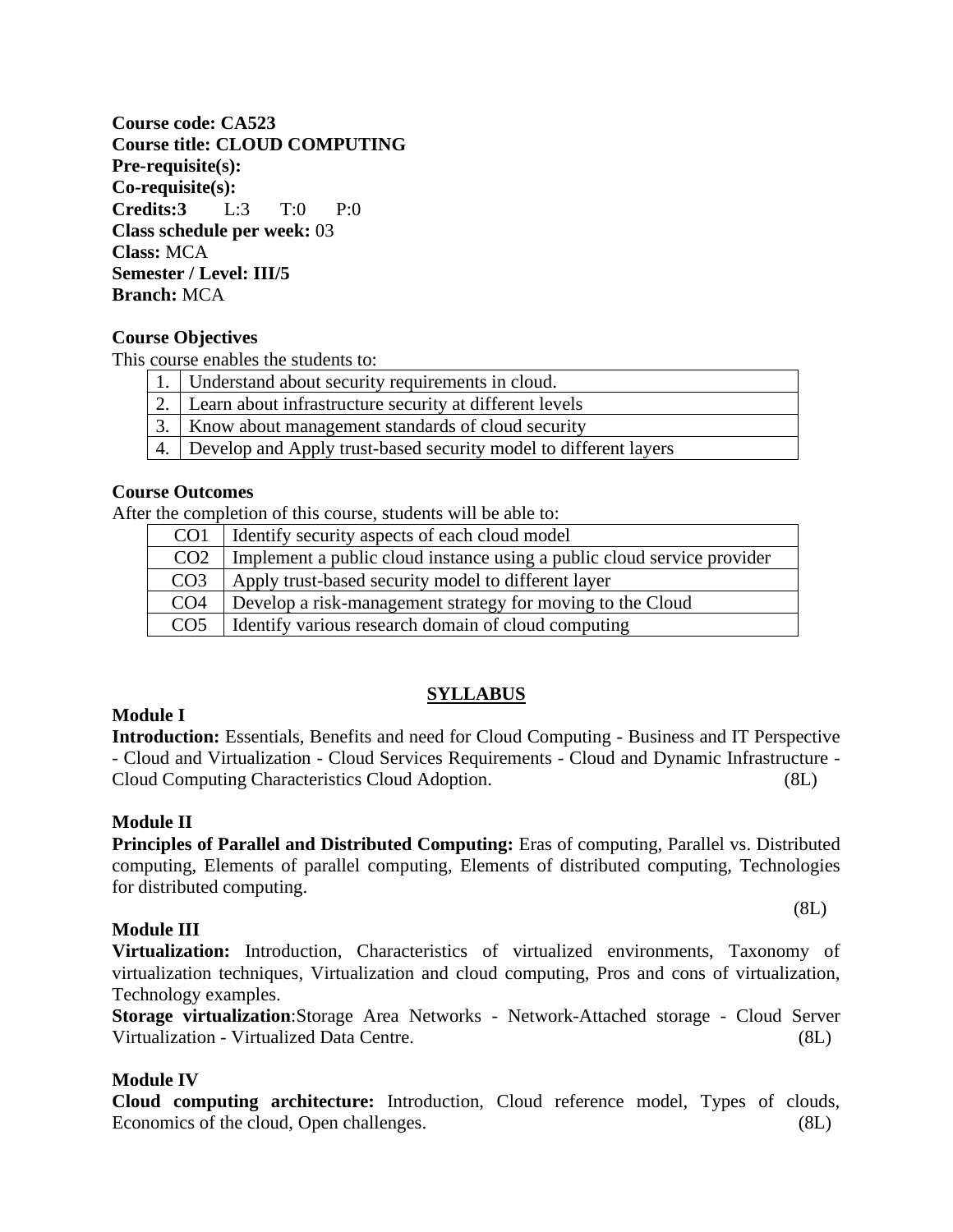**Course code: CA523**
**Course title: CLOUD COMPUTING**
**Pre-requisite(s):**
**Co-requisite(s):**
**Credits:3** L:3 T:0 P:0
**Class schedule per week:** 03
**Class:** MCA
**Semester / Level: III/5**
**Branch:** MCA

**Course Objectives**

This course enables the students to:

| | |
|---|---|
| 1. | Understand about security requirements in cloud. |
| 2. | Learn about infrastructure security at different levels |
| 3. | Know about management standards of cloud security |
| 4. | Develop and Apply trust-based security model to different layers |

**Course Outcomes**

After the completion of this course, students will be able to:

| | |
|---|---|
| CO1 | Identify security aspects of each cloud model |
| CO2 | Implement a public cloud instance using a public cloud service provider |
| CO3 | Apply trust-based security model to different layer |
| CO4 | Develop a risk-management strategy for moving to the Cloud |
| CO5 | Identify various research domain of cloud computing |

## SYLLABUS

**Module I**

**Introduction:** Essentials, Benefits and need for Cloud Computing - Business and IT Perspective - Cloud and Virtualization - Cloud Services Requirements - Cloud and Dynamic Infrastructure - Cloud Computing Characteristics Cloud Adoption. (8L)

**Module II**

**Principles of Parallel and Distributed Computing:** Eras of computing, Parallel vs. Distributed computing, Elements of parallel computing, Elements of distributed computing, Technologies for distributed computing.

(8L)

**Module III**

**Virtualization:** Introduction, Characteristics of virtualized environments, Taxonomy of virtualization techniques, Virtualization and cloud computing, Pros and cons of virtualization, Technology examples.

**Storage virtualization**:Storage Area Networks - Network-Attached storage - Cloud Server Virtualization - Virtualized Data Centre. (8L)

**Module IV**

**Cloud computing architecture:** Introduction, Cloud reference model, Types of clouds, Economics of the cloud, Open challenges. (8L)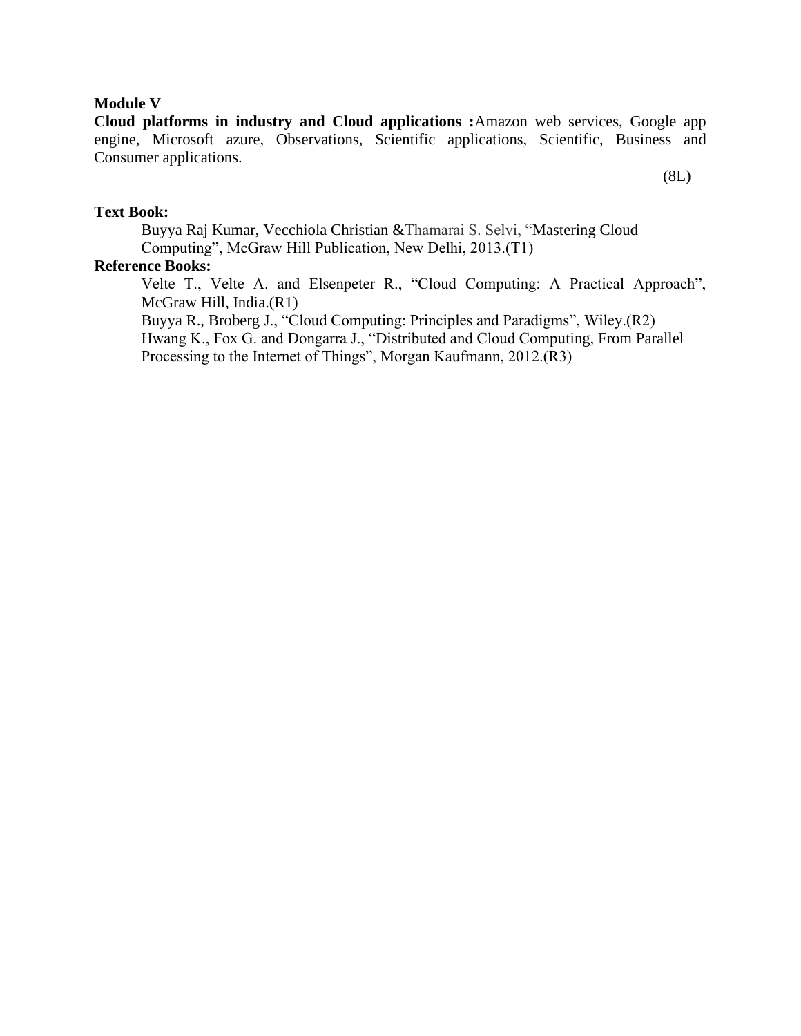**Module V**

**Cloud platforms in industry and Cloud applications :**Amazon web services, Google app engine, Microsoft azure, Observations, Scientific applications, Scientific, Business and Consumer applications.

(8L)

**Text Book:**

Buyya Raj Kumar, Vecchiola Christian &Thamarai S. Selvi, "Mastering Cloud Computing", McGraw Hill Publication, New Delhi, 2013.(T1)

**Reference Books:**

Velte T., Velte A. and Elsenpeter R., "Cloud Computing: A Practical Approach", McGraw Hill, India.(R1)

Buyya R., Broberg J., "Cloud Computing: Principles and Paradigms", Wiley.(R2)

Hwang K., Fox G. and Dongarra J., "Distributed and Cloud Computing, From Parallel Processing to the Internet of Things", Morgan Kaufmann, 2012.(R3)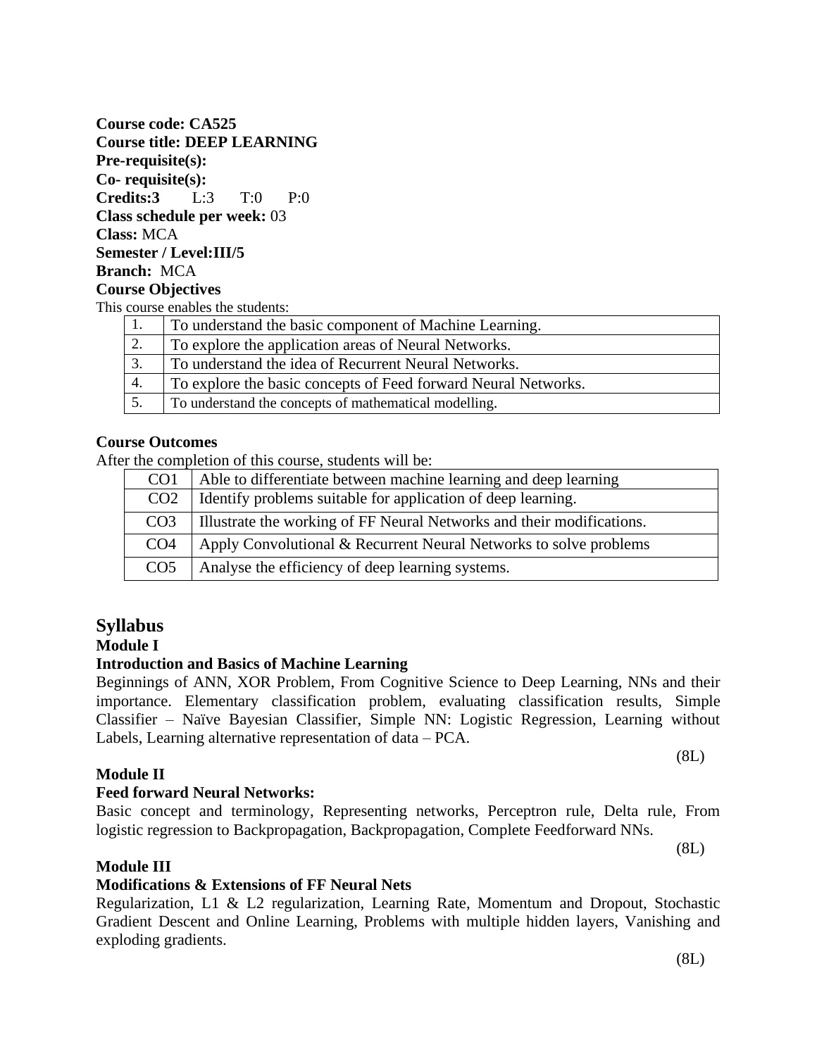**Course code: CA525**
**Course title: DEEP LEARNING**
**Pre-requisite(s):**
**Co- requisite(s):**
**Credits:3** L:3 T:0 P:0
**Class schedule per week:** 03
**Class:** MCA
**Semester / Level:III/5**
**Branch:** MCA

**Course Objectives**

This course enables the students:

| | |
|---|---|
| 1. | To understand the basic component of Machine Learning. |
| 2. | To explore the application areas of Neural Networks. |
| 3. | To understand the idea of Recurrent Neural Networks. |
| 4. | To explore the basic concepts of Feed forward Neural Networks. |
| 5. | To understand the concepts of mathematical modelling. |

**Course Outcomes**

After the completion of this course, students will be:

| | |
|---|---|
| CO1 | Able to differentiate between machine learning and deep learning |
| CO2 | Identify problems suitable for application of deep learning. |
| CO3 | Illustrate the working of FF Neural Networks and their modifications. |
| CO4 | Apply Convolutional & Recurrent Neural Networks to solve problems |
| CO5 | Analyse the efficiency of deep learning systems. |

## Syllabus

**Module I**

**Introduction and Basics of Machine Learning**

Beginnings of ANN, XOR Problem, From Cognitive Science to Deep Learning, NNs and their importance. Elementary classification problem, evaluating classification results, Simple Classifier – Naïve Bayesian Classifier, Simple NN: Logistic Regression, Learning without Labels, Learning alternative representation of data – PCA.

(8L)

**Module II**

**Feed forward Neural Networks:**

Basic concept and terminology, Representing networks, Perceptron rule, Delta rule, From logistic regression to Backpropagation, Backpropagation, Complete Feedforward NNs.

(8L)

**Module III**

**Modifications & Extensions of FF Neural Nets**

Regularization, L1 & L2 regularization, Learning Rate, Momentum and Dropout, Stochastic Gradient Descent and Online Learning, Problems with multiple hidden layers, Vanishing and exploding gradients.

(8L)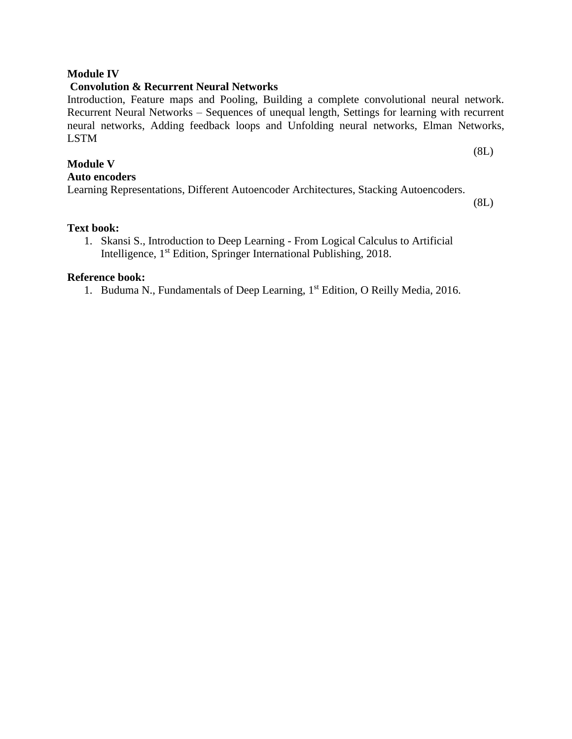**Module IV**

**Convolution & Recurrent Neural Networks**

Introduction, Feature maps and Pooling, Building a complete convolutional neural network. Recurrent Neural Networks – Sequences of unequal length, Settings for learning with recurrent neural networks, Adding feedback loops and Unfolding neural networks, Elman Networks, LSTM

(8L)

**Module V**

**Auto encoders**

Learning Representations, Different Autoencoder Architectures, Stacking Autoencoders.

(8L)

**Text book:**

1. Skansi S., Introduction to Deep Learning - From Logical Calculus to Artificial Intelligence, 1st Edition, Springer International Publishing, 2018.

**Reference book:**

1. Buduma N., Fundamentals of Deep Learning, 1st Edition, O Reilly Media, 2016.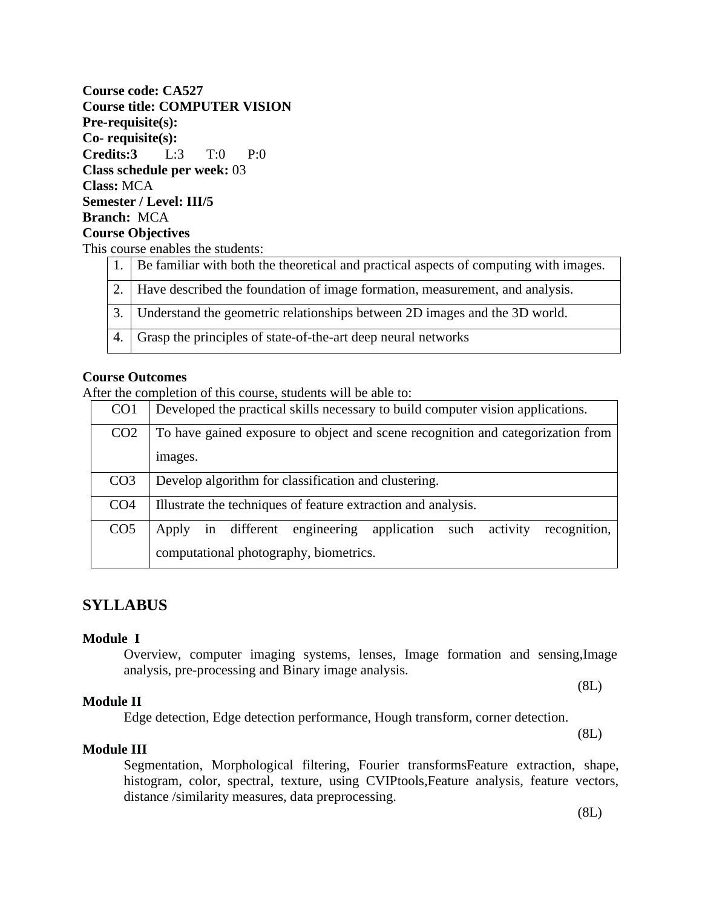**Course code: CA527**
**Course title: COMPUTER VISION**
**Pre-requisite(s):**
**Co- requisite(s):**
**Credits:3** L:3 T:0 P:0
**Class schedule per week:** 03
**Class:** MCA
**Semester / Level: III/5**
**Branch:** MCA

**Course Objectives**

This course enables the students:

| | |
|---|---|
| 1. | Be familiar with both the theoretical and practical aspects of computing with images. |
| 2. | Have described the foundation of image formation, measurement, and analysis. |
| 3. | Understand the geometric relationships between 2D images and the 3D world. |
| 4. | Grasp the principles of state-of-the-art deep neural networks |

**Course Outcomes**

After the completion of this course, students will be able to:

| | |
|---|---|
| CO1 | Developed the practical skills necessary to build computer vision applications. |
| CO2 | To have gained exposure to object and scene recognition and categorization from images. |
| CO3 | Develop algorithm for classification and clustering. |
| CO4 | Illustrate the techniques of feature extraction and analysis. |
| CO5 | Apply in different engineering application such activity recognition, computational photography, biometrics. |

## SYLLABUS

**Module I**

Overview, computer imaging systems, lenses, Image formation and sensing,Image analysis, pre-processing and Binary image analysis.

(8L)

**Module II**

Edge detection, Edge detection performance, Hough transform, corner detection.

(8L)

**Module III**

Segmentation, Morphological filtering, Fourier transformsFeature extraction, shape, histogram, color, spectral, texture, using CVIPtools,Feature analysis, feature vectors, distance /similarity measures, data preprocessing.

(8L)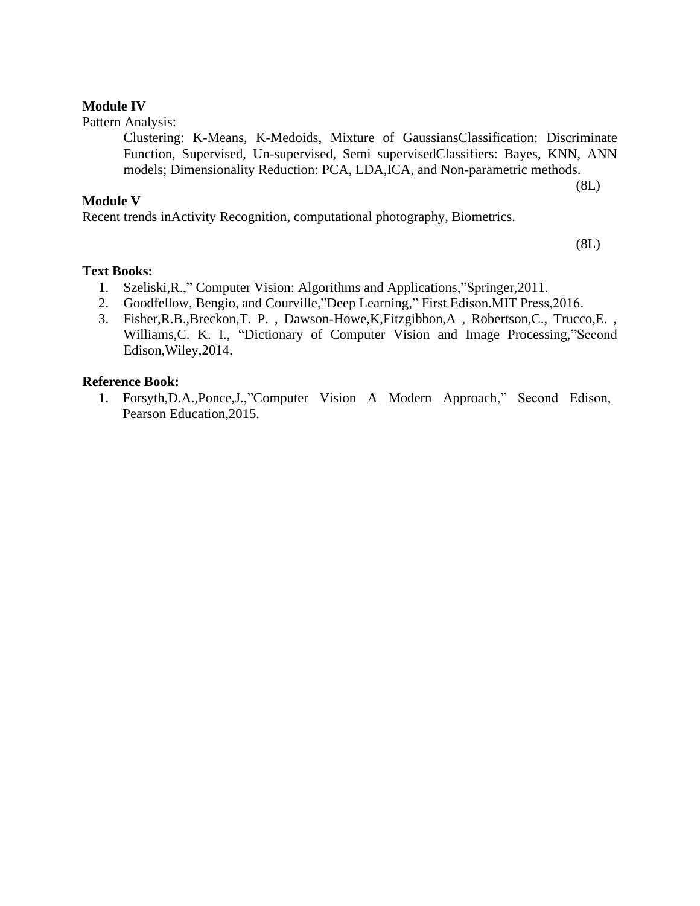**Module IV**

Pattern Analysis:

Clustering: K-Means, K-Medoids, Mixture of GaussiansClassification: Discriminate Function, Supervised, Un-supervised, Semi supervisedClassifiers: Bayes, KNN, ANN models; Dimensionality Reduction: PCA, LDA,ICA, and Non-parametric methods.

(8L)

**Module V**

Recent trends inActivity Recognition, computational photography, Biometrics.

(8L)

**Text Books:**

1. Szeliski,R.,” Computer Vision: Algorithms and Applications,”Springer,2011.
2. Goodfellow, Bengio, and Courville,”Deep Learning,” First Edison.MIT Press,2016.
3. Fisher,R.B.,Breckon,T. P. , Dawson-Howe,K,Fitzgibbon,A , Robertson,C., Trucco,E. , Williams,C. K. I., “Dictionary of Computer Vision and Image Processing,”Second Edison,Wiley,2014.

**Reference Book:**

1. Forsyth,D.A.,Ponce,J.,”Computer Vision A Modern Approach,” Second Edison, Pearson Education,2015.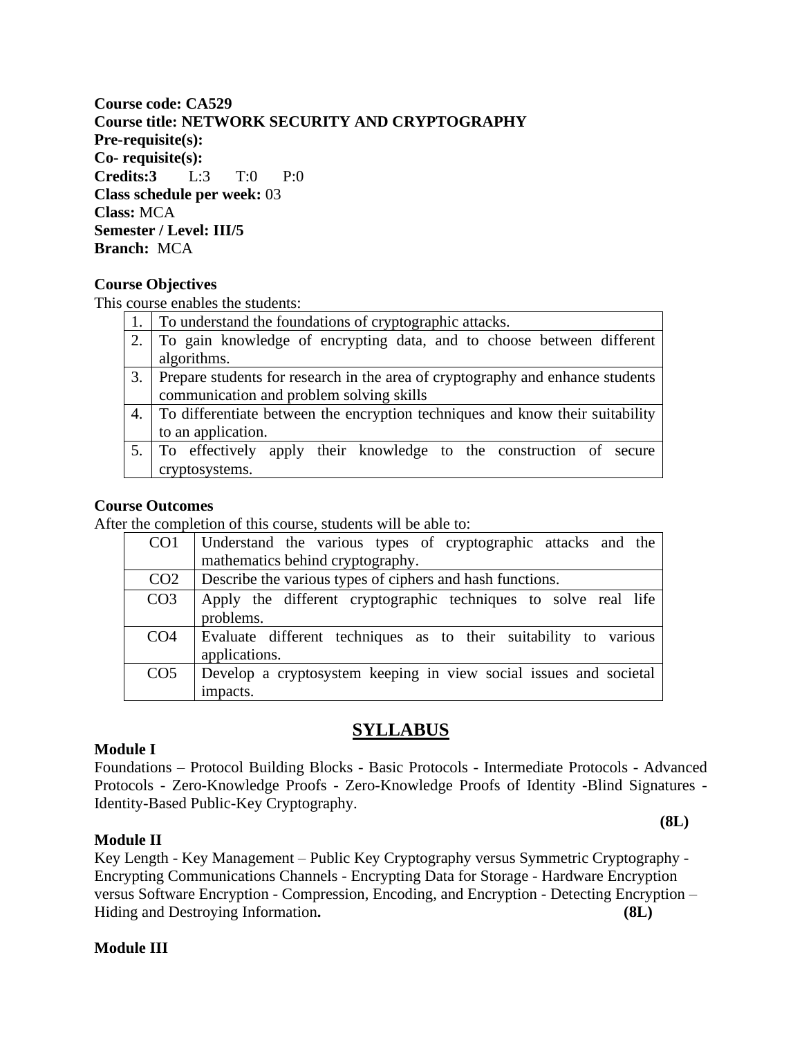**Course code: CA529**
**Course title: NETWORK SECURITY AND CRYPTOGRAPHY**
**Pre-requisite(s):**
**Co- requisite(s):**
**Credits:3** L:3 T:0 P:0
**Class schedule per week:** 03
**Class:** MCA
**Semester / Level: III/5**
**Branch:** MCA

**Course Objectives**

This course enables the students:

| | |
|---|---|
| 1. | To understand the foundations of cryptographic attacks. |
| 2. | To gain knowledge of encrypting data, and to choose between different algorithms. |
| 3. | Prepare students for research in the area of cryptography and enhance students communication and problem solving skills |
| 4. | To differentiate between the encryption techniques and know their suitability to an application. |
| 5. | To effectively apply their knowledge to the construction of secure cryptosystems. |

**Course Outcomes**

After the completion of this course, students will be able to:

| | |
|---|---|
| CO1 | Understand the various types of cryptographic attacks and the mathematics behind cryptography. |
| CO2 | Describe the various types of ciphers and hash functions. |
| CO3 | Apply the different cryptographic techniques to solve real life problems. |
| CO4 | Evaluate different techniques as to their suitability to various applications. |
| CO5 | Develop a cryptosystem keeping in view social issues and societal impacts. |

## SYLLABUS

**Module I**

Foundations – Protocol Building Blocks - Basic Protocols - Intermediate Protocols - Advanced Protocols - Zero-Knowledge Proofs - Zero-Knowledge Proofs of Identity -Blind Signatures - Identity-Based Public-Key Cryptography.

**(8L)**

**Module II**

Key Length - Key Management – Public Key Cryptography versus Symmetric Cryptography - Encrypting Communications Channels - Encrypting Data for Storage - Hardware Encryption versus Software Encryption - Compression, Encoding, and Encryption - Detecting Encryption – Hiding and Destroying Information**.** **(8L)**

**Module III**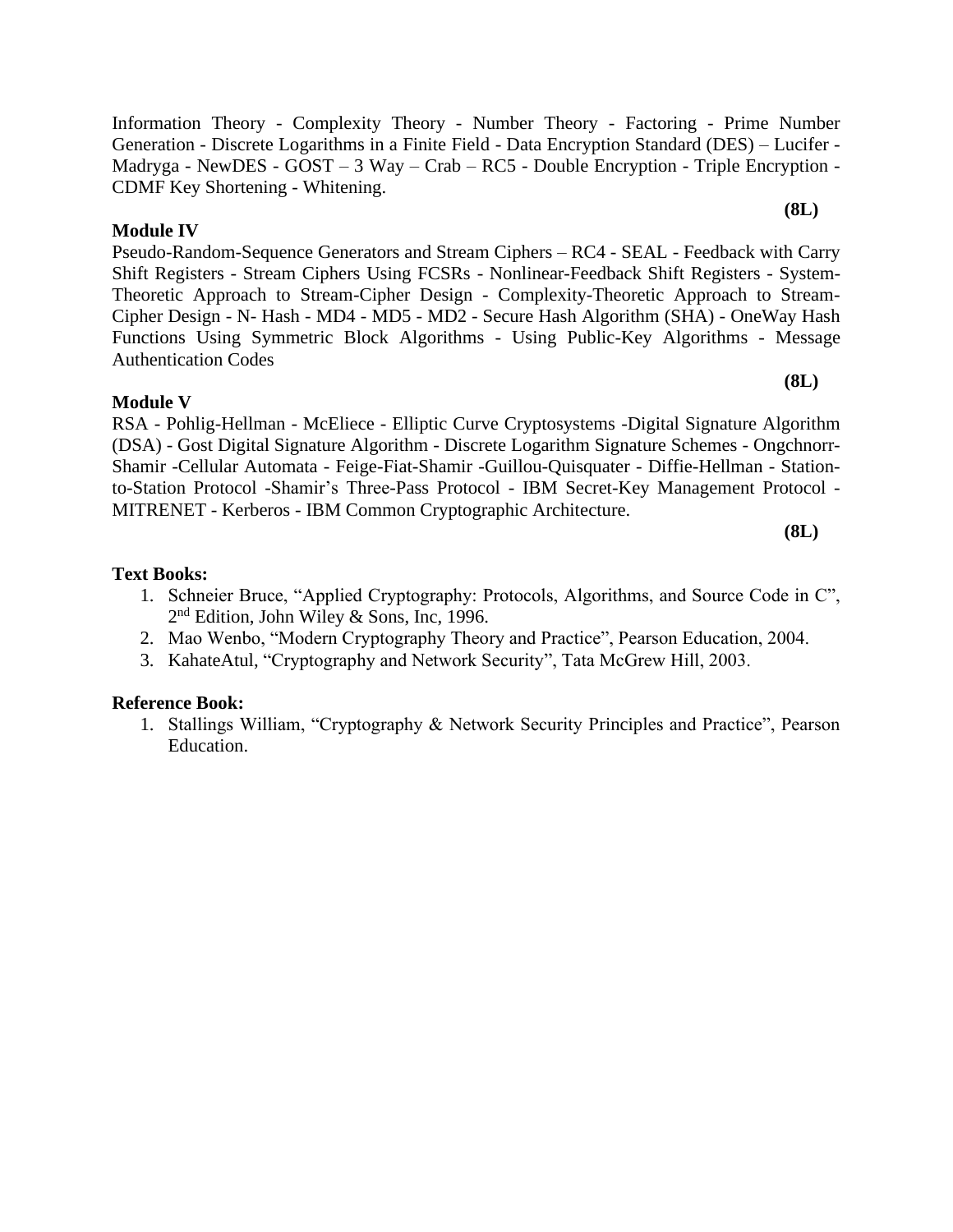Information Theory - Complexity Theory - Number Theory - Factoring - Prime Number Generation - Discrete Logarithms in a Finite Field - Data Encryption Standard (DES) – Lucifer - Madryga - NewDES - GOST – 3 Way – Crab – RC5 - Double Encryption - Triple Encryption - CDMF Key Shortening - Whitening.

**(8L)**

**Module IV**

Pseudo-Random-Sequence Generators and Stream Ciphers – RC4 - SEAL - Feedback with Carry Shift Registers - Stream Ciphers Using FCSRs - Nonlinear-Feedback Shift Registers - System-Theoretic Approach to Stream-Cipher Design - Complexity-Theoretic Approach to Stream-Cipher Design - N- Hash - MD4 - MD5 - MD2 - Secure Hash Algorithm (SHA) - OneWay Hash Functions Using Symmetric Block Algorithms - Using Public-Key Algorithms - Message Authentication Codes

**(8L)**

**Module V**

RSA - Pohlig-Hellman - McEliece - Elliptic Curve Cryptosystems -Digital Signature Algorithm (DSA) - Gost Digital Signature Algorithm - Discrete Logarithm Signature Schemes - Ongchnorr-Shamir -Cellular Automata - Feige-Fiat-Shamir -Guillou-Quisquater - Diffie-Hellman - Station-to-Station Protocol -Shamir's Three-Pass Protocol - IBM Secret-Key Management Protocol - MITRENET - Kerberos - IBM Common Cryptographic Architecture.

**(8L)**

**Text Books:**

1. Schneier Bruce, "Applied Cryptography: Protocols, Algorithms, and Source Code in C", 2nd Edition, John Wiley & Sons, Inc, 1996.
2. Mao Wenbo, "Modern Cryptography Theory and Practice", Pearson Education, 2004.
3. KahateAtul, "Cryptography and Network Security", Tata McGrew Hill, 2003.

**Reference Book:**

1. Stallings William, "Cryptography & Network Security Principles and Practice", Pearson Education.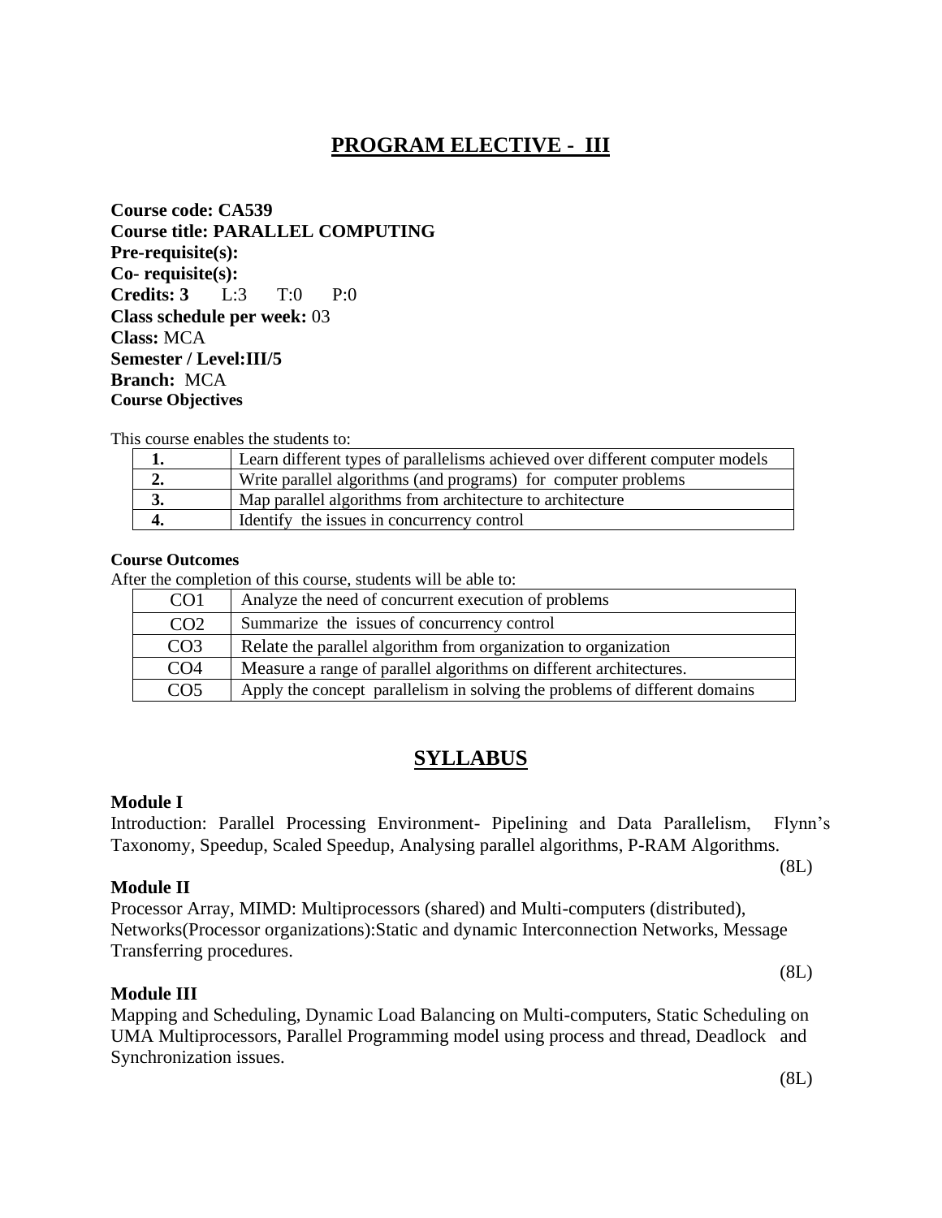# PROGRAM ELECTIVE - III

**Course code: CA539**
**Course title: PARALLEL COMPUTING**
**Pre-requisite(s):**
**Co- requisite(s):**
**Credits: 3** L:3 T:0 P:0
**Class schedule per week:** 03
**Class:** MCA
**Semester / Level:III/5**
**Branch:** MCA
**Course Objectives**

This course enables the students to:

| | |
|---|---|
| **1.** | Learn different types of parallelisms achieved over different computer models |
| **2.** | Write parallel algorithms (and programs) for computer problems |
| **3.** | Map parallel algorithms from architecture to architecture |
| **4.** | Identify the issues in concurrency control |

**Course Outcomes**
After the completion of this course, students will be able to:

| | |
|---|---|
| CO1 | Analyze the need of concurrent execution of problems |
| CO2 | Summarize the issues of concurrency control |
| CO3 | Relate the parallel algorithm from organization to organization |
| CO4 | Measure a range of parallel algorithms on different architectures. |
| CO5 | Apply the concept parallelism in solving the problems of different domains |

## SYLLABUS

**Module I**
Introduction: Parallel Processing Environment- Pipelining and Data Parallelism, Flynn's Taxonomy, Speedup, Scaled Speedup, Analysing parallel algorithms, P-RAM Algorithms.
(8L)

**Module II**
Processor Array, MIMD: Multiprocessors (shared) and Multi-computers (distributed), Networks(Processor organizations):Static and dynamic Interconnection Networks, Message Transferring procedures.
(8L)

**Module III**
Mapping and Scheduling, Dynamic Load Balancing on Multi-computers, Static Scheduling on UMA Multiprocessors, Parallel Programming model using process and thread, Deadlock and Synchronization issues.
(8L)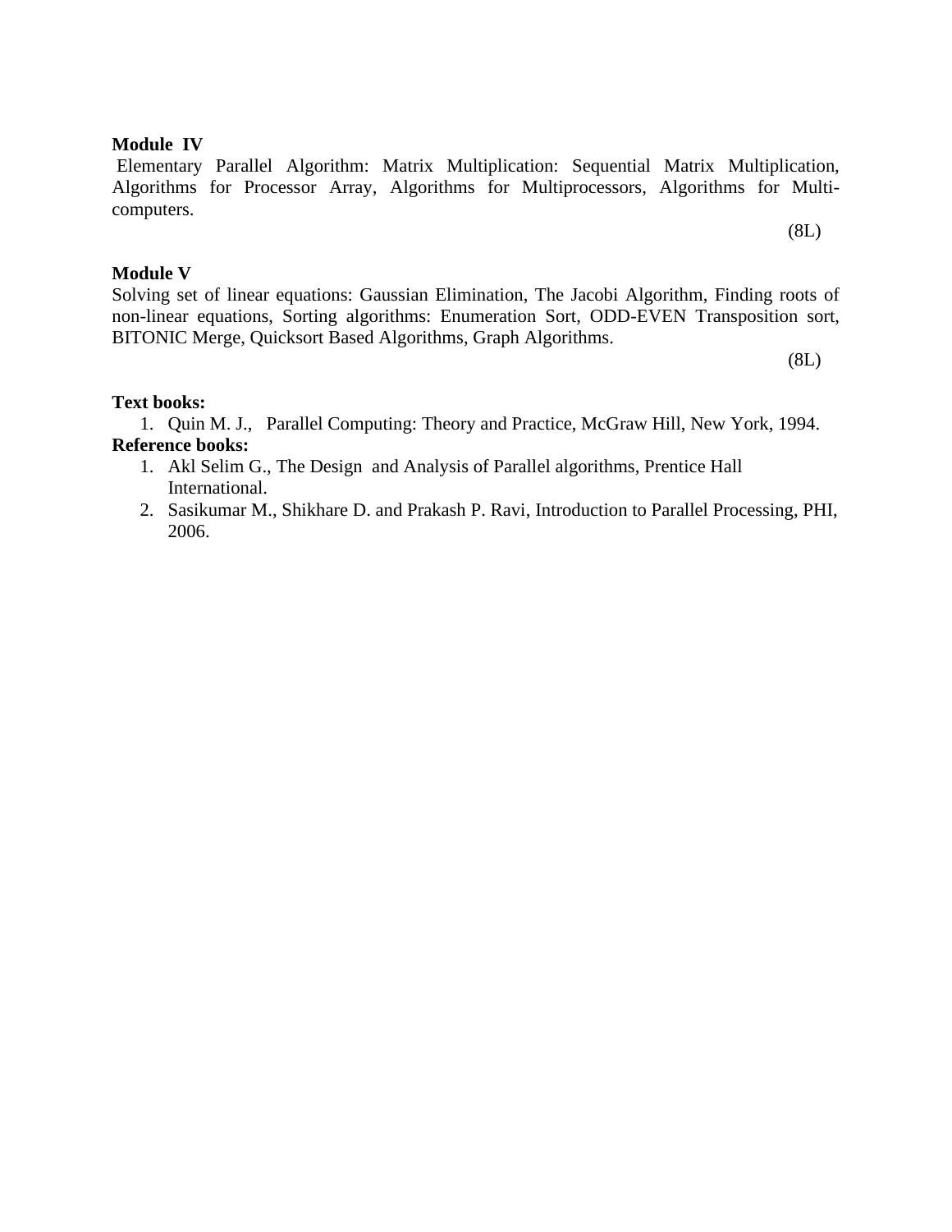**Module IV**

Elementary Parallel Algorithm: Matrix Multiplication: Sequential Matrix Multiplication, Algorithms for Processor Array, Algorithms for Multiprocessors, Algorithms for Multi-computers.

(8L)

**Module V**

Solving set of linear equations: Gaussian Elimination, The Jacobi Algorithm, Finding roots of non-linear equations, Sorting algorithms: Enumeration Sort, ODD-EVEN Transposition sort, BITONIC Merge, Quicksort Based Algorithms, Graph Algorithms.

(8L)

**Text books:**

1. Quin M. J., Parallel Computing: Theory and Practice, McGraw Hill, New York, 1994.

**Reference books:**

1. Akl Selim G., The Design and Analysis of Parallel algorithms, Prentice Hall International.
2. Sasikumar M., Shikhare D. and Prakash P. Ravi, Introduction to Parallel Processing, PHI, 2006.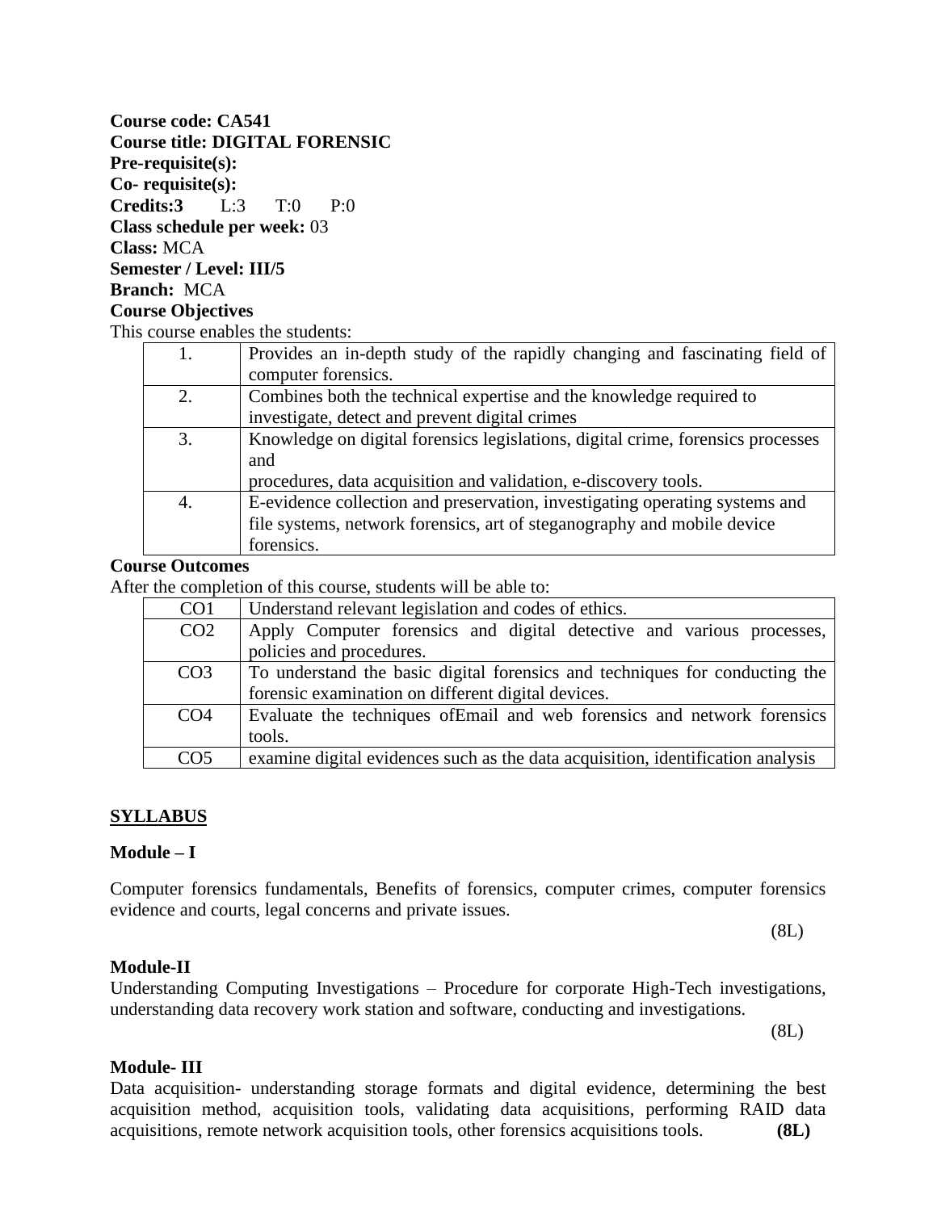**Course code: CA541**
**Course title: DIGITAL FORENSIC**
**Pre-requisite(s):**
**Co- requisite(s):**
**Credits:3** L:3 T:0 P:0
**Class schedule per week:** 03
**Class:** MCA
**Semester / Level: III/5**
**Branch:** MCA

**Course Objectives**

This course enables the students:

| | |
|---|---|
| 1. | Provides an in-depth study of the rapidly changing and fascinating field of computer forensics. |
| 2. | Combines both the technical expertise and the knowledge required to investigate, detect and prevent digital crimes |
| 3. | Knowledge on digital forensics legislations, digital crime, forensics processes and<br>procedures, data acquisition and validation, e-discovery tools. |
| 4. | E-evidence collection and preservation, investigating operating systems and file systems, network forensics, art of steganography and mobile device forensics. |

**Course Outcomes**

After the completion of this course, students will be able to:

| | |
|---|---|
| CO1 | Understand relevant legislation and codes of ethics. |
| CO2 | Apply Computer forensics and digital detective and various processes, policies and procedures. |
| CO3 | To understand the basic digital forensics and techniques for conducting the forensic examination on different digital devices. |
| CO4 | Evaluate the techniques ofEmail and web forensics and network forensics tools. |
| CO5 | examine digital evidences such as the data acquisition, identification analysis |

## SYLLABUS

### Module – I

Computer forensics fundamentals, Benefits of forensics, computer crimes, computer forensics evidence and courts, legal concerns and private issues.

(8L)

### Module-II

Understanding Computing Investigations – Procedure for corporate High-Tech investigations, understanding data recovery work station and software, conducting and investigations.

(8L)

### Module- III

Data acquisition- understanding storage formats and digital evidence, determining the best acquisition method, acquisition tools, validating data acquisitions, performing RAID data acquisitions, remote network acquisition tools, other forensics acquisitions tools. **(8L)**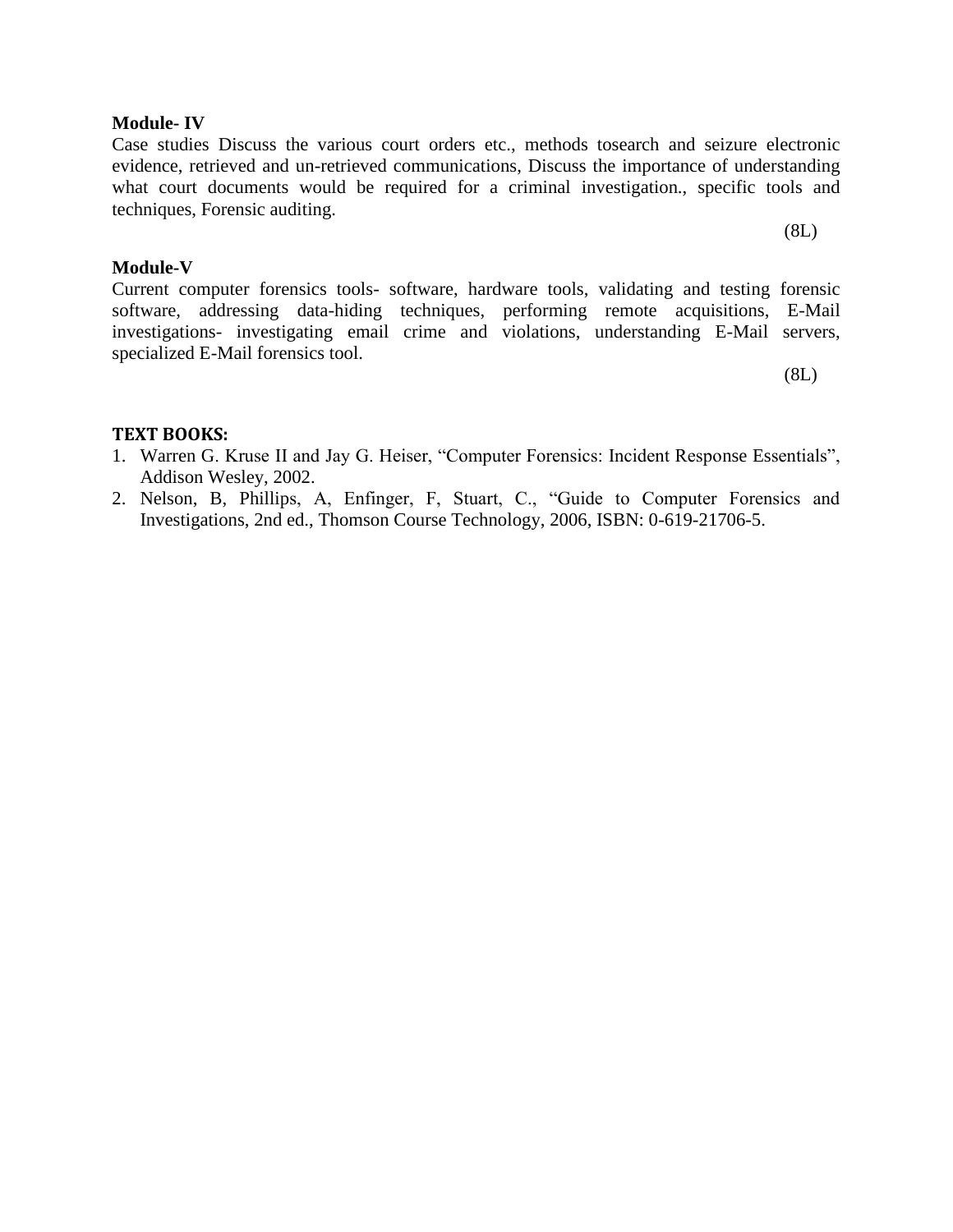**Module- IV**

Case studies Discuss the various court orders etc., methods tosearch and seizure electronic evidence, retrieved and un-retrieved communications, Discuss the importance of understanding what court documents would be required for a criminal investigation., specific tools and techniques, Forensic auditing.

(8L)

**Module-V**

Current computer forensics tools- software, hardware tools, validating and testing forensic software, addressing data-hiding techniques, performing remote acquisitions, E-Mail investigations- investigating email crime and violations, understanding E-Mail servers, specialized E-Mail forensics tool.

(8L)

**TEXT BOOKS:**

1. Warren G. Kruse II and Jay G. Heiser, "Computer Forensics: Incident Response Essentials", Addison Wesley, 2002.
2. Nelson, B, Phillips, A, Enfinger, F, Stuart, C., "Guide to Computer Forensics and Investigations, 2nd ed., Thomson Course Technology, 2006, ISBN: 0-619-21706-5.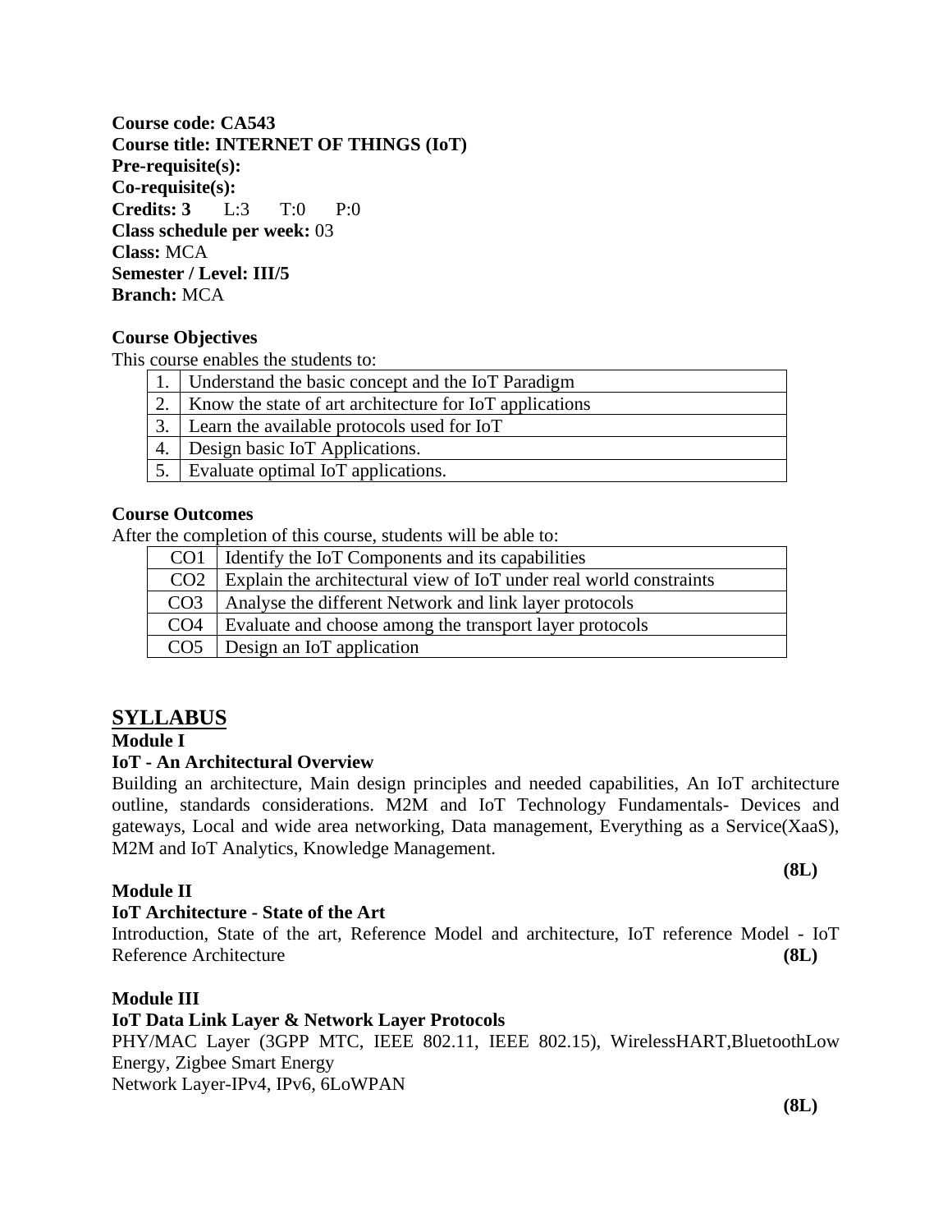**Course code: CA543**
**Course title: INTERNET OF THINGS (IoT)**
**Pre-requisite(s):**
**Co-requisite(s):**
**Credits: 3** L:3 T:0 P:0
**Class schedule per week:** 03
**Class:** MCA
**Semester / Level: III/5**
**Branch:** MCA

**Course Objectives**

This course enables the students to:

| | |
|---|---|
| 1. | Understand the basic concept and the IoT Paradigm |
| 2. | Know the state of art architecture for IoT applications |
| 3. | Learn the available protocols used for IoT |
| 4. | Design basic IoT Applications. |
| 5. | Evaluate optimal IoT applications. |

**Course Outcomes**

After the completion of this course, students will be able to:

| | |
|---|---|
| CO1 | Identify the IoT Components and its capabilities |
| CO2 | Explain the architectural view of IoT under real world constraints |
| CO3 | Analyse the different Network and link layer protocols |
| CO4 | Evaluate and choose among the transport layer protocols |
| CO5 | Design an IoT application |

## SYLLABUS

**Module I**

**IoT - An Architectural Overview**

Building an architecture, Main design principles and needed capabilities, An IoT architecture outline, standards considerations. M2M and IoT Technology Fundamentals- Devices and gateways, Local and wide area networking, Data management, Everything as a Service(XaaS), M2M and IoT Analytics, Knowledge Management.

**(8L)**

**Module II**

**IoT Architecture - State of the Art**

Introduction, State of the art, Reference Model and architecture, IoT reference Model - IoT Reference Architecture **(8L)**

**Module III**

**IoT Data Link Layer & Network Layer Protocols**

PHY/MAC Layer (3GPP MTC, IEEE 802.11, IEEE 802.15), WirelessHART,BluetoothLow Energy, Zigbee Smart Energy
Network Layer-IPv4, IPv6, 6LoWPAN

**(8L)**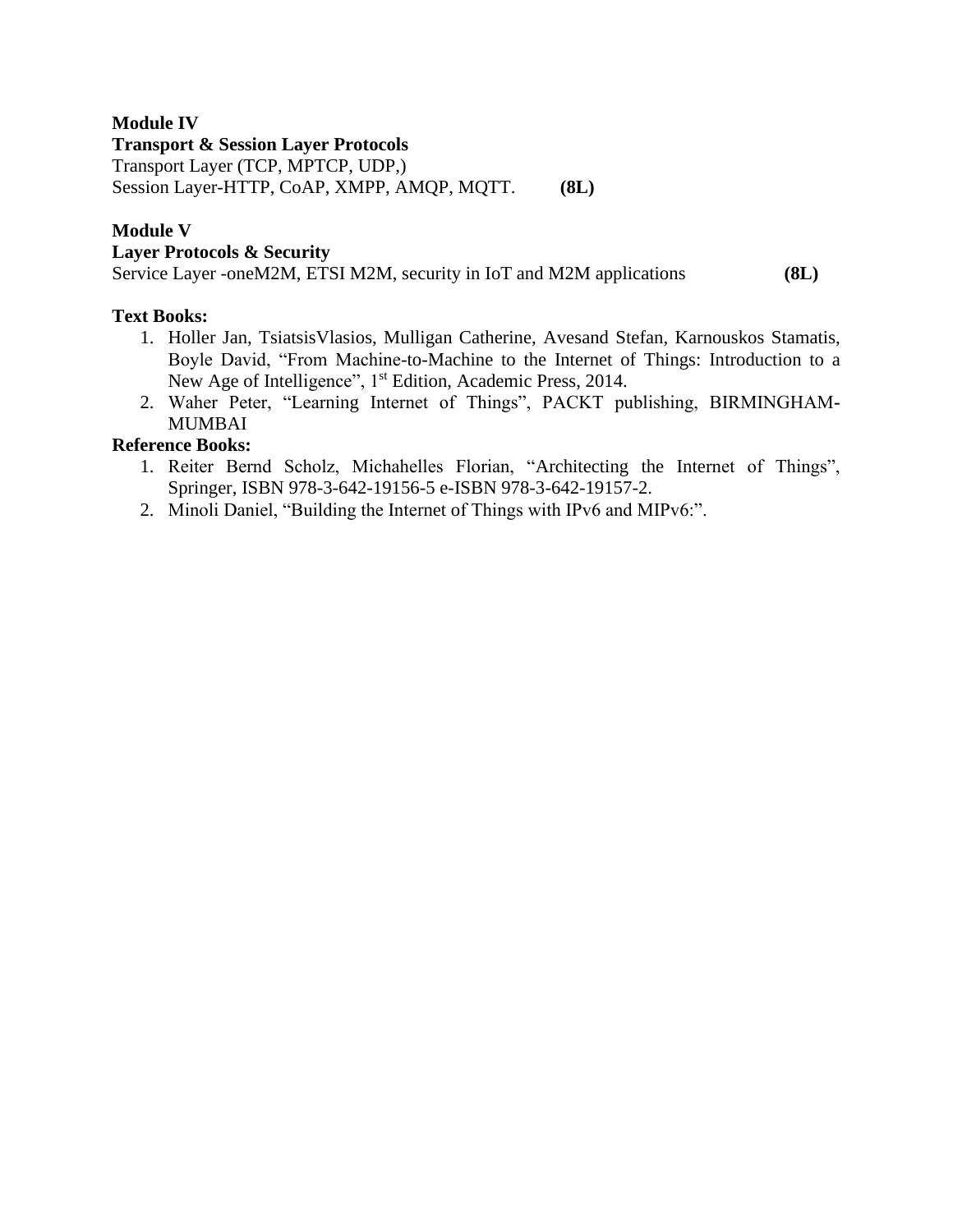**Module IV**

**Transport & Session Layer Protocols**

Transport Layer (TCP, MPTCP, UDP,)

Session Layer-HTTP, CoAP, XMPP, AMQP, MQTT. **(8L)**

**Module V**

**Layer Protocols & Security**

Service Layer -oneM2M, ETSI M2M, security in IoT and M2M applications **(8L)**

**Text Books:**

1. Holler Jan, TsiatsisVlasios, Mulligan Catherine, Avesand Stefan, Karnouskos Stamatis, Boyle David, "From Machine-to-Machine to the Internet of Things: Introduction to a New Age of Intelligence", 1st Edition, Academic Press, 2014.
2. Waher Peter, "Learning Internet of Things", PACKT publishing, BIRMINGHAM-MUMBAI

**Reference Books:**

1. Reiter Bernd Scholz, Michahelles Florian, "Architecting the Internet of Things", Springer, ISBN 978-3-642-19156-5 e-ISBN 978-3-642-19157-2.
2. Minoli Daniel, "Building the Internet of Things with IPv6 and MIPv6:".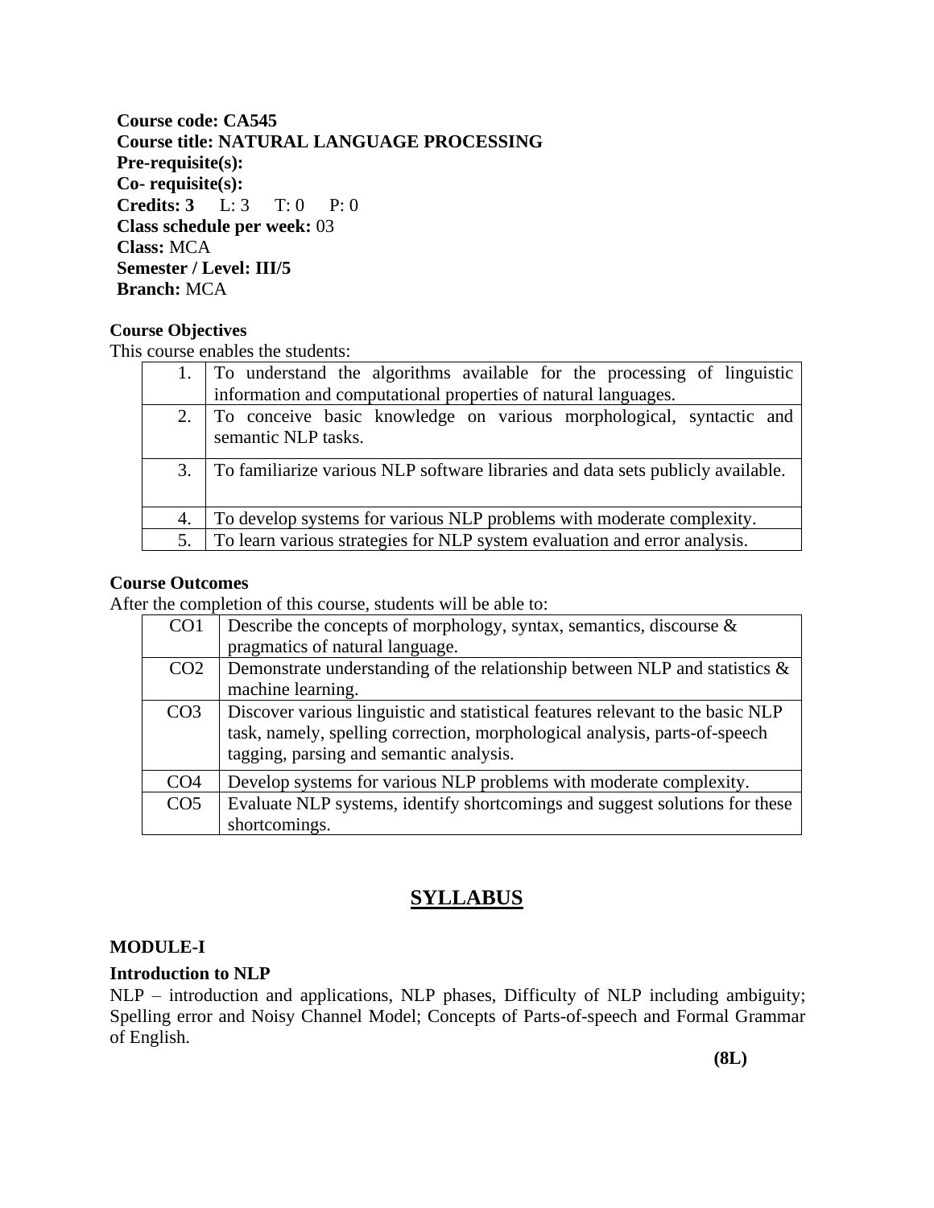**Course code: CA545**
**Course title: NATURAL LANGUAGE PROCESSING**
**Pre-requisite(s):**
**Co- requisite(s):**
**Credits: 3** L: 3 T: 0 P: 0
**Class schedule per week:** 03
**Class:** MCA
**Semester / Level: III/5**
**Branch:** MCA

**Course Objectives**

This course enables the students:

| | |
|---|---|
| 1. | To understand the algorithms available for the processing of linguistic information and computational properties of natural languages. |
| 2. | To conceive basic knowledge on various morphological, syntactic and semantic NLP tasks. |
| 3. | To familiarize various NLP software libraries and data sets publicly available. |
| 4. | To develop systems for various NLP problems with moderate complexity. |
| 5. | To learn various strategies for NLP system evaluation and error analysis. |

**Course Outcomes**

After the completion of this course, students will be able to:

| | |
|---|---|
| CO1 | Describe the concepts of morphology, syntax, semantics, discourse & pragmatics of natural language. |
| CO2 | Demonstrate understanding of the relationship between NLP and statistics & machine learning. |
| CO3 | Discover various linguistic and statistical features relevant to the basic NLP task, namely, spelling correction, morphological analysis, parts-of-speech tagging, parsing and semantic analysis. |
| CO4 | Develop systems for various NLP problems with moderate complexity. |
| CO5 | Evaluate NLP systems, identify shortcomings and suggest solutions for these shortcomings. |

# SYLLABUS

**MODULE-I**

**Introduction to NLP**

NLP – introduction and applications, NLP phases, Difficulty of NLP including ambiguity; Spelling error and Noisy Channel Model; Concepts of Parts-of-speech and Formal Grammar of English.

**(8L)**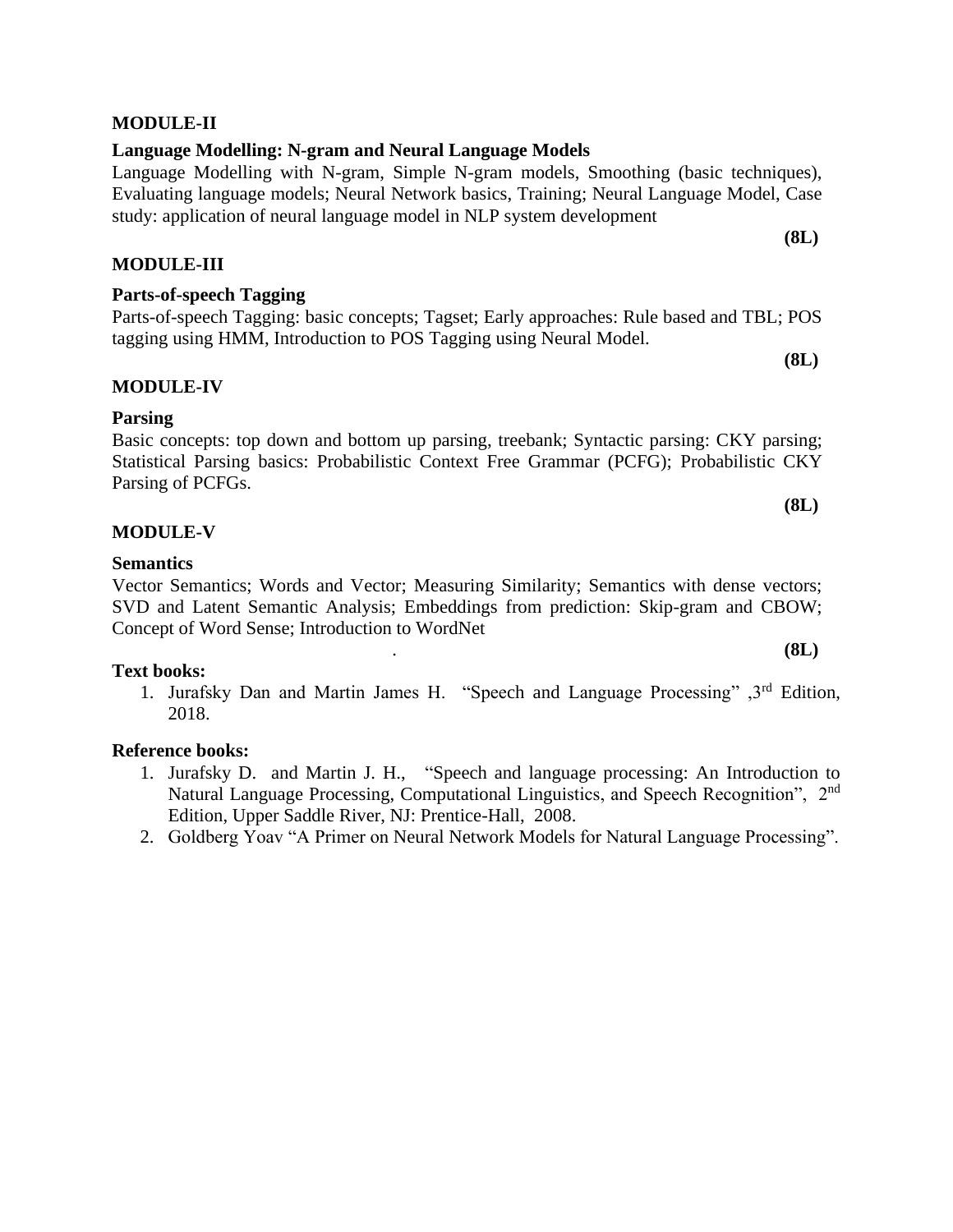**MODULE-II**

**Language Modelling: N-gram and Neural Language Models**

Language Modelling with N-gram, Simple N-gram models, Smoothing (basic techniques), Evaluating language models; Neural Network basics, Training; Neural Language Model, Case study: application of neural language model in NLP system development

**(8L)**

**MODULE-III**

**Parts-of-speech Tagging**

Parts-of-speech Tagging: basic concepts; Tagset; Early approaches: Rule based and TBL; POS tagging using HMM, Introduction to POS Tagging using Neural Model.

**(8L)**

**MODULE-IV**

**Parsing**

Basic concepts: top down and bottom up parsing, treebank; Syntactic parsing: CKY parsing; Statistical Parsing basics: Probabilistic Context Free Grammar (PCFG); Probabilistic CKY Parsing of PCFGs.

**(8L)**

**MODULE-V**

**Semantics**

Vector Semantics; Words and Vector; Measuring Similarity; Semantics with dense vectors; SVD and Latent Semantic Analysis; Embeddings from prediction: Skip-gram and CBOW; Concept of Word Sense; Introduction to WordNet

. **(8L)**

**Text books:**

1. Jurafsky Dan and Martin James H. "Speech and Language Processing" ,3rd Edition, 2018.

**Reference books:**

1. Jurafsky D. and Martin J. H., "Speech and language processing: An Introduction to Natural Language Processing, Computational Linguistics, and Speech Recognition", 2nd Edition, Upper Saddle River, NJ: Prentice-Hall, 2008.
2. Goldberg Yoav "A Primer on Neural Network Models for Natural Language Processing".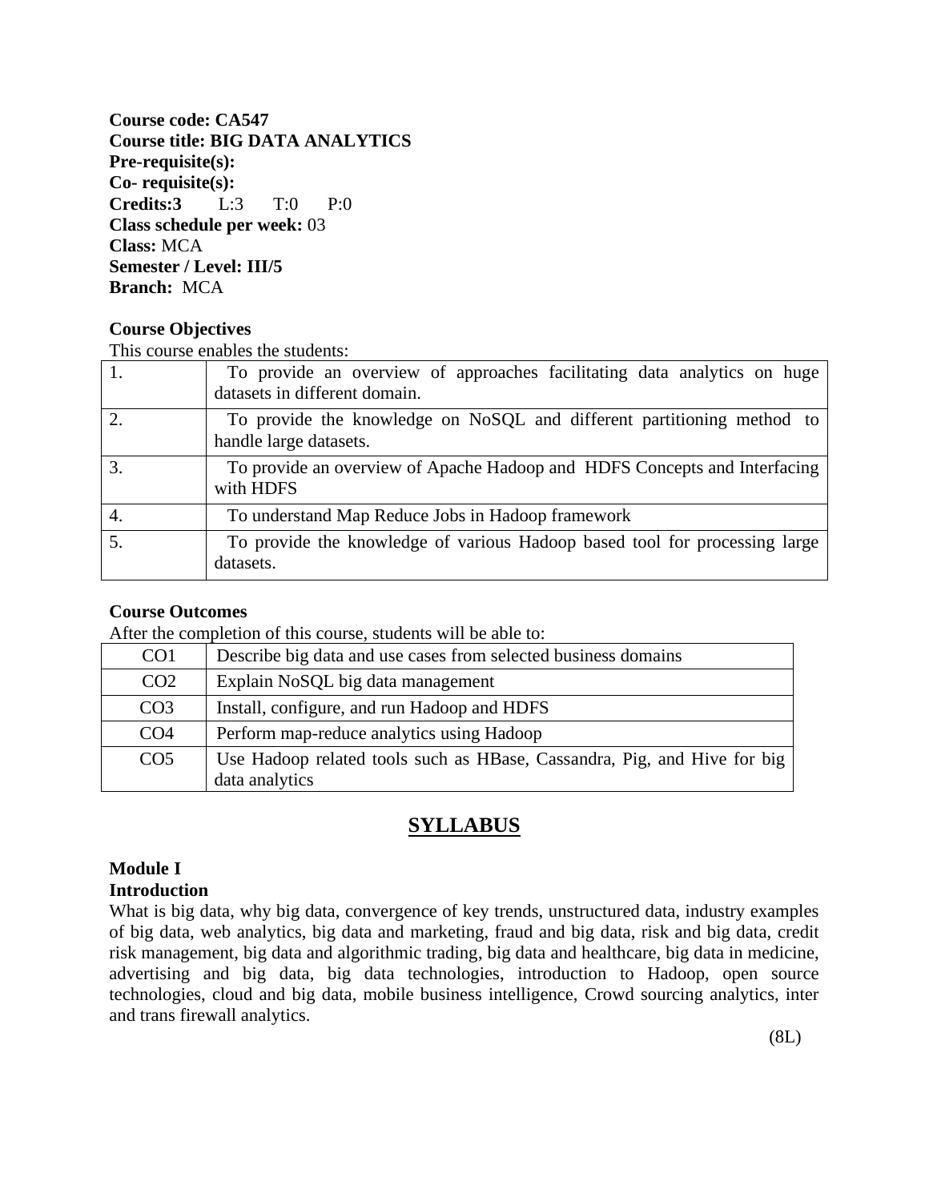**Course code: CA547**
**Course title: BIG DATA ANALYTICS**
**Pre-requisite(s):**
**Co- requisite(s):**
**Credits:3** L:3 T:0 P:0
**Class schedule per week:** 03
**Class:** MCA
**Semester / Level: III/5**
**Branch:** MCA

**Course Objectives**

This course enables the students:

| | |
|---|---|
| 1. | To provide an overview of approaches facilitating data analytics on huge datasets in different domain. |
| 2. | To provide the knowledge on NoSQL and different partitioning method to handle large datasets. |
| 3. | To provide an overview of Apache Hadoop and HDFS Concepts and Interfacing with HDFS |
| 4. | To understand Map Reduce Jobs in Hadoop framework |
| 5. | To provide the knowledge of various Hadoop based tool for processing large datasets. |

**Course Outcomes**

After the completion of this course, students will be able to:

| | |
|---|---|
| CO1 | Describe big data and use cases from selected business domains |
| CO2 | Explain NoSQL big data management |
| CO3 | Install, configure, and run Hadoop and HDFS |
| CO4 | Perform map-reduce analytics using Hadoop |
| CO5 | Use Hadoop related tools such as HBase, Cassandra, Pig, and Hive for big data analytics |

# SYLLABUS

**Module I**
**Introduction**

What is big data, why big data, convergence of key trends, unstructured data, industry examples of big data, web analytics, big data and marketing, fraud and big data, risk and big data, credit risk management, big data and algorithmic trading, big data and healthcare, big data in medicine, advertising and big data, big data technologies, introduction to Hadoop, open source technologies, cloud and big data, mobile business intelligence, Crowd sourcing analytics, inter and trans firewall analytics.

(8L)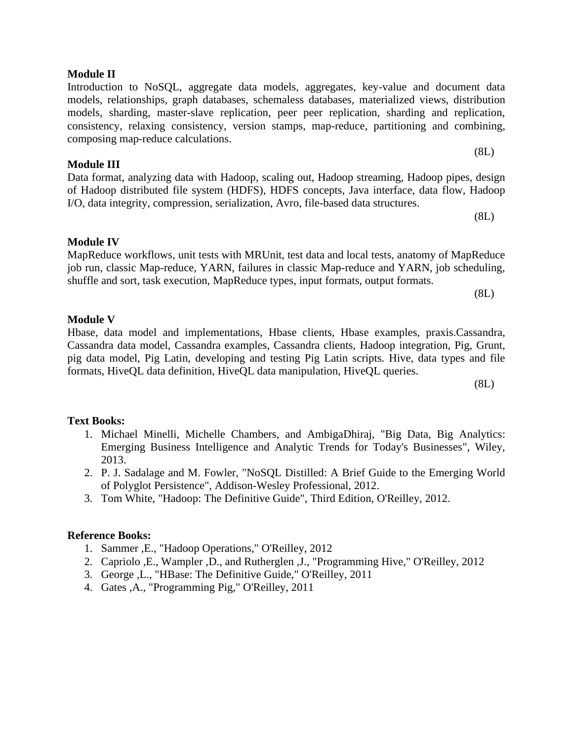**Module II**

Introduction to NoSQL, aggregate data models, aggregates, key-value and document data models, relationships, graph databases, schemaless databases, materialized views, distribution models, sharding, master-slave replication, peer peer replication, sharding and replication, consistency, relaxing consistency, version stamps, map-reduce, partitioning and combining, composing map-reduce calculations.

(8L)

**Module III**

Data format, analyzing data with Hadoop, scaling out, Hadoop streaming, Hadoop pipes, design of Hadoop distributed file system (HDFS), HDFS concepts, Java interface, data flow, Hadoop I/O, data integrity, compression, serialization, Avro, file-based data structures.

(8L)

**Module IV**

MapReduce workflows, unit tests with MRUnit, test data and local tests, anatomy of MapReduce job run, classic Map-reduce, YARN, failures in classic Map-reduce and YARN, job scheduling, shuffle and sort, task execution, MapReduce types, input formats, output formats.

(8L)

**Module V**

Hbase, data model and implementations, Hbase clients, Hbase examples, praxis.Cassandra, Cassandra data model, Cassandra examples, Cassandra clients, Hadoop integration, Pig, Grunt, pig data model, Pig Latin, developing and testing Pig Latin scripts. Hive, data types and file formats, HiveQL data definition, HiveQL data manipulation, HiveQL queries.

(8L)

**Text Books:**

1. Michael Minelli, Michelle Chambers, and AmbigaDhiraj, "Big Data, Big Analytics: Emerging Business Intelligence and Analytic Trends for Today's Businesses", Wiley, 2013.
2. P. J. Sadalage and M. Fowler, "NoSQL Distilled: A Brief Guide to the Emerging World of Polyglot Persistence", Addison-Wesley Professional, 2012.
3. Tom White, "Hadoop: The Definitive Guide", Third Edition, O'Reilley, 2012.

**Reference Books:**

1. Sammer ,E., "Hadoop Operations," O'Reilley, 2012
2. Capriolo ,E., Wampler ,D., and Rutherglen ,J., "Programming Hive," O'Reilley, 2012
3. George ,L., "HBase: The Definitive Guide," O'Reilley, 2011
4. Gates ,A., "Programming Pig," O'Reilley, 2011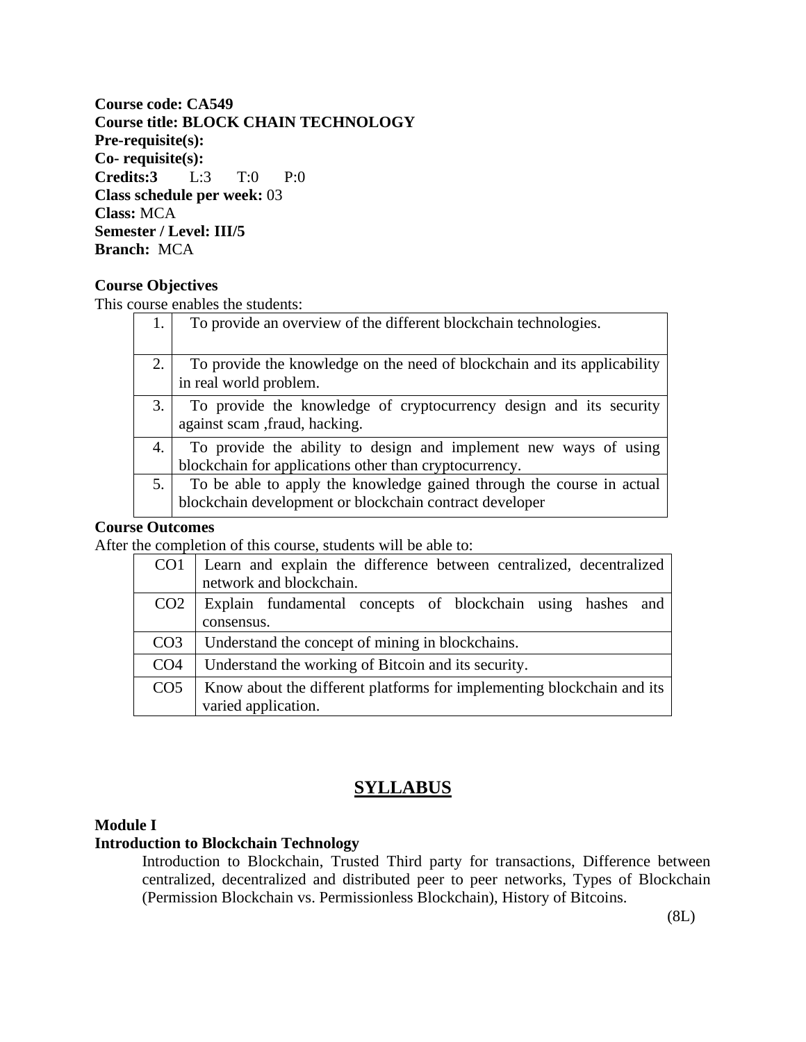**Course code: CA549**
**Course title: BLOCK CHAIN TECHNOLOGY**
**Pre-requisite(s):**
**Co- requisite(s):**
**Credits:3** L:3 T:0 P:0
**Class schedule per week:** 03
**Class:** MCA
**Semester / Level: III/5**
**Branch:** MCA

**Course Objectives**

This course enables the students:

| | |
|---|---|
| 1. | To provide an overview of the different blockchain technologies. |
| 2. | To provide the knowledge on the need of blockchain and its applicability in real world problem. |
| 3. | To provide the knowledge of cryptocurrency design and its security against scam ,fraud, hacking. |
| 4. | To provide the ability to design and implement new ways of using blockchain for applications other than cryptocurrency. |
| 5. | To be able to apply the knowledge gained through the course in actual blockchain development or blockchain contract developer |

**Course Outcomes**

After the completion of this course, students will be able to:

| | |
|---|---|
| CO1 | Learn and explain the difference between centralized, decentralized network and blockchain. |
| CO2 | Explain fundamental concepts of blockchain using hashes and consensus. |
| CO3 | Understand the concept of mining in blockchains. |
| CO4 | Understand the working of Bitcoin and its security. |
| CO5 | Know about the different platforms for implementing blockchain and its varied application. |

## SYLLABUS

**Module I**
**Introduction to Blockchain Technology**

Introduction to Blockchain, Trusted Third party for transactions, Difference between centralized, decentralized and distributed peer to peer networks, Types of Blockchain (Permission Blockchain vs. Permissionless Blockchain), History of Bitcoins.

(8L)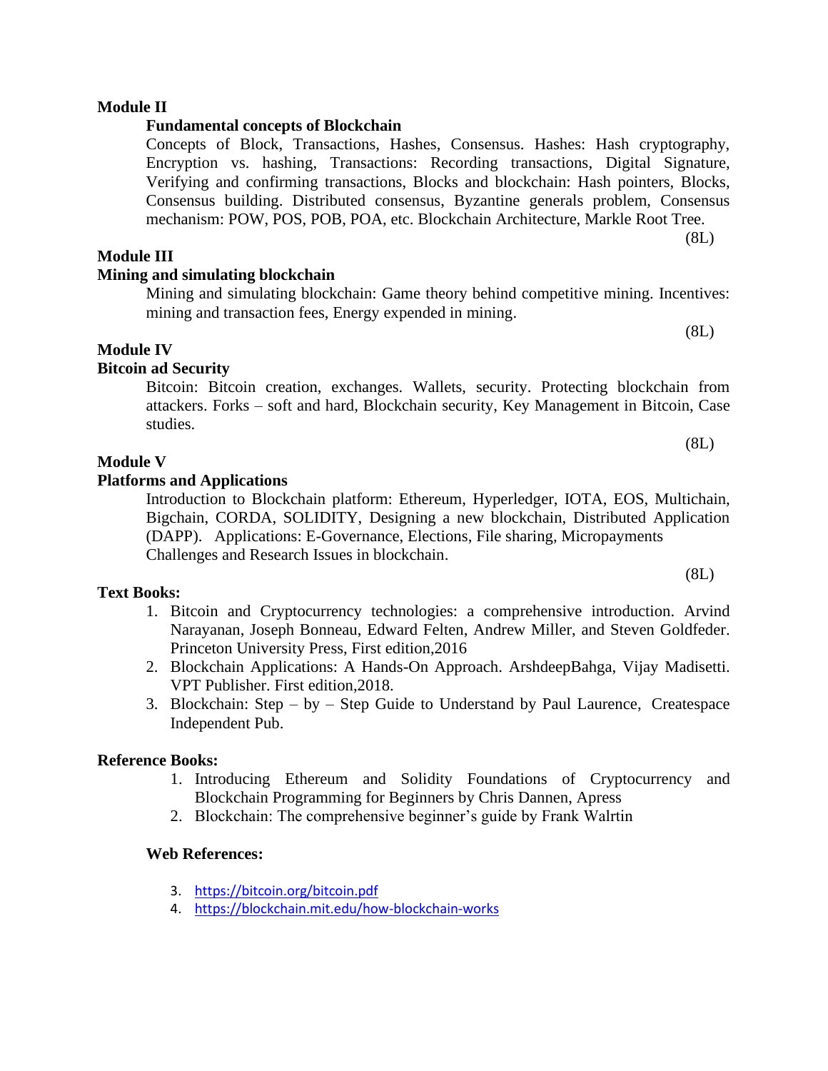**Module II**

**Fundamental concepts of Blockchain**

Concepts of Block, Transactions, Hashes, Consensus. Hashes: Hash cryptography, Encryption vs. hashing, Transactions: Recording transactions, Digital Signature, Verifying and confirming transactions, Blocks and blockchain: Hash pointers, Blocks, Consensus building. Distributed consensus, Byzantine generals problem, Consensus mechanism: POW, POS, POB, POA, etc. Blockchain Architecture, Markle Root Tree.

(8L)

**Module III**

**Mining and simulating blockchain**

Mining and simulating blockchain: Game theory behind competitive mining. Incentives: mining and transaction fees, Energy expended in mining.

(8L)

**Module IV**

**Bitcoin ad Security**

Bitcoin: Bitcoin creation, exchanges. Wallets, security. Protecting blockchain from attackers. Forks – soft and hard, Blockchain security, Key Management in Bitcoin, Case studies.

(8L)

**Module V**

**Platforms and Applications**

Introduction to Blockchain platform: Ethereum, Hyperledger, IOTA, EOS, Multichain, Bigchain, CORDA, SOLIDITY, Designing a new blockchain, Distributed Application (DAPP). Applications: E-Governance, Elections, File sharing, Micropayments Challenges and Research Issues in blockchain.

(8L)

**Text Books:**

1. Bitcoin and Cryptocurrency technologies: a comprehensive introduction. Arvind Narayanan, Joseph Bonneau, Edward Felten, Andrew Miller, and Steven Goldfeder. Princeton University Press, First edition,2016
2. Blockchain Applications: A Hands-On Approach. ArshdeepBahga, Vijay Madisetti. VPT Publisher. First edition,2018.
3. Blockchain: Step – by – Step Guide to Understand by Paul Laurence, Createspace Independent Pub.

**Reference Books:**

1. Introducing Ethereum and Solidity Foundations of Cryptocurrency and Blockchain Programming for Beginners by Chris Dannen, Apress
2. Blockchain: The comprehensive beginner's guide by Frank Walrtin

**Web References:**

3. https://bitcoin.org/bitcoin.pdf
4. https://blockchain.mit.edu/how-blockchain-works